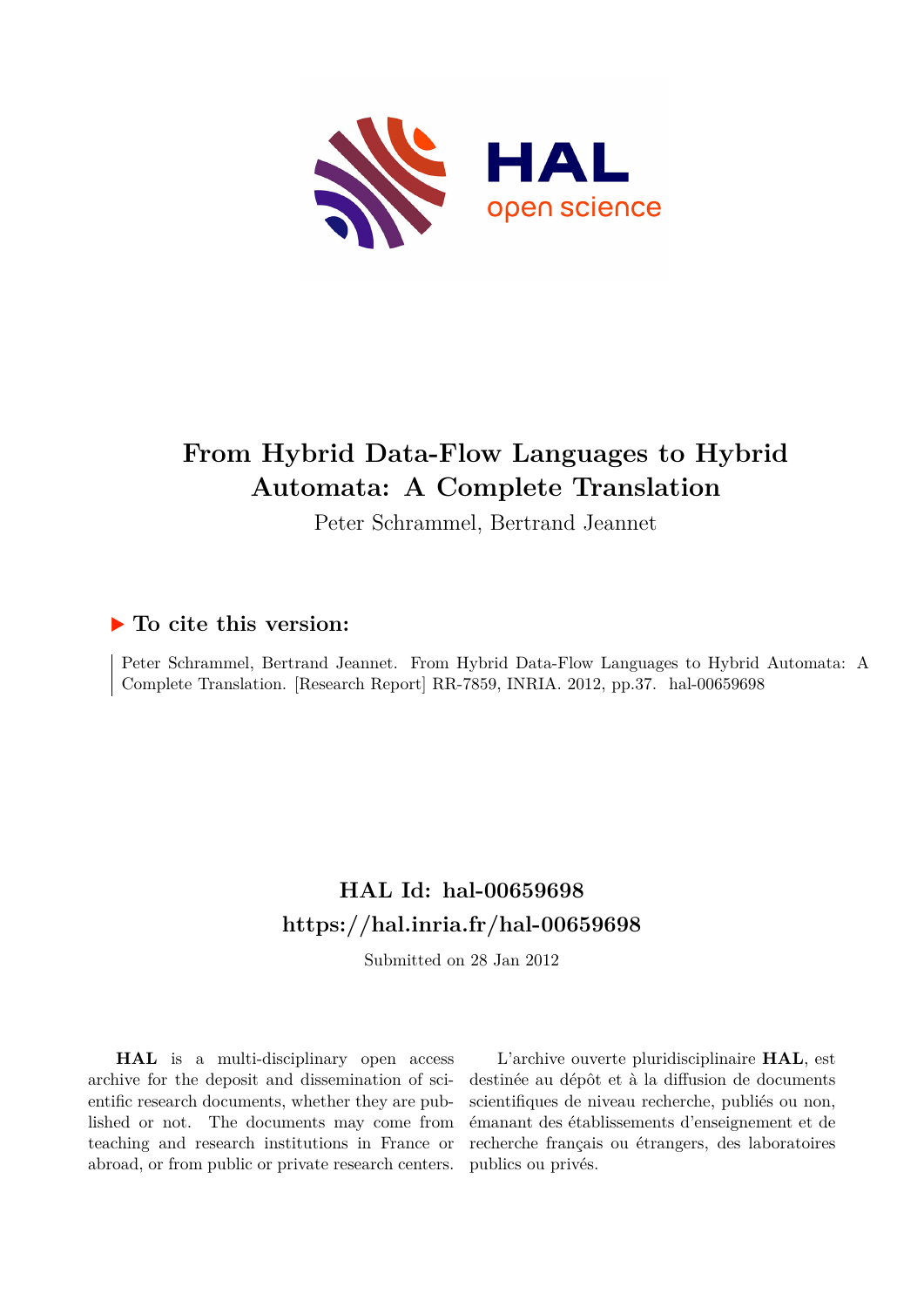# From Hybrid Data-Flow Languages to Hybrid Automata: A Complete Translation

Peter Schrammel, Bertrand Jeannet

## ▶ To cite this version:

Peter Schrammel, Bertrand Jeannet. From Hybrid Data-Flow Languages to Hybrid Automata: A Complete Translation. [Research Report] RR-7859, INRIA. 2012, pp.37. hal-00659698

## HAL Id: hal-00659698

## https://hal.inria.fr/hal-00659698

Submitted on 28 Jan 2012

**HAL** is a multi-disciplinary open access archive for the deposit and dissemination of scientific research documents, whether they are published or not. The documents may come from teaching and research institutions in France or abroad, or from public or private research centers.

L'archive ouverte pluridisciplinaire **HAL**, est destinée au dépôt et à la diffusion de documents scientifiques de niveau recherche, publiés ou non, émanant des établissements d'enseignement et de recherche français ou étrangers, des laboratoires publics ou privés.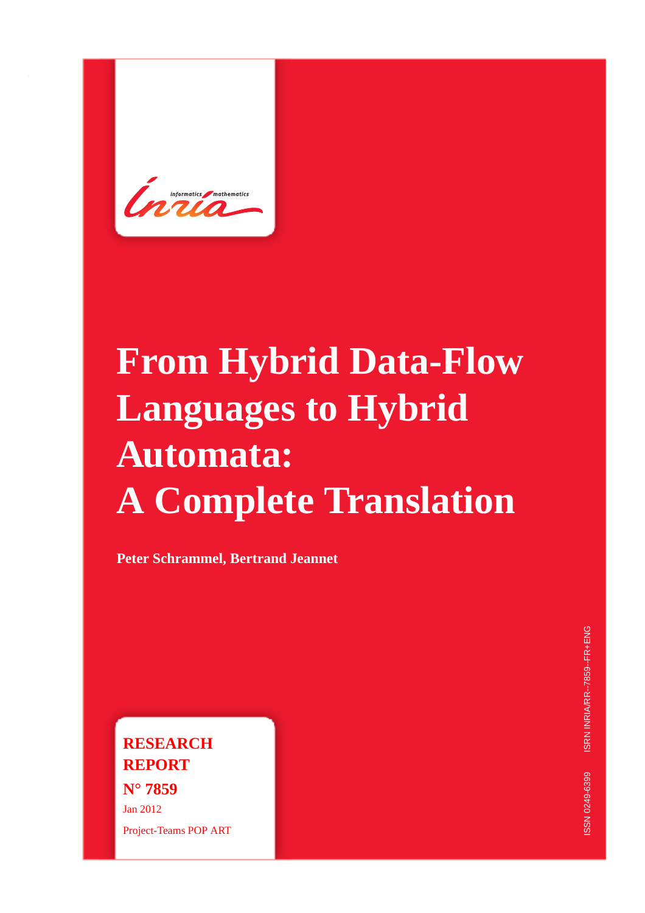# From Hybrid Data-Flow Languages to Hybrid Automata: A Complete Translation

**Peter Schrammel, Bertrand Jeannet**

**RESEARCH REPORT**

**N° 7859**

Jan 2012

Project-Teams POP ART

ISSN 0249-6399 ISRN INRIA/RR--7859--FR+ENG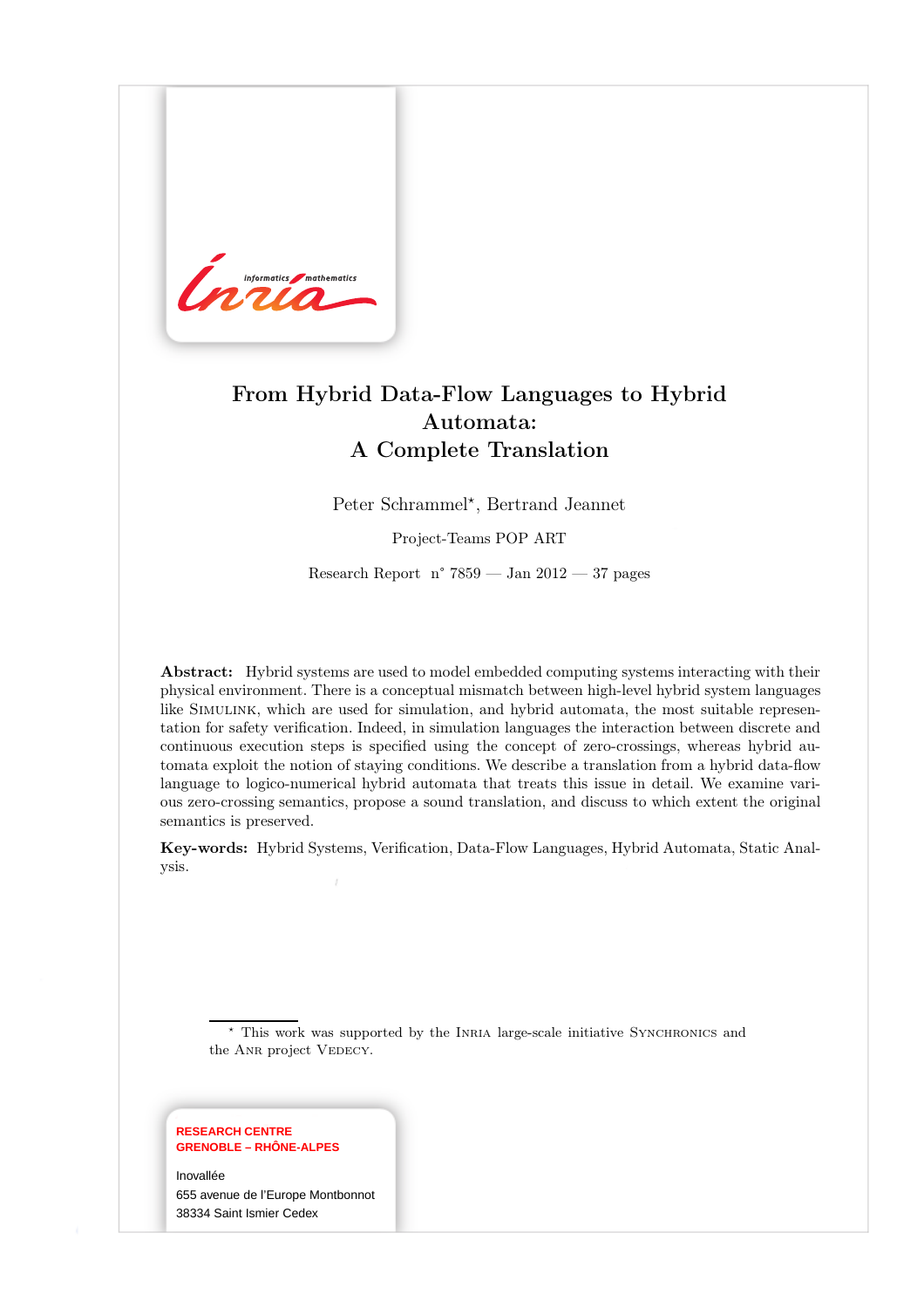# From Hybrid Data-Flow Languages to Hybrid Automata: A Complete Translation

Peter Schrammel*, Bertrand Jeannet

Project-Teams POP ART

Research Report n° 7859 — Jan 2012 — 37 pages

**Abstract:** Hybrid systems are used to model embedded computing systems interacting with their physical environment. There is a conceptual mismatch between high-level hybrid system languages like SIMULINK, which are used for simulation, and hybrid automata, the most suitable representation for safety verification. Indeed, in simulation languages the interaction between discrete and continuous execution steps is specified using the concept of zero-crossings, whereas hybrid automata exploit the notion of staying conditions. We describe a translation from a hybrid data-flow language to logico-numerical hybrid automata that treats this issue in detail. We examine various zero-crossing semantics, propose a sound translation, and discuss to which extent the original semantics is preserved.

**Key-words:** Hybrid Systems, Verification, Data-Flow Languages, Hybrid Automata, Static Analysis.

* This work was supported by the INRIA large-scale initiative SYNCHRONICS and the ANR project VEDECY.

**RESEARCH CENTRE GRENOBLE – RHÔNE-ALPES**

Inovallée
655 avenue de l'Europe Montbonnot
38334 Saint Ismier Cedex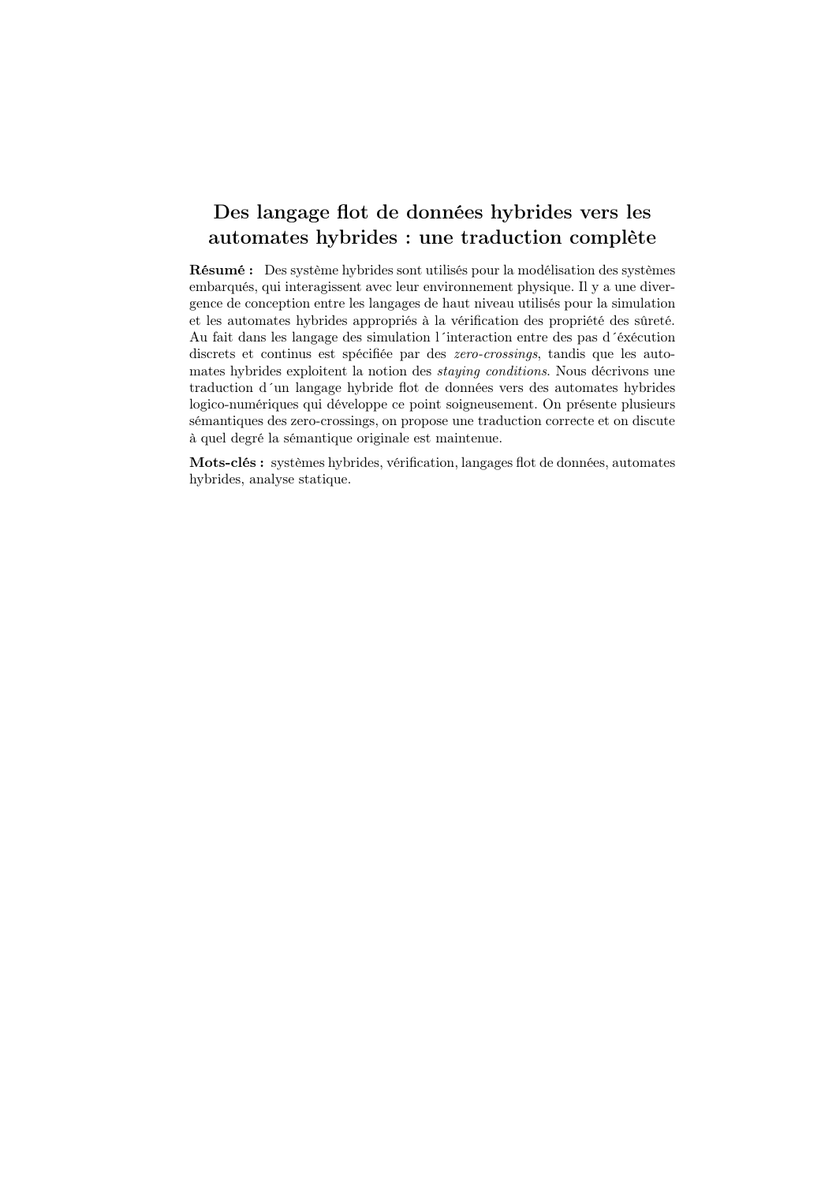# Des langage flot de données hybrides vers les automates hybrides : une traduction complète

**Résumé :** Des système hybrides sont utilisés pour la modélisation des systèmes embarqués, qui interagissent avec leur environnement physique. Il y a une divergence de conception entre les langages de haut niveau utilisés pour la simulation et les automates hybrides appropriés à la vérification des propriété des sûreté. Au fait dans les langage des simulation l´interaction entre des pas d´éxécution discrets et continus est spécifiée par des *zero-crossings*, tandis que les automates hybrides exploitent la notion des *staying conditions*. Nous décrivons une traduction d´un langage hybride flot de données vers des automates hybrides logico-numériques qui développe ce point soigneusement. On présente plusieurs sémantiques des zero-crossings, on propose une traduction correcte et on discute à quel degré la sémantique originale est maintenue.

**Mots-clés :** systèmes hybrides, vérification, langages flot de données, automates hybrides, analyse statique.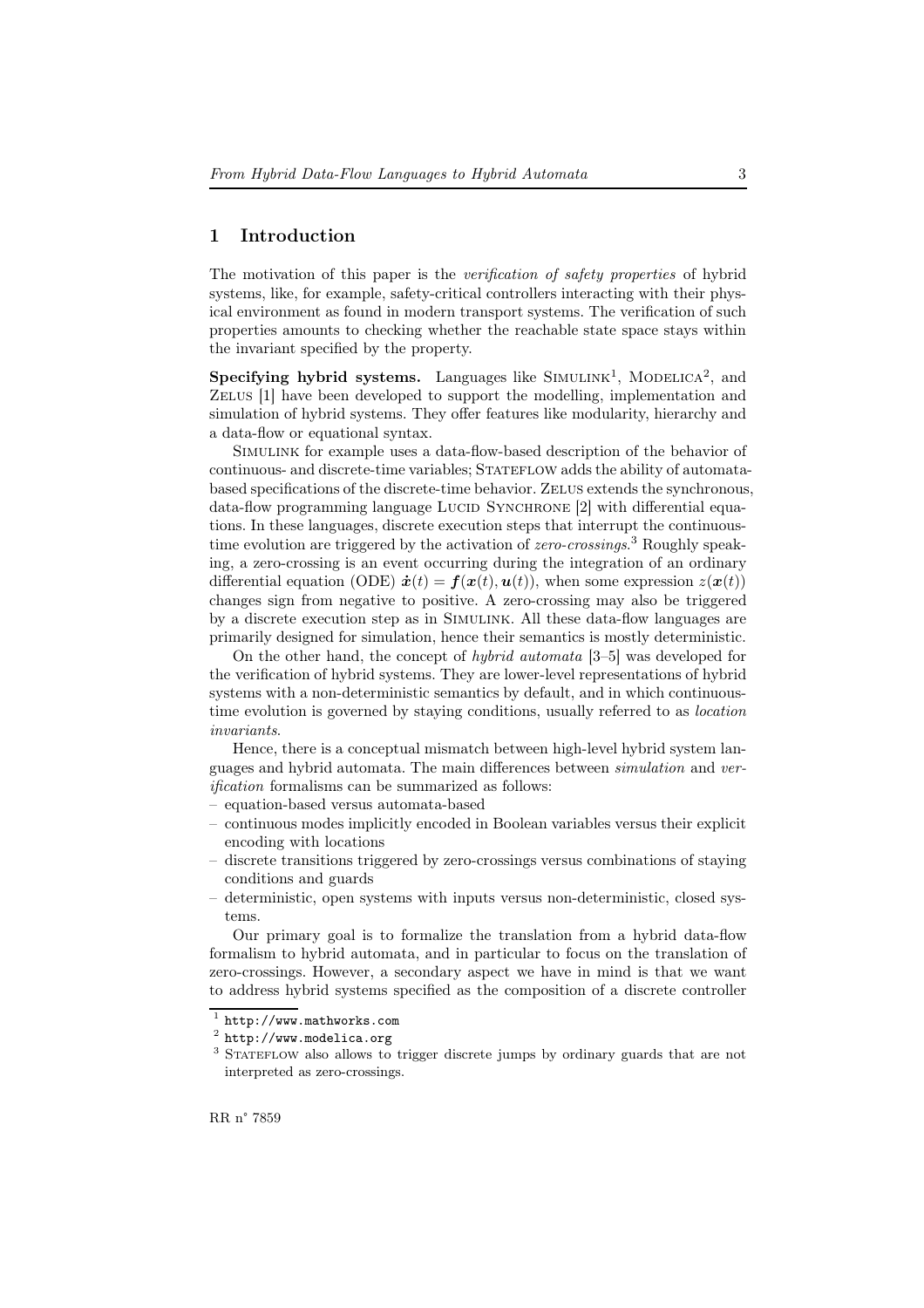## 1 Introduction

The motivation of this paper is the *verification of safety properties* of hybrid systems, like, for example, safety-critical controllers interacting with their physical environment as found in modern transport systems. The verification of such properties amounts to checking whether the reachable state space stays within the invariant specified by the property.

**Specifying hybrid systems.** Languages like SIMULINK[1], MODELICA[2], and ZELUS [1] have been developed to support the modelling, implementation and simulation of hybrid systems. They offer features like modularity, hierarchy and a data-flow or equational syntax.

SIMULINK for example uses a data-flow-based description of the behavior of continuous- and discrete-time variables; STATEFLOW adds the ability of automata-based specifications of the discrete-time behavior. ZELUS extends the synchronous, data-flow programming language LUCID SYNCHRONE [2] with differential equations. In these languages, discrete execution steps that interrupt the continuous-time evolution are triggered by the activation of *zero-crossings*.[3] Roughly speaking, a zero-crossing is an event occurring during the integration of an ordinary differential equation (ODE) $\dot{\boldsymbol{x}}(t) = \boldsymbol{f}(\boldsymbol{x}(t), \boldsymbol{u}(t))$, when some expression $z(\boldsymbol{x}(t))$ changes sign from negative to positive. A zero-crossing may also be triggered by a discrete execution step as in SIMULINK. All these data-flow languages are primarily designed for simulation, hence their semantics is mostly deterministic.

On the other hand, the concept of *hybrid automata* [3–5] was developed for the verification of hybrid systems. They are lower-level representations of hybrid systems with a non-deterministic semantics by default, and in which continuous-time evolution is governed by staying conditions, usually referred to as *location invariants*.

Hence, there is a conceptual mismatch between high-level hybrid system languages and hybrid automata. The main differences between *simulation* and *verification* formalisms can be summarized as follows:

- equation-based versus automata-based
- continuous modes implicitly encoded in Boolean variables versus their explicit encoding with locations
- discrete transitions triggered by zero-crossings versus combinations of staying conditions and guards
- deterministic, open systems with inputs versus non-deterministic, closed systems.

Our primary goal is to formalize the translation from a hybrid data-flow formalism to hybrid automata, and in particular to focus on the translation of zero-crossings. However, a secondary aspect we have in mind is that we want to address hybrid systems specified as the composition of a discrete controller

---

[1] http://www.mathworks.com

[2] http://www.modelica.org

[3] STATEFLOW also allows to trigger discrete jumps by ordinary guards that are not interpreted as zero-crossings.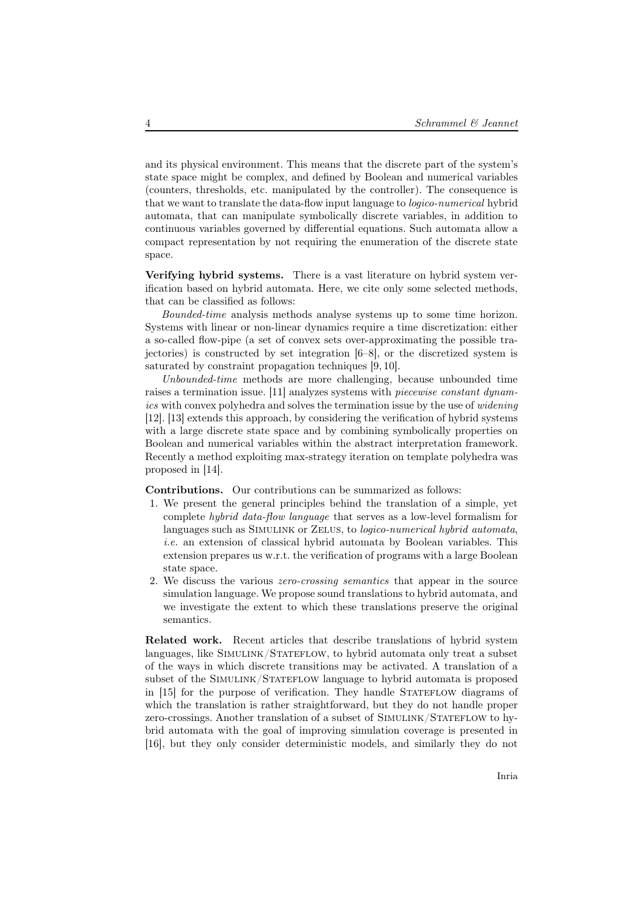and its physical environment. This means that the discrete part of the system's state space might be complex, and defined by Boolean and numerical variables (counters, thresholds, etc. manipulated by the controller). The consequence is that we want to translate the data-flow input language to *logico-numerical* hybrid automata, that can manipulate symbolically discrete variables, in addition to continuous variables governed by differential equations. Such automata allow a compact representation by not requiring the enumeration of the discrete state space.

**Verifying hybrid systems.** There is a vast literature on hybrid system verification based on hybrid automata. Here, we cite only some selected methods, that can be classified as follows:

*Bounded-time* analysis methods analyse systems up to some time horizon. Systems with linear or non-linear dynamics require a time discretization: either a so-called flow-pipe (a set of convex sets over-approximating the possible trajectories) is constructed by set integration [6–8], or the discretized system is saturated by constraint propagation techniques [9, 10].

*Unbounded-time* methods are more challenging, because unbounded time raises a termination issue. [11] analyzes systems with *piecewise constant dynamics* with convex polyhedra and solves the termination issue by the use of *widening* [12]. [13] extends this approach, by considering the verification of hybrid systems with a large discrete state space and by combining symbolically properties on Boolean and numerical variables within the abstract interpretation framework. Recently a method exploiting max-strategy iteration on template polyhedra was proposed in [14].

**Contributions.** Our contributions can be summarized as follows:

1. We present the general principles behind the translation of a simple, yet complete *hybrid data-flow language* that serves as a low-level formalism for languages such as Simulink or Zelus, to *logico-numerical hybrid automata*, *i.e.* an extension of classical hybrid automata by Boolean variables. This extension prepares us w.r.t. the verification of programs with a large Boolean state space.
2. We discuss the various *zero-crossing semantics* that appear in the source simulation language. We propose sound translations to hybrid automata, and we investigate the extent to which these translations preserve the original semantics.

**Related work.** Recent articles that describe translations of hybrid system languages, like Simulink/Stateflow, to hybrid automata only treat a subset of the ways in which discrete transitions may be activated. A translation of a subset of the Simulink/Stateflow language to hybrid automata is proposed in [15] for the purpose of verification. They handle Stateflow diagrams of which the translation is rather straightforward, but they do not handle proper zero-crossings. Another translation of a subset of Simulink/Stateflow to hybrid automata with the goal of improving simulation coverage is presented in [16], but they only consider deterministic models, and similarly they do not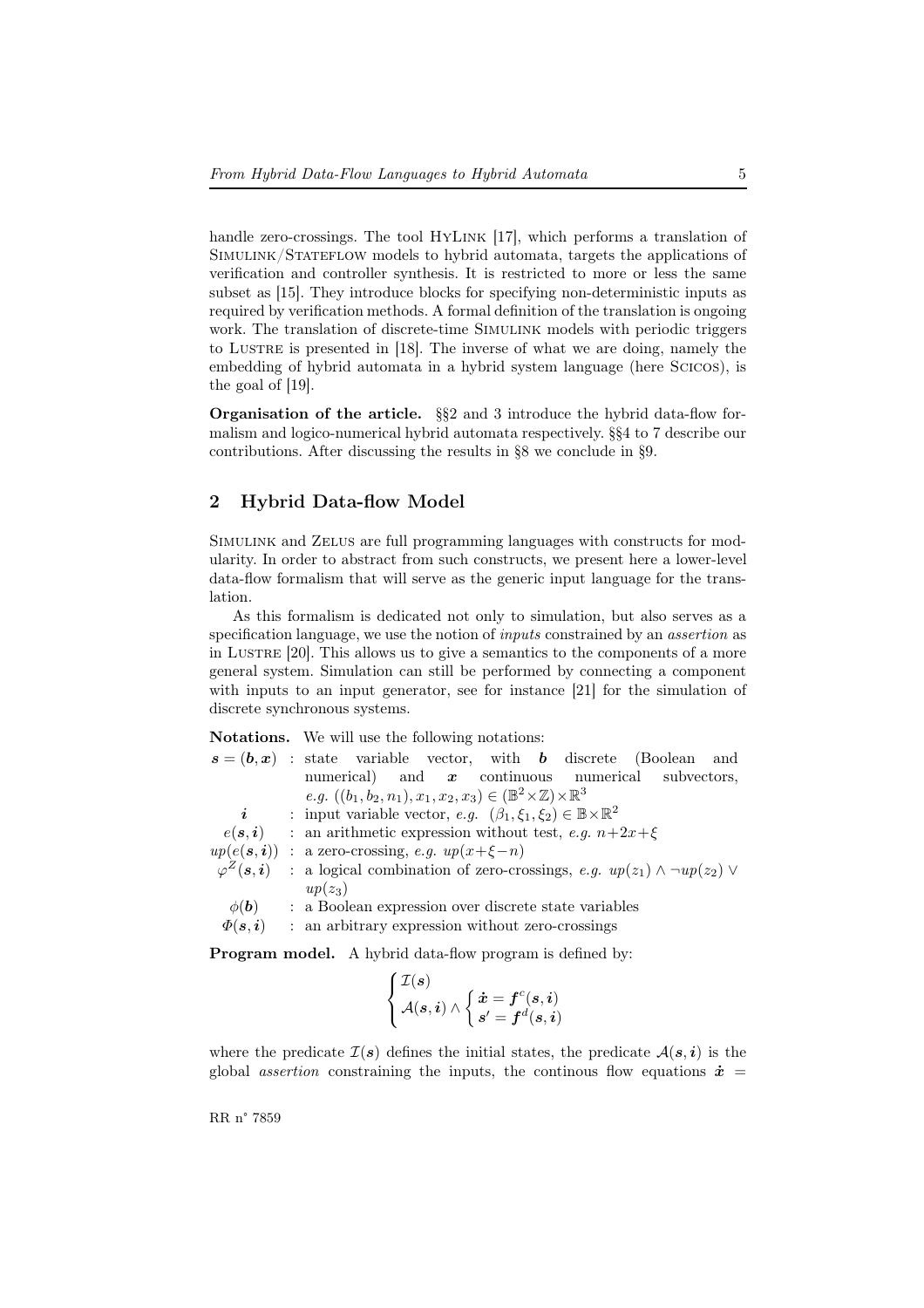handle zero-crossings. The tool HyLink [17], which performs a translation of Simulink/Stateflow models to hybrid automata, targets the applications of verification and controller synthesis. It is restricted to more or less the same subset as [15]. They introduce blocks for specifying non-deterministic inputs as required by verification methods. A formal definition of the translation is ongoing work. The translation of discrete-time Simulink models with periodic triggers to Lustre is presented in [18]. The inverse of what we are doing, namely the embedding of hybrid automata in a hybrid system language (here Scicos), is the goal of [19].

**Organisation of the article.** §§2 and 3 introduce the hybrid data-flow formalism and logico-numerical hybrid automata respectively. §§4 to 7 describe our contributions. After discussing the results in §8 we conclude in §9.

## 2 Hybrid Data-flow Model

Simulink and Zelus are full programming languages with constructs for modularity. In order to abstract from such constructs, we present here a lower-level data-flow formalism that will serve as the generic input language for the translation.

As this formalism is dedicated not only to simulation, but also serves as a specification language, we use the notion of *inputs* constrained by an *assertion* as in Lustre [20]. This allows us to give a semantics to the components of a more general system. Simulation can still be performed by connecting a component with inputs to an input generator, see for instance [21] for the simulation of discrete synchronous systems.

**Notations.** We will use the following notations:

- $\boldsymbol{s} = (\boldsymbol{b}, \boldsymbol{x})$ : state variable vector, with $\boldsymbol{b}$ discrete (Boolean and numerical) and $\boldsymbol{x}$ continuous numerical subvectors, *e.g.* $((b_1, b_2, n_1), x_1, x_2, x_3) \in (\mathbb{B}^2 \times \mathbb{Z}) \times \mathbb{R}^3$
- $\boldsymbol{i}$ : input variable vector, *e.g.* $(\beta_1, \xi_1, \xi_2) \in \mathbb{B} \times \mathbb{R}^2$
- $e(\boldsymbol{s}, \boldsymbol{i})$ : an arithmetic expression without test, *e.g.* $n+2x+\xi$
- $up(e(\boldsymbol{s}, \boldsymbol{i}))$ : a zero-crossing, *e.g.* $up(x+\xi-n)$
- $\varphi^Z(\boldsymbol{s}, \boldsymbol{i})$ : a logical combination of zero-crossings, *e.g.* $up(z_1) \wedge \neg up(z_2) \vee up(z_3)$
- $\phi(\boldsymbol{b})$ : a Boolean expression over discrete state variables
- $\Phi(\boldsymbol{s}, \boldsymbol{i})$ : an arbitrary expression without zero-crossings

**Program model.** A hybrid data-flow program is defined by:

$$\begin{cases} \mathcal{I}(\boldsymbol{s}) \\ \mathcal{A}(\boldsymbol{s}, \boldsymbol{i}) \wedge \begin{cases} \dot{\boldsymbol{x}} = \boldsymbol{f}^c(\boldsymbol{s}, \boldsymbol{i}) \\ \boldsymbol{s}' = \boldsymbol{f}^d(\boldsymbol{s}, \boldsymbol{i}) \end{cases} \end{cases}$$

where the predicate $\mathcal{I}(\boldsymbol{s})$ defines the initial states, the predicate $\mathcal{A}(\boldsymbol{s}, \boldsymbol{i})$ is the global *assertion* constraining the inputs, the continous flow equations $\dot{\boldsymbol{x}} =$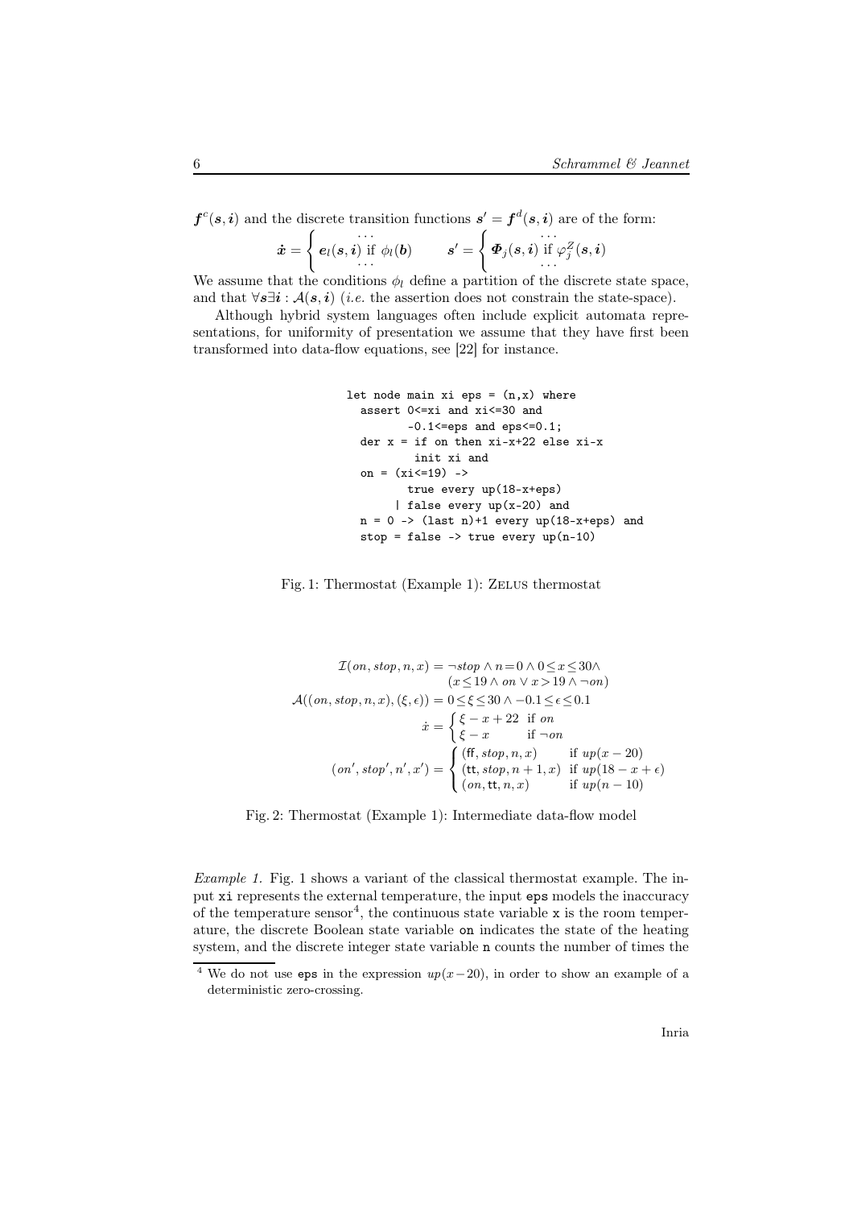$\boldsymbol{f}^c(\boldsymbol{s}, \boldsymbol{i})$ and the discrete transition functions $\boldsymbol{s}' = \boldsymbol{f}^d(\boldsymbol{s}, \boldsymbol{i})$ are of the form:

$$\dot{\boldsymbol{x}} = \left\{ \begin{array}{c} \cdots \\ \boldsymbol{e}_l(\boldsymbol{s}, \boldsymbol{i}) \text{ if } \phi_l(\boldsymbol{b}) \\ \cdots \end{array} \right. \qquad \boldsymbol{s}' = \left\{ \begin{array}{c} \cdots \\ \boldsymbol{\Phi}_j(\boldsymbol{s}, \boldsymbol{i}) \text{ if } \varphi_j^Z(\boldsymbol{s}, \boldsymbol{i}) \\ \cdots \end{array} \right.$$

We assume that the conditions $\phi_l$ define a partition of the discrete state space, and that $\forall \boldsymbol{s} \exists \boldsymbol{i} : \mathcal{A}(\boldsymbol{s}, \boldsymbol{i})$ (*i.e.* the assertion does not constrain the state-space).

Although hybrid system languages often include explicit automata representations, for uniformity of presentation we assume that they have first been transformed into data-flow equations, see [22] for instance.

```
let node main xi eps = (n,x) where
  assert 0<=xi and xi<=30 and
         -0.1<=eps and eps<=0.1;
  der x = if on then xi-x+22 else xi-x
          init xi and
  on = (xi<=19) ->
         true every up(18-x+eps)
       | false every up(x-20) and
  n = 0 -> (last n)+1 every up(18-x+eps) and
  stop = false -> true every up(n-10)
```

Fig. 1: Thermostat (Example 1): ZELUS thermostat

$$\begin{aligned}
\mathcal{I}(on, stop, n, x) &= \neg stop \wedge n = 0 \wedge 0 \leq x \leq 30 \wedge \\
&\quad\ (x \leq 19 \wedge on \vee x > 19 \wedge \neg on) \\
\mathcal{A}((on, stop, n, x), (\xi, \epsilon)) &= 0 \leq \xi \leq 30 \wedge -0.1 \leq \epsilon \leq 0.1 \\
\dot{x} &= \begin{cases} \xi - x + 22 & \text{if } on \\ \xi - x & \text{if } \neg on \end{cases} \\
(on', stop', n', x') &= \begin{cases} (\mathsf{ff}, stop, n, x) & \text{if } up(x - 20) \\ (\mathsf{tt}, stop, n+1, x) & \text{if } up(18 - x + \epsilon) \\ (on, \mathsf{tt}, n, x) & \text{if } up(n - 10) \end{cases}
\end{aligned}$$

Fig. 2: Thermostat (Example 1): Intermediate data-flow model

*Example 1.* Fig. 1 shows a variant of the classical thermostat example. The input `xi` represents the external temperature, the input `eps` models the inaccuracy of the temperature sensor[4], the continuous state variable `x` is the room temperature, the discrete Boolean state variable `on` indicates the state of the heating system, and the discrete integer state variable `n` counts the number of times the

[4] We do not use `eps` in the expression $up(x-20)$, in order to show an example of a deterministic zero-crossing.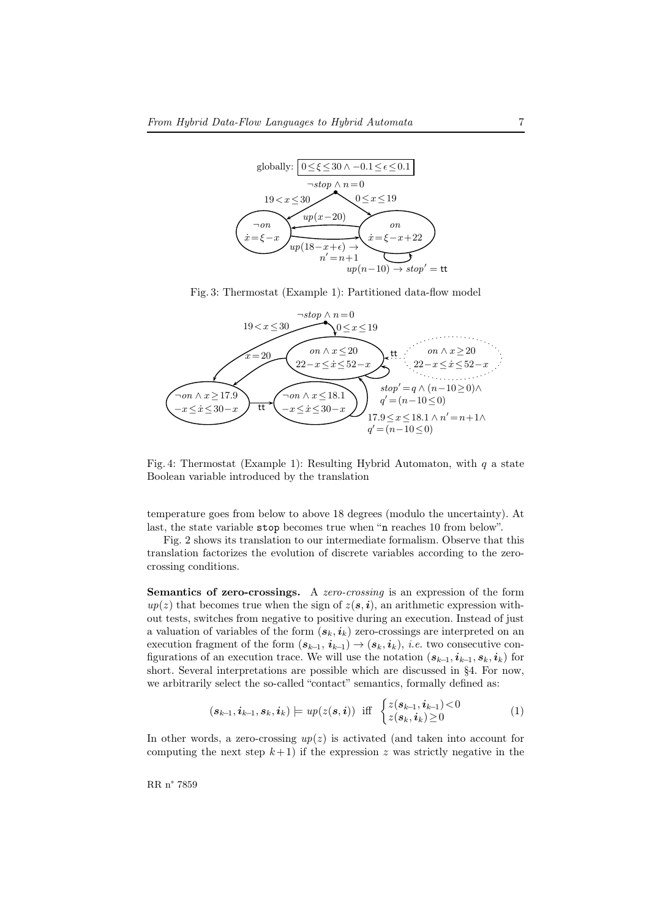globally: $0 \leq \xi \leq 30 \wedge -0.1 \leq \epsilon \leq 0.1$

$\neg stop \wedge n = 0$

$19 < x \leq 30$ $\quad$ $0 \leq x \leq 19$

$\neg on$, $\dot{x} = \xi - x$ $\quad$ $up(x-20)$ $\quad$ $on$, $\dot{x} = \xi - x + 22$

$up(18 - x + \epsilon) \rightarrow n' = n+1$

$up(n-10) \rightarrow stop' = \mathtt{tt}$

Fig. 3: Thermostat (Example 1): Partitioned data-flow model

$\neg stop \wedge n = 0$

$19 < x \leq 30$ $\quad$ $0 \leq x \leq 19$

$x = 20$

$on \wedge x \leq 20$, $22 - x \leq \dot{x} \leq 52 - x$ $\quad$ $\mathtt{tt}$ $\quad$ $on \wedge x \geq 20$, $22 - x \leq \dot{x} \leq 52 - x$

$\neg on \wedge x \geq 17.9$, $-x \leq \dot{x} \leq 30 - x$ $\quad$ $\mathtt{tt}$ $\quad$ $\neg on \wedge x \leq 18.1$, $-x \leq \dot{x} \leq 30 - x$

$stop' = q \wedge (n - 10 \geq 0) \wedge q' = (n - 10 \leq 0)$

$17.9 \leq x \leq 18.1 \wedge n' = n+1 \wedge q' = (n - 10 \leq 0)$

Fig. 4: Thermostat (Example 1): Resulting Hybrid Automaton, with $q$ a state Boolean variable introduced by the translation

temperature goes from below to above 18 degrees (modulo the uncertainty). At last, the state variable `stop` becomes true when "`n` reaches 10 from below".

Fig. 2 shows its translation to our intermediate formalism. Observe that this translation factorizes the evolution of discrete variables according to the zero-crossing conditions.

**Semantics of zero-crossings.** A *zero-crossing* is an expression of the form $up(z)$ that becomes true when the sign of $z(\boldsymbol{s}, \boldsymbol{i})$, an arithmetic expression without tests, switches from negative to positive during an execution. Instead of just a valuation of variables of the form $(\boldsymbol{s}_k, \boldsymbol{i}_k)$ zero-crossings are interpreted on an execution fragment of the form $(\boldsymbol{s}_{k-1}, \boldsymbol{i}_{k-1}) \rightarrow (\boldsymbol{s}_k, \boldsymbol{i}_k)$, *i.e.* two consecutive configurations of an execution trace. We will use the notation $(\boldsymbol{s}_{k-1}, \boldsymbol{i}_{k-1}, \boldsymbol{s}_k, \boldsymbol{i}_k)$ for short. Several interpretations are possible which are discussed in §4. For now, we arbitrarily select the so-called "contact" semantics, formally defined as:

$$(\boldsymbol{s}_{k-1}, \boldsymbol{i}_{k-1}, \boldsymbol{s}_k, \boldsymbol{i}_k) \models up(z(\boldsymbol{s}, \boldsymbol{i})) \text{ iff } \begin{cases} z(\boldsymbol{s}_{k-1}, \boldsymbol{i}_{k-1}) < 0 \\ z(\boldsymbol{s}_k, \boldsymbol{i}_k) \geq 0 \end{cases} \tag{1}$$

In other words, a zero-crossing $up(z)$ is activated (and taken into account for computing the next step $k+1$) if the expression $z$ was strictly negative in the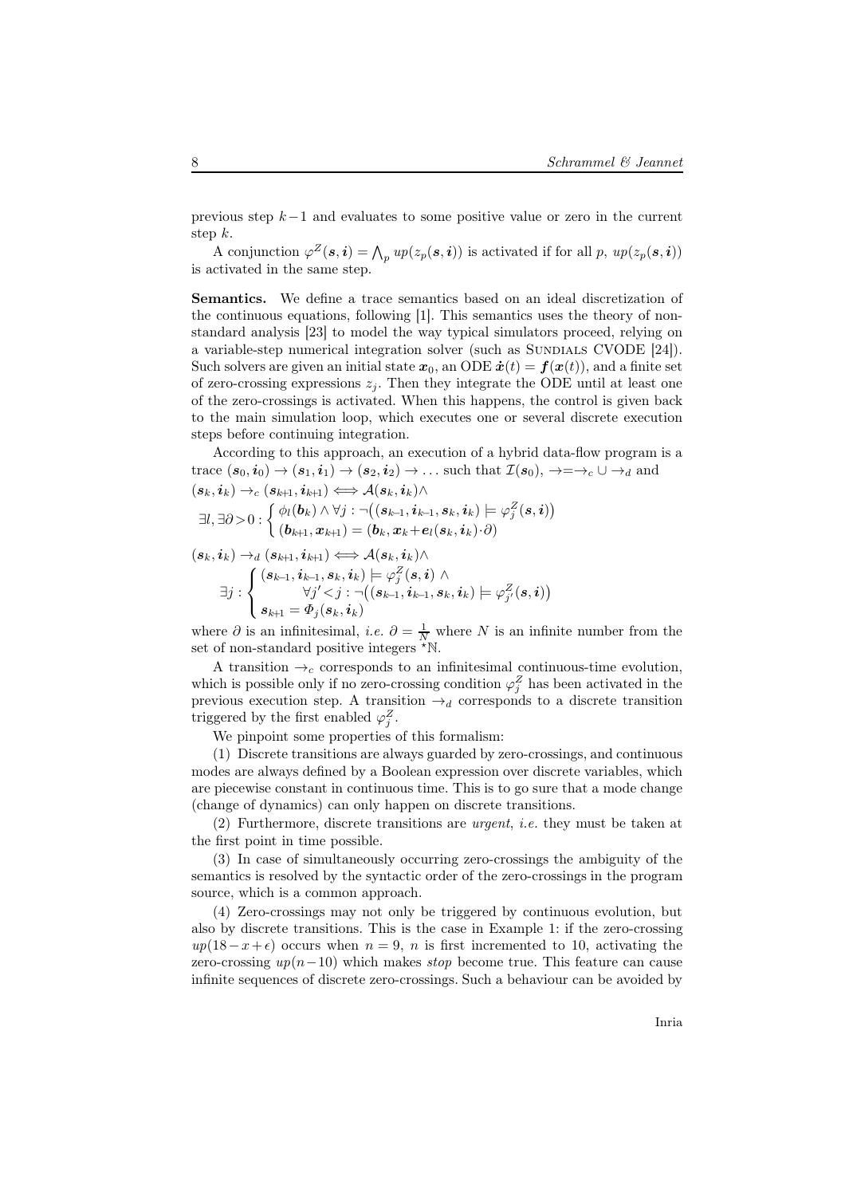previous step $k-1$ and evaluates to some positive value or zero in the current step $k$.

A conjunction $\varphi^Z(\boldsymbol{s},\boldsymbol{i}) = \bigwedge_p up(z_p(\boldsymbol{s},\boldsymbol{i}))$ is activated if for all $p$, $up(z_p(\boldsymbol{s},\boldsymbol{i}))$ is activated in the same step.

**Semantics.** We define a trace semantics based on an ideal discretization of the continuous equations, following [1]. This semantics uses the theory of non-standard analysis [23] to model the way typical simulators proceed, relying on a variable-step numerical integration solver (such as SUNDIALS CVODE [24]). Such solvers are given an initial state $\boldsymbol{x}_0$, an ODE $\dot{\boldsymbol{x}}(t) = \boldsymbol{f}(\boldsymbol{x}(t))$, and a finite set of zero-crossing expressions $z_j$. Then they integrate the ODE until at least one of the zero-crossings is activated. When this happens, the control is given back to the main simulation loop, which executes one or several discrete execution steps before continuing integration.

According to this approach, an execution of a hybrid data-flow program is a trace $(\boldsymbol{s}_0,\boldsymbol{i}_0) \to (\boldsymbol{s}_1,\boldsymbol{i}_1) \to (\boldsymbol{s}_2,\boldsymbol{i}_2) \to \ldots$ such that $\mathcal{I}(\boldsymbol{s}_0)$, $\to = \to_c \cup \to_d$ and

$$(\boldsymbol{s}_k,\boldsymbol{i}_k) \to_c (\boldsymbol{s}_{k+1},\boldsymbol{i}_{k+1}) \Longleftrightarrow \mathcal{A}(\boldsymbol{s}_k,\boldsymbol{i}_k) \wedge$$
$$\exists l, \exists \partial > 0 : \begin{cases} \phi_l(\boldsymbol{b}_k) \wedge \forall j : \neg\big((\boldsymbol{s}_{k-1},\boldsymbol{i}_{k-1},\boldsymbol{s}_k,\boldsymbol{i}_k) \models \varphi_j^Z(\boldsymbol{s},\boldsymbol{i})\big) \\ (\boldsymbol{b}_{k+1},\boldsymbol{x}_{k+1}) = (\boldsymbol{b}_k, \boldsymbol{x}_k + \boldsymbol{e}_l(\boldsymbol{s}_k,\boldsymbol{i}_k)\cdot\partial) \end{cases}$$

$$(\boldsymbol{s}_k,\boldsymbol{i}_k) \to_d (\boldsymbol{s}_{k+1},\boldsymbol{i}_{k+1}) \Longleftrightarrow \mathcal{A}(\boldsymbol{s}_k,\boldsymbol{i}_k) \wedge$$
$$\exists j : \begin{cases} (\boldsymbol{s}_{k-1},\boldsymbol{i}_{k-1},\boldsymbol{s}_k,\boldsymbol{i}_k) \models \varphi_j^Z(\boldsymbol{s},\boldsymbol{i}) \wedge \\ \qquad \forall j' < j : \neg\big((\boldsymbol{s}_{k-1},\boldsymbol{i}_{k-1},\boldsymbol{s}_k,\boldsymbol{i}_k) \models \varphi_{j'}^Z(\boldsymbol{s},\boldsymbol{i})\big) \\ \boldsymbol{s}_{k+1} = \Phi_j(\boldsymbol{s}_k,\boldsymbol{i}_k) \end{cases}$$

where $\partial$ is an infinitesimal, *i.e.* $\partial = \frac{1}{N}$ where $N$ is an infinite number from the set of non-standard positive integers ${}^\star\mathbb{N}$.

A transition $\to_c$ corresponds to an infinitesimal continuous-time evolution, which is possible only if no zero-crossing condition $\varphi_j^Z$ has been activated in the previous execution step. A transition $\to_d$ corresponds to a discrete transition triggered by the first enabled $\varphi_j^Z$.

We pinpoint some properties of this formalism:

(1) Discrete transitions are always guarded by zero-crossings, and continuous modes are always defined by a Boolean expression over discrete variables, which are piecewise constant in continuous time. This is to go sure that a mode change (change of dynamics) can only happen on discrete transitions.

(2) Furthermore, discrete transitions are *urgent*, *i.e.* they must be taken at the first point in time possible.

(3) In case of simultaneously occurring zero-crossings the ambiguity of the semantics is resolved by the syntactic order of the zero-crossings in the program source, which is a common approach.

(4) Zero-crossings may not only be triggered by continuous evolution, but also by discrete transitions. This is the case in Example 1: if the zero-crossing $up(18-x+\epsilon)$ occurs when $n = 9$, $n$ is first incremented to 10, activating the zero-crossing $up(n-10)$ which makes *stop* become true. This feature can cause infinite sequences of discrete zero-crossings. Such a behaviour can be avoided by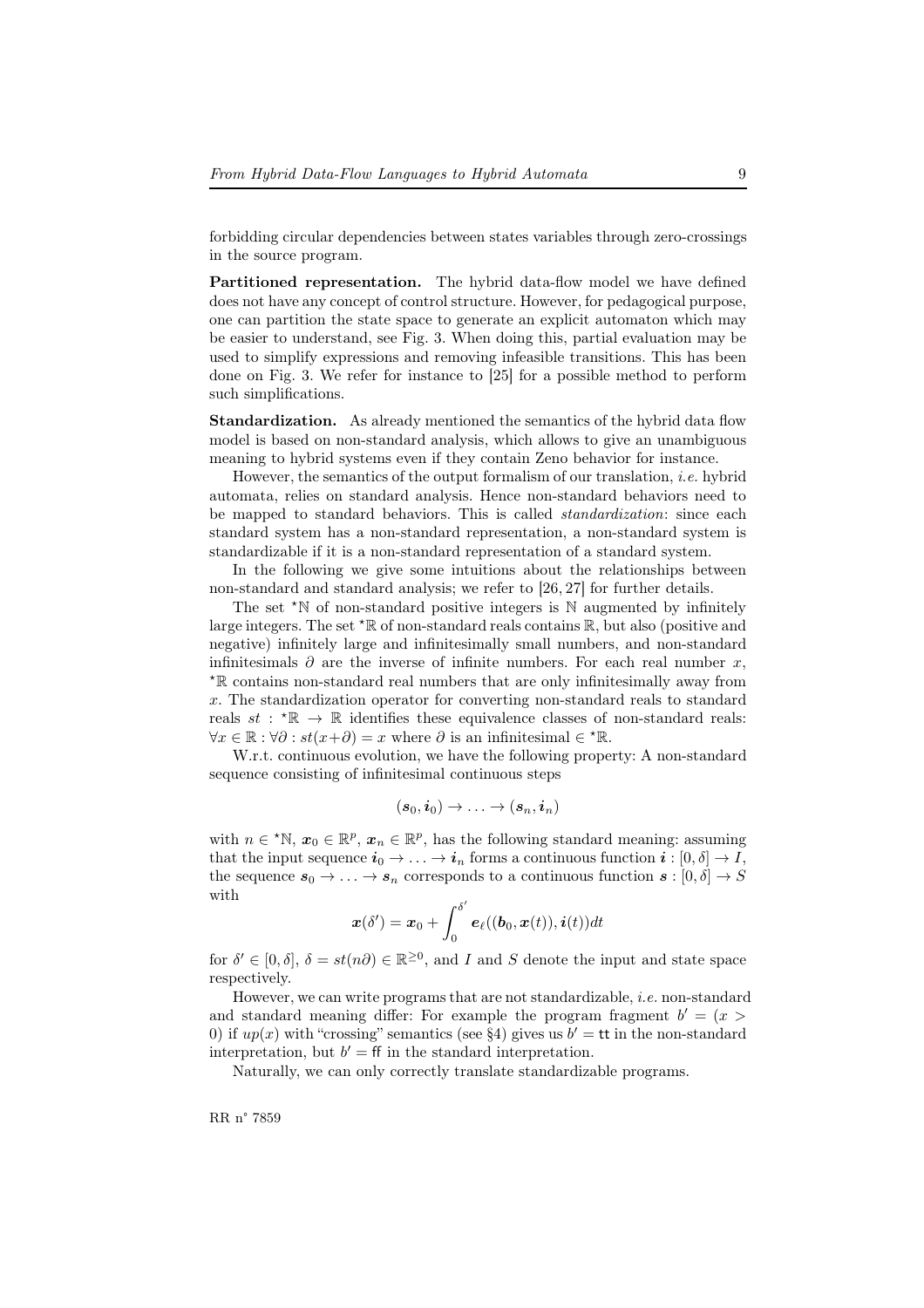forbidding circular dependencies between states variables through zero-crossings in the source program.

**Partitioned representation.** The hybrid data-flow model we have defined does not have any concept of control structure. However, for pedagogical purpose, one can partition the state space to generate an explicit automaton which may be easier to understand, see Fig. 3. When doing this, partial evaluation may be used to simplify expressions and removing infeasible transitions. This has been done on Fig. 3. We refer for instance to [25] for a possible method to perform such simplifications.

**Standardization.** As already mentioned the semantics of the hybrid data flow model is based on non-standard analysis, which allows to give an unambiguous meaning to hybrid systems even if they contain Zeno behavior for instance.

However, the semantics of the output formalism of our translation, *i.e.* hybrid automata, relies on standard analysis. Hence non-standard behaviors need to be mapped to standard behaviors. This is called *standardization*: since each standard system has a non-standard representation, a non-standard system is standardizable if it is a non-standard representation of a standard system.

In the following we give some intuitions about the relationships between non-standard and standard analysis; we refer to [26, 27] for further details.

The set ${}^\star\mathbb{N}$ of non-standard positive integers is $\mathbb{N}$ augmented by infinitely large integers. The set ${}^\star\mathbb{R}$ of non-standard reals contains $\mathbb{R}$, but also (positive and negative) infinitely large and infinitesimally small numbers, and non-standard infinitesimals $\partial$ are the inverse of infinite numbers. For each real number $x$, ${}^\star\mathbb{R}$ contains non-standard real numbers that are only infinitesimally away from $x$. The standardization operator for converting non-standard reals to standard reals $st : {}^\star\mathbb{R} \to \mathbb{R}$ identifies these equivalence classes of non-standard reals: $\forall x \in \mathbb{R} : \forall \partial : st(x+\partial) = x$ where $\partial$ is an infinitesimal $\in {}^\star\mathbb{R}$.

W.r.t. continuous evolution, we have the following property: A non-standard sequence consisting of infinitesimal continuous steps

$$(\boldsymbol{s}_0, \boldsymbol{i}_0) \to \ldots \to (\boldsymbol{s}_n, \boldsymbol{i}_n)$$

with $n \in {}^\star\mathbb{N}$, $\boldsymbol{x}_0 \in \mathbb{R}^p$, $\boldsymbol{x}_n \in \mathbb{R}^p$, has the following standard meaning: assuming that the input sequence $\boldsymbol{i}_0 \to \ldots \to \boldsymbol{i}_n$ forms a continuous function $\boldsymbol{i} : [0, \delta] \to I$, the sequence $\boldsymbol{s}_0 \to \ldots \to \boldsymbol{s}_n$ corresponds to a continuous function $\boldsymbol{s} : [0, \delta] \to S$ with

$$\boldsymbol{x}(\delta') = \boldsymbol{x}_0 + \int_0^{\delta'} \boldsymbol{e}_\ell((\boldsymbol{b}_0, \boldsymbol{x}(t)), \boldsymbol{i}(t))dt$$

for $\delta' \in [0, \delta]$, $\delta = st(n\partial) \in \mathbb{R}^{\geq 0}$, and $I$ and $S$ denote the input and state space respectively.

However, we can write programs that are not standardizable, *i.e.* non-standard and standard meaning differ: For example the program fragment $b' = (x > 0)$ if $up(x)$ with "crossing" semantics (see §4) gives us $b' = \mathsf{tt}$ in the non-standard interpretation, but $b' = \mathsf{ff}$ in the standard interpretation.

Naturally, we can only correctly translate standardizable programs.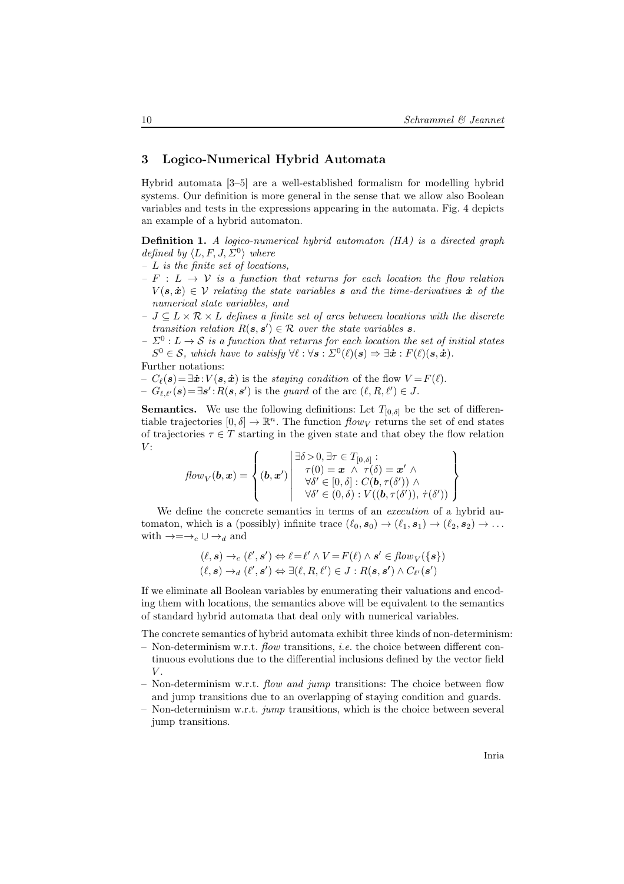## 3 Logico-Numerical Hybrid Automata

Hybrid automata [3–5] are a well-established formalism for modelling hybrid systems. Our definition is more general in the sense that we allow also Boolean variables and tests in the expressions appearing in the automata. Fig. 4 depicts an example of a hybrid automaton.

**Definition 1.** *A logico-numerical hybrid automaton (HA) is a directed graph defined by $\langle L, F, J, \Sigma^0 \rangle$ where*

- *$L$ is the finite set of locations,*
- *$F : L \to \mathcal{V}$ is a function that returns for each location the flow relation $V(\boldsymbol{s}, \dot{\boldsymbol{x}}) \in \mathcal{V}$ relating the state variables $\boldsymbol{s}$ and the time-derivatives $\dot{\boldsymbol{x}}$ of the numerical state variables, and*
- *$J \subseteq L \times \mathcal{R} \times L$ defines a finite set of arcs between locations with the discrete transition relation $R(\boldsymbol{s}, \boldsymbol{s}') \in \mathcal{R}$ over the state variables $\boldsymbol{s}$.*
- *$\Sigma^0 : L \to \mathcal{S}$ is a function that returns for each location the set of initial states $S^0 \in \mathcal{S}$, which have to satisfy $\forall \ell : \forall \boldsymbol{s} : \Sigma^0(\ell)(\boldsymbol{s}) \Rightarrow \exists \dot{\boldsymbol{x}} : F(\ell)(\boldsymbol{s}, \dot{\boldsymbol{x}})$.*

Further notations:

- $C_\ell(\boldsymbol{s}) = \exists \dot{\boldsymbol{x}} : V(\boldsymbol{s}, \dot{\boldsymbol{x}})$ is the *staying condition* of the flow $V = F(\ell)$.
- $G_{\ell,\ell'}(\boldsymbol{s}) = \exists \boldsymbol{s}' : R(\boldsymbol{s}, \boldsymbol{s}')$ is the *guard* of the arc $(\ell, R, \ell') \in J$.

**Semantics.** We use the following definitions: Let $T_{[0,\delta]}$ be the set of differentiable trajectories $[0, \delta] \to \mathbb{R}^n$. The function $\mathit{flow}_V$ returns the set of end states of trajectories $\tau \in T$ starting in the given state and that obey the flow relation $V$:

$$\mathit{flow}_V(\boldsymbol{b}, \boldsymbol{x}) = \left\{ (\boldsymbol{b}, \boldsymbol{x}') \;\middle|\; \begin{array}{l} \exists \delta > 0, \exists \tau \in T_{[0,\delta]} : \\ \quad \tau(0) = \boldsymbol{x} \;\wedge\; \tau(\delta) = \boldsymbol{x}' \;\wedge \\ \quad \forall \delta' \in [0, \delta] : C(\boldsymbol{b}, \tau(\delta')) \;\wedge \\ \quad \forall \delta' \in (0, \delta) : V((\boldsymbol{b}, \tau(\delta')), \dot{\tau}(\delta')) \end{array} \right\}$$

We define the concrete semantics in terms of an *execution* of a hybrid automaton, which is a (possibly) infinite trace $(\ell_0, \boldsymbol{s}_0) \to (\ell_1, \boldsymbol{s}_1) \to (\ell_2, \boldsymbol{s}_2) \to \dots$ with $\to = \to_c \cup \to_d$ and

$$\begin{array}{l} (\ell, \boldsymbol{s}) \to_c (\ell', \boldsymbol{s}') \Leftrightarrow \ell = \ell' \wedge V = F(\ell) \wedge \boldsymbol{s}' \in \mathit{flow}_V(\{\boldsymbol{s}\}) \\ (\ell, \boldsymbol{s}) \to_d (\ell', \boldsymbol{s}') \Leftrightarrow \exists (\ell, R, \ell') \in J : R(\boldsymbol{s}, \boldsymbol{s}') \wedge C_{\ell'}(\boldsymbol{s}') \end{array}$$

If we eliminate all Boolean variables by enumerating their valuations and encoding them with locations, the semantics above will be equivalent to the semantics of standard hybrid automata that deal only with numerical variables.

The concrete semantics of hybrid automata exhibit three kinds of non-determinism:

- Non-determinism w.r.t. *flow* transitions, *i.e.* the choice between different continuous evolutions due to the differential inclusions defined by the vector field $V$.
- Non-determinism w.r.t. *flow and jump* transitions: The choice between flow and jump transitions due to an overlapping of staying condition and guards.
- Non-determinism w.r.t. *jump* transitions, which is the choice between several jump transitions.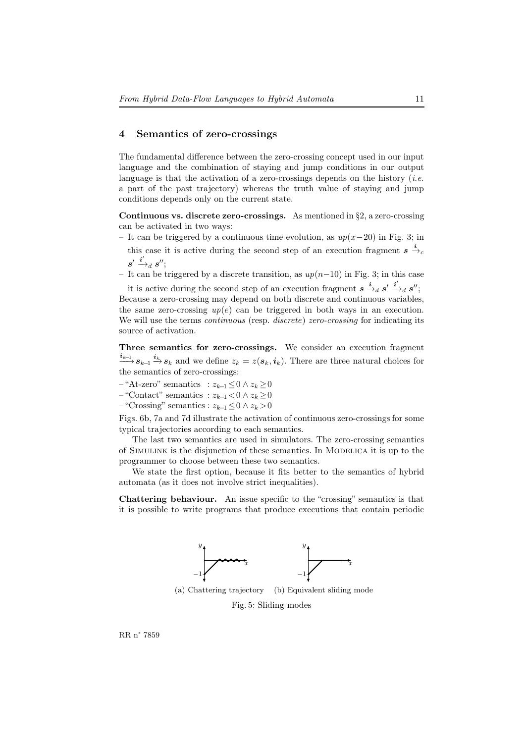## 4 Semantics of zero-crossings

The fundamental difference between the zero-crossing concept used in our input language and the combination of staying and jump conditions in our output language is that the activation of a zero-crossings depends on the history (*i.e.* a part of the past trajectory) whereas the truth value of staying and jump conditions depends only on the current state.

**Continuous vs. discrete zero-crossings.** As mentioned in §2, a zero-crossing can be activated in two ways:

- It can be triggered by a continuous time evolution, as $up(x-20)$ in Fig. 3; in this case it is active during the second step of an execution fragment $\boldsymbol{s} \xrightarrow{\boldsymbol{i}}_c \boldsymbol{s}' \xrightarrow{\boldsymbol{i}'}_d \boldsymbol{s}''$;
- It can be triggered by a discrete transition, as $up(n-10)$ in Fig. 3; in this case it is active during the second step of an execution fragment $\boldsymbol{s} \xrightarrow{\boldsymbol{i}}_d \boldsymbol{s}' \xrightarrow{\boldsymbol{i}'}_d \boldsymbol{s}''$;

Because a zero-crossing may depend on both discrete and continuous variables, the same zero-crossing $up(e)$ can be triggered in both ways in an execution. We will use the terms *continuous* (resp. *discrete*) *zero-crossing* for indicating its source of activation.

**Three semantics for zero-crossings.** We consider an execution fragment $\xrightarrow{\boldsymbol{i}_{k-1}} \boldsymbol{s}_{k-1} \xrightarrow{\boldsymbol{i}_k} \boldsymbol{s}_k$ and we define $z_k = z(\boldsymbol{s}_k, \boldsymbol{i}_k)$. There are three natural choices for the semantics of zero-crossings:

- "At-zero" semantics : $z_{k-1} \le 0 \wedge z_k \ge 0$
- "Contact" semantics : $z_{k-1} < 0 \wedge z_k \ge 0$
- "Crossing" semantics : $z_{k-1} \le 0 \wedge z_k > 0$

Figs. 6b, 7a and 7d illustrate the activation of continuous zero-crossings for some typical trajectories according to each semantics.

The last two semantics are used in simulators. The zero-crossing semantics of Simulink is the disjunction of these semantics. In Modelica it is up to the programmer to choose between these two semantics.

We state the first option, because it fits better to the semantics of hybrid automata (as it does not involve strict inequalities).

**Chattering behaviour.** An issue specific to the "crossing" semantics is that it is possible to write programs that produce executions that contain periodic

(a) Chattering trajectory (b) Equivalent sliding mode

Fig. 5: Sliding modes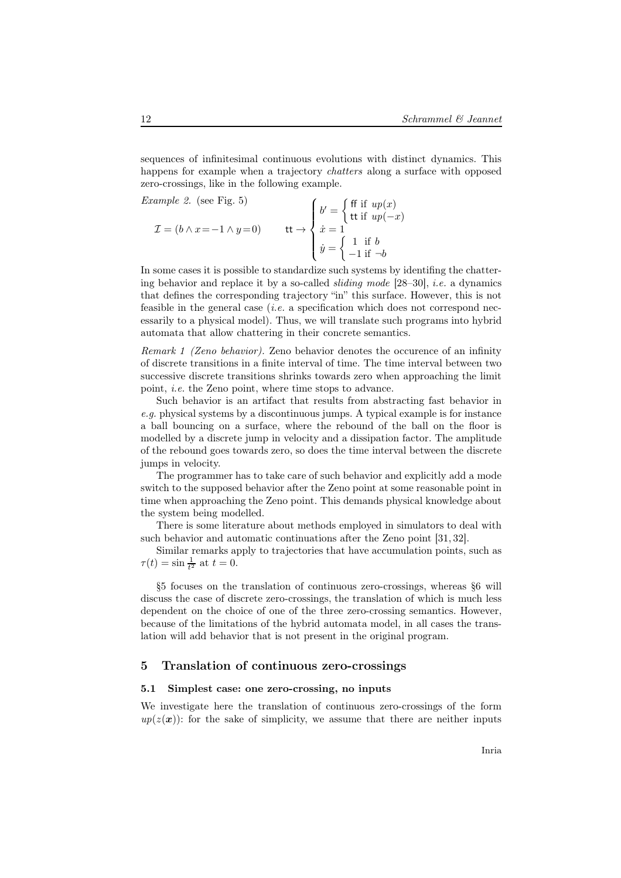sequences of infinitesimal continuous evolutions with distinct dynamics. This happens for example when a trajectory *chatters* along a surface with opposed zero-crossings, like in the following example.

*Example 2.* (see Fig. 5)

$$\mathcal{I} = (b \wedge x = -1 \wedge y = 0) \qquad \mathsf{tt} \rightarrow \begin{cases} b' = \begin{cases} \mathsf{ff} \text{ if } up(x) \\ \mathsf{tt} \text{ if } up(-x) \end{cases} \\ \dot{x} = 1 \\ \dot{y} = \begin{cases} 1 & \text{if } b \\ -1 & \text{if } \neg b \end{cases} \end{cases}$$

In some cases it is possible to standardize such systems by identifing the chattering behavior and replace it by a so-called *sliding mode* [28–30], *i.e.* a dynamics that defines the corresponding trajectory "in" this surface. However, this is not feasible in the general case (*i.e.* a specification which does not correspond necessarily to a physical model). Thus, we will translate such programs into hybrid automata that allow chattering in their concrete semantics.

*Remark 1 (Zeno behavior).* Zeno behavior denotes the occurence of an infinity of discrete transitions in a finite interval of time. The time interval between two successive discrete transitions shrinks towards zero when approaching the limit point, *i.e.* the Zeno point, where time stops to advance.

Such behavior is an artifact that results from abstracting fast behavior in *e.g.* physical systems by a discontinuous jumps. A typical example is for instance a ball bouncing on a surface, where the rebound of the ball on the floor is modelled by a discrete jump in velocity and a dissipation factor. The amplitude of the rebound goes towards zero, so does the time interval between the discrete jumps in velocity.

The programmer has to take care of such behavior and explicitly add a mode switch to the supposed behavior after the Zeno point at some reasonable point in time when approaching the Zeno point. This demands physical knowledge about the system being modelled.

There is some literature about methods employed in simulators to deal with such behavior and automatic continuations after the Zeno point [31, 32].

Similar remarks apply to trajectories that have accumulation points, such as $\tau(t) = \sin \frac{1}{t^2}$ at $t = 0$.

§5 focuses on the translation of continuous zero-crossings, whereas §6 will discuss the case of discrete zero-crossings, the translation of which is much less dependent on the choice of one of the three zero-crossing semantics. However, because of the limitations of the hybrid automata model, in all cases the translation will add behavior that is not present in the original program.

## 5 Translation of continuous zero-crossings

### 5.1 Simplest case: one zero-crossing, no inputs

We investigate here the translation of continuous zero-crossings of the form $up(z(\boldsymbol{x}))$: for the sake of simplicity, we assume that there are neither inputs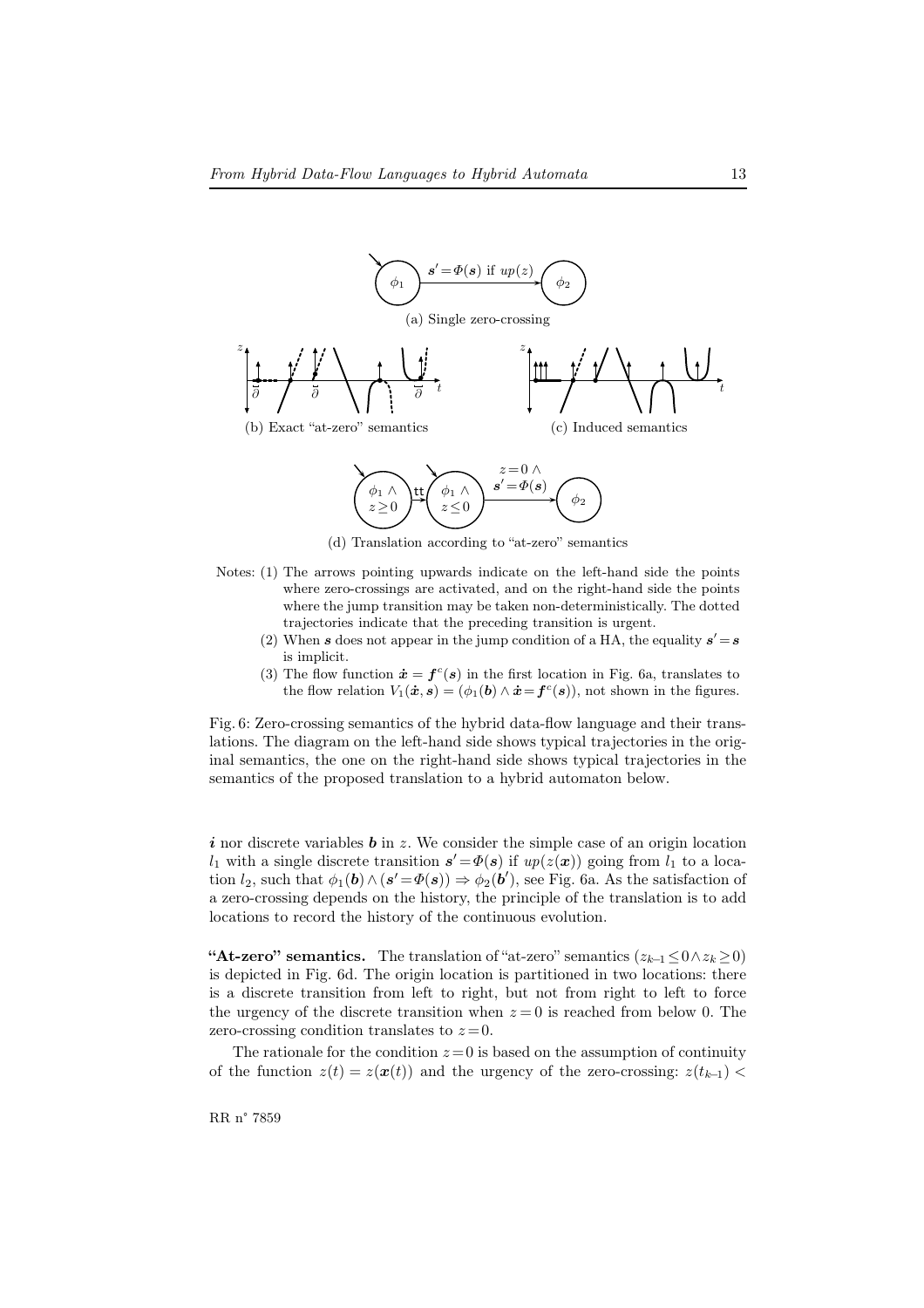(a) Single zero-crossing

(b) Exact "at-zero" semantics

(c) Induced semantics

(d) Translation according to "at-zero" semantics

Notes: (1) The arrows pointing upwards indicate on the left-hand side the points where zero-crossings are activated, and on the right-hand side the points where the jump transition may be taken non-deterministically. The dotted trajectories indicate that the preceding transition is urgent.

(2) When $\boldsymbol{s}$ does not appear in the jump condition of a HA, the equality $\boldsymbol{s}' = \boldsymbol{s}$ is implicit.

(3) The flow function $\dot{\boldsymbol{x}} = \boldsymbol{f}^c(\boldsymbol{s})$ in the first location in Fig. 6a, translates to the flow relation $V_1(\dot{\boldsymbol{x}}, \boldsymbol{s}) = (\phi_1(\boldsymbol{b}) \wedge \dot{\boldsymbol{x}} = \boldsymbol{f}^c(\boldsymbol{s}))$, not shown in the figures.

Fig. 6: Zero-crossing semantics of the hybrid data-flow language and their translations. The diagram on the left-hand side shows typical trajectories in the original semantics, the one on the right-hand side shows typical trajectories in the semantics of the proposed translation to a hybrid automaton below.

$\boldsymbol{i}$ nor discrete variables $\boldsymbol{b}$ in $z$. We consider the simple case of an origin location $l_1$ with a single discrete transition $\boldsymbol{s}' = \Phi(\boldsymbol{s})$ if $up(z(\boldsymbol{x}))$ going from $l_1$ to a location $l_2$, such that $\phi_1(\boldsymbol{b}) \wedge (\boldsymbol{s}' = \Phi(\boldsymbol{s})) \Rightarrow \phi_2(\boldsymbol{b}')$, see Fig. 6a. As the satisfaction of a zero-crossing depends on the history, the principle of the translation is to add locations to record the history of the continuous evolution.

**"At-zero" semantics.** The translation of "at-zero" semantics ($z_{k-1} \leq 0 \wedge z_k \geq 0$) is depicted in Fig. 6d. The origin location is partitioned in two locations: there is a discrete transition from left to right, but not from right to left to force the urgency of the discrete transition when $z = 0$ is reached from below 0. The zero-crossing condition translates to $z = 0$.

The rationale for the condition $z = 0$ is based on the assumption of continuity of the function $z(t) = z(\boldsymbol{x}(t))$ and the urgency of the zero-crossing: $z(t_{k-1}) <$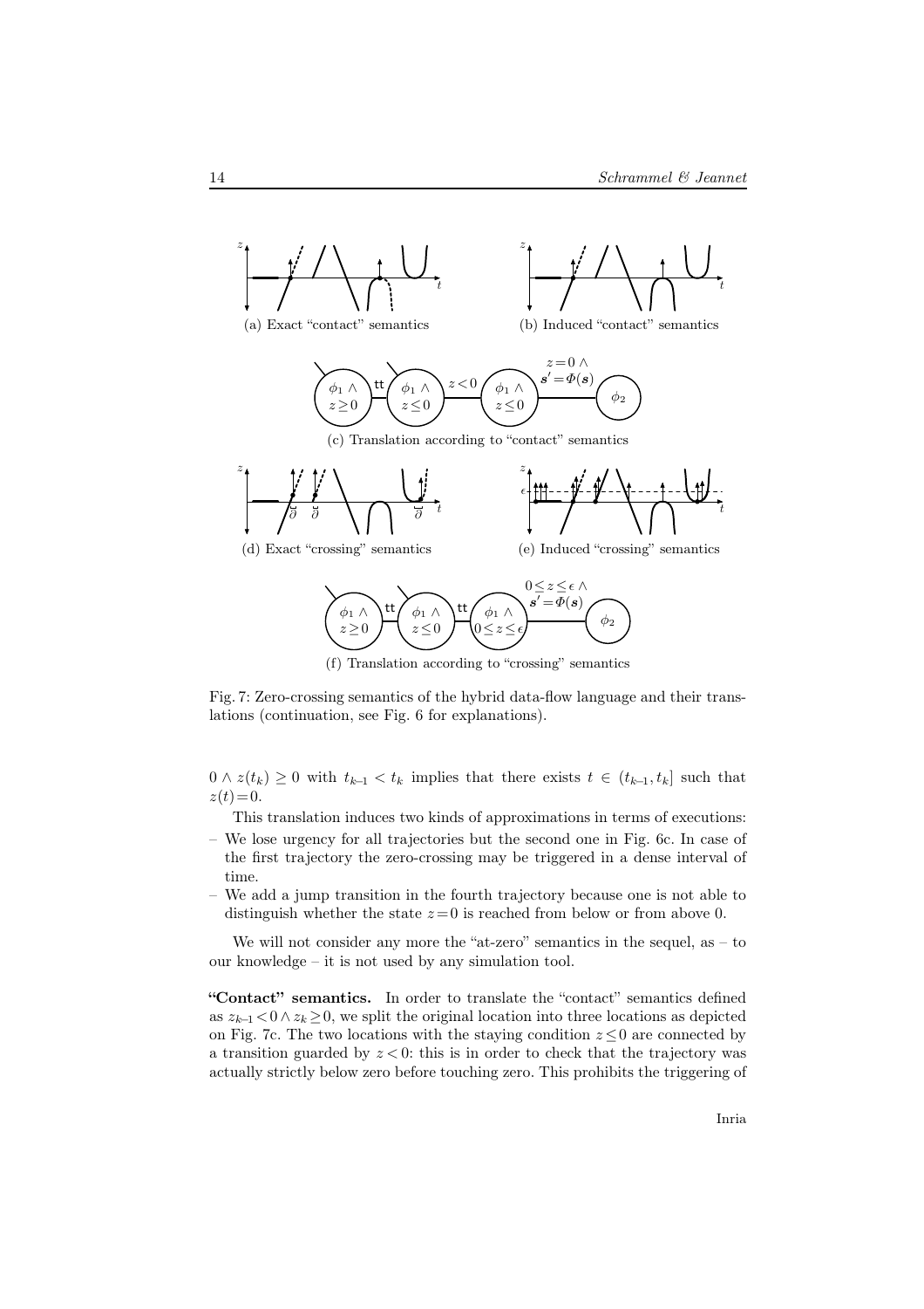(a) Exact "contact" semantics

(b) Induced "contact" semantics

(c) Translation according to "contact" semantics

(d) Exact "crossing" semantics

(e) Induced "crossing" semantics

(f) Translation according to "crossing" semantics

Fig. 7: Zero-crossing semantics of the hybrid data-flow language and their translations (continuation, see Fig. 6 for explanations).

$0 \wedge z(t_k) \geq 0$ with $t_{k-1} < t_k$ implies that there exists $t \in (t_{k-1}, t_k]$ such that $z(t)=0$.

This translation induces two kinds of approximations in terms of executions:

- We lose urgency for all trajectories but the second one in Fig. 6c. In case of the first trajectory the zero-crossing may be triggered in a dense interval of time.
- We add a jump transition in the fourth trajectory because one is not able to distinguish whether the state $z=0$ is reached from below or from above 0.

We will not consider any more the "at-zero" semantics in the sequel, as – to our knowledge – it is not used by any simulation tool.

**"Contact" semantics.** In order to translate the "contact" semantics defined as $z_{k-1} < 0 \wedge z_k \geq 0$, we split the original location into three locations as depicted on Fig. 7c. The two locations with the staying condition $z \leq 0$ are connected by a transition guarded by $z < 0$: this is in order to check that the trajectory was actually strictly below zero before touching zero. This prohibits the triggering of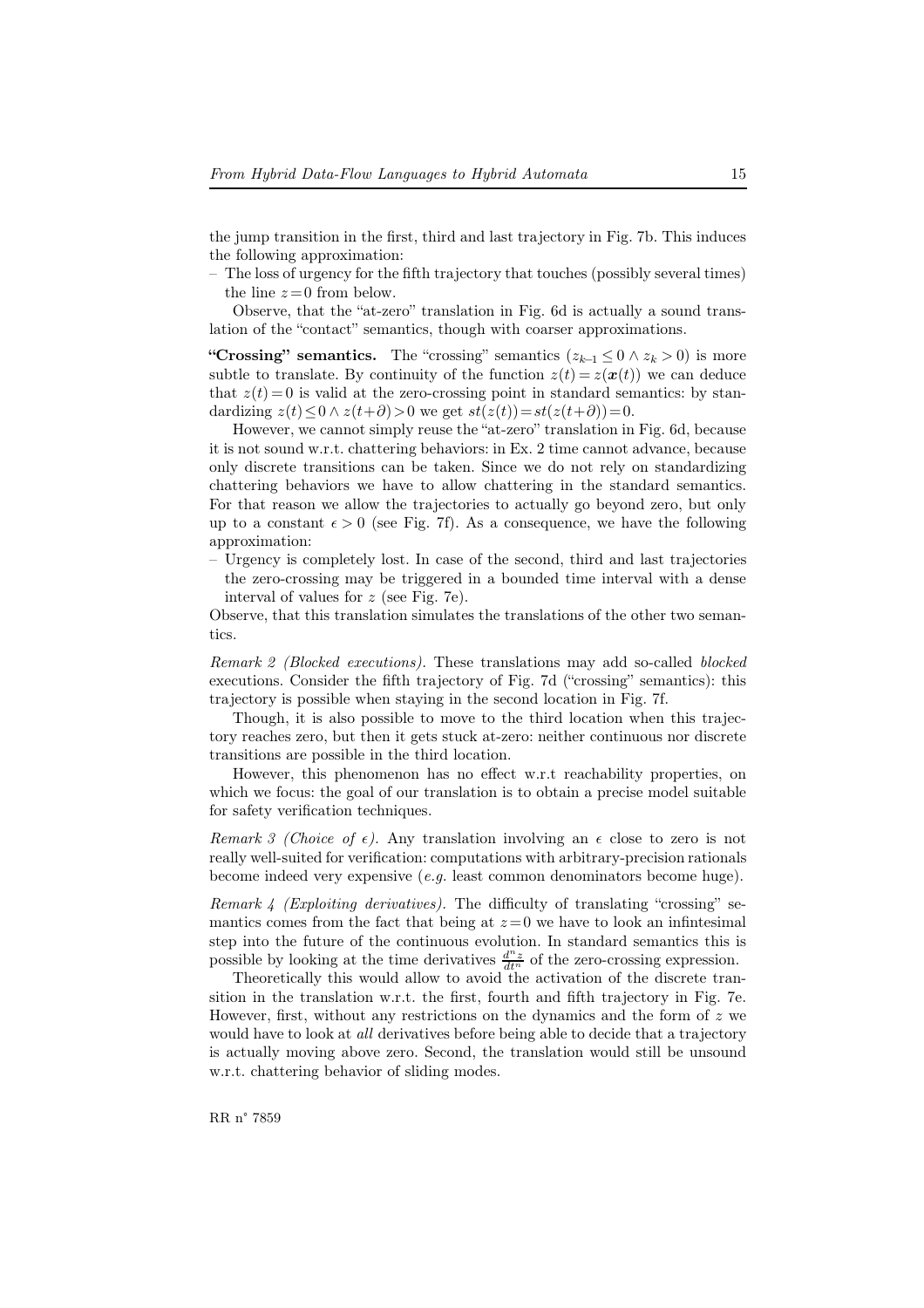the jump transition in the first, third and last trajectory in Fig. 7b. This induces the following approximation:

– The loss of urgency for the fifth trajectory that touches (possibly several times) the line $z=0$ from below.

Observe, that the "at-zero" translation in Fig. 6d is actually a sound translation of the "contact" semantics, though with coarser approximations.

**"Crossing" semantics.** The "crossing" semantics $(z_{k-1} \leq 0 \wedge z_k > 0)$ is more subtle to translate. By continuity of the function $z(t) = z(\boldsymbol{x}(t))$ we can deduce that $z(t)=0$ is valid at the zero-crossing point in standard semantics: by standardizing $z(t) \leq 0 \wedge z(t+\partial) > 0$ we get $st(z(t)) = st(z(t+\partial)) = 0$.

However, we cannot simply reuse the "at-zero" translation in Fig. 6d, because it is not sound w.r.t. chattering behaviors: in Ex. 2 time cannot advance, because only discrete transitions can be taken. Since we do not rely on standardizing chattering behaviors we have to allow chattering in the standard semantics. For that reason we allow the trajectories to actually go beyond zero, but only up to a constant $\epsilon > 0$ (see Fig. 7f). As a consequence, we have the following approximation:

– Urgency is completely lost. In case of the second, third and last trajectories the zero-crossing may be triggered in a bounded time interval with a dense interval of values for $z$ (see Fig. 7e).

Observe, that this translation simulates the translations of the other two semantics.

*Remark 2 (Blocked executions).* These translations may add so-called *blocked* executions. Consider the fifth trajectory of Fig. 7d ("crossing" semantics): this trajectory is possible when staying in the second location in Fig. 7f.

Though, it is also possible to move to the third location when this trajectory reaches zero, but then it gets stuck at-zero: neither continuous nor discrete transitions are possible in the third location.

However, this phenomenon has no effect w.r.t reachability properties, on which we focus: the goal of our translation is to obtain a precise model suitable for safety verification techniques.

*Remark 3 (Choice of $\epsilon$).* Any translation involving an $\epsilon$ close to zero is not really well-suited for verification: computations with arbitrary-precision rationals become indeed very expensive (*e.g.* least common denominators become huge).

*Remark 4 (Exploiting derivatives).* The difficulty of translating "crossing" semantics comes from the fact that being at $z=0$ we have to look an infintesimal step into the future of the continuous evolution. In standard semantics this is possible by looking at the time derivatives $\frac{d^n z}{dt^n}$ of the zero-crossing expression.

Theoretically this would allow to avoid the activation of the discrete transition in the translation w.r.t. the first, fourth and fifth trajectory in Fig. 7e. However, first, without any restrictions on the dynamics and the form of $z$ we would have to look at *all* derivatives before being able to decide that a trajectory is actually moving above zero. Second, the translation would still be unsound w.r.t. chattering behavior of sliding modes.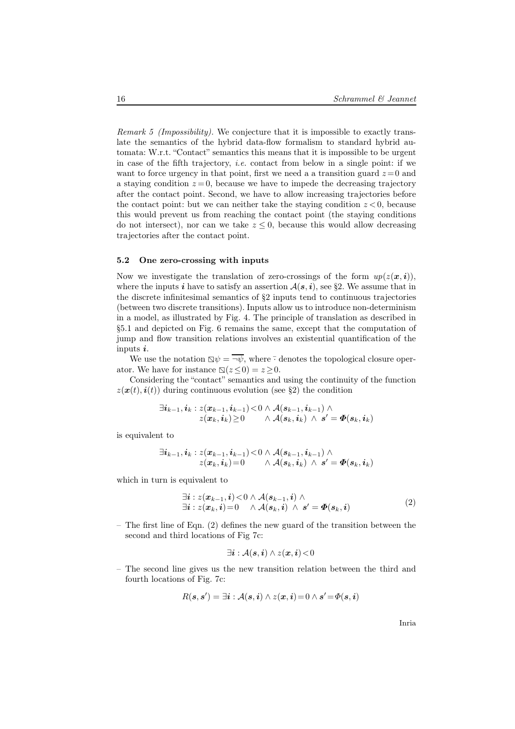*Remark 5 (Impossibility).* We conjecture that it is impossible to exactly translate the semantics of the hybrid data-flow formalism to standard hybrid automata: W.r.t. "Contact" semantics this means that it is impossible to be urgent in case of the fifth trajectory, *i.e.* contact from below in a single point: if we want to force urgency in that point, first we need a a transition guard $z=0$ and a staying condition $z=0$, because we have to impede the decreasing trajectory after the contact point. Second, we have to allow increasing trajectories before the contact point: but we can neither take the staying condition $z<0$, because this would prevent us from reaching the contact point (the staying conditions do not intersect), nor can we take $z \leq 0$, because this would allow decreasing trajectories after the contact point.

### 5.2 One zero-crossing with inputs

Now we investigate the translation of zero-crossings of the form $up(z(\boldsymbol{x}, \boldsymbol{i}))$, where the inputs $\boldsymbol{i}$ have to satisfy an assertion $\mathcal{A}(\boldsymbol{s}, \boldsymbol{i})$, see §2. We assume that in the discrete infinitesimal semantics of §2 inputs tend to continuous trajectories (between two discrete transitions). Inputs allow us to introduce non-determinism in a model, as illustrated by Fig. 4. The principle of translation as described in §5.1 and depicted on Fig. 6 remains the same, except that the computation of jump and flow transition relations involves an existential quantification of the inputs $\boldsymbol{i}$.

We use the notation $\boxslash\psi = \overline{\neg\psi}$, where $\bar{\cdot}$ denotes the topological closure operator. We have for instance $\boxslash(z \leq 0) = z \geq 0$.

Considering the "contact" semantics and using the continuity of the function $z(\boldsymbol{x}(t), \boldsymbol{i}(t))$ during continuous evolution (see §2) the condition

$$\begin{array}{l}\exists \boldsymbol{i}_{k-1}, \boldsymbol{i}_k : z(\boldsymbol{x}_{k-1}, \boldsymbol{i}_{k-1}) < 0 \wedge \mathcal{A}(\boldsymbol{s}_{k-1}, \boldsymbol{i}_{k-1}) \wedge \\ \qquad\qquad z(\boldsymbol{x}_k, \boldsymbol{i}_k) \geq 0 \qquad \wedge \mathcal{A}(\boldsymbol{s}_k, \boldsymbol{i}_k) \ \wedge \ \boldsymbol{s}' = \boldsymbol{\Phi}(\boldsymbol{s}_k, \boldsymbol{i}_k)\end{array}$$

is equivalent to

$$\begin{array}{l}\exists \boldsymbol{i}_{k-1}, \boldsymbol{i}_k : z(\boldsymbol{x}_{k-1}, \boldsymbol{i}_{k-1}) < 0 \wedge \mathcal{A}(\boldsymbol{s}_{k-1}, \boldsymbol{i}_{k-1}) \wedge \\ \qquad\qquad z(\boldsymbol{x}_k, \boldsymbol{i}_k) = 0 \qquad \wedge \mathcal{A}(\boldsymbol{s}_k, \boldsymbol{i}_k) \ \wedge \ \boldsymbol{s}' = \boldsymbol{\Phi}(\boldsymbol{s}_k, \boldsymbol{i}_k)\end{array}$$

which in turn is equivalent to

$$\begin{array}{l}\exists \boldsymbol{i} : z(\boldsymbol{x}_{k-1}, \boldsymbol{i}) < 0 \wedge \mathcal{A}(\boldsymbol{s}_{k-1}, \boldsymbol{i}) \wedge \\ \exists \boldsymbol{i} : z(\boldsymbol{x}_k, \boldsymbol{i}) = 0 \quad \wedge \mathcal{A}(\boldsymbol{s}_k, \boldsymbol{i}) \ \wedge \ \boldsymbol{s}' = \boldsymbol{\Phi}(\boldsymbol{s}_k, \boldsymbol{i})\end{array} \tag{2}$$

– The first line of Eqn. (2) defines the new guard of the transition between the second and third locations of Fig 7c:

$$\exists \boldsymbol{i} : \mathcal{A}(\boldsymbol{s}, \boldsymbol{i}) \wedge z(\boldsymbol{x}, \boldsymbol{i}) < 0$$

– The second line gives us the new transition relation between the third and fourth locations of Fig. 7c:

$$R(\boldsymbol{s}, \boldsymbol{s}') = \exists \boldsymbol{i} : \mathcal{A}(\boldsymbol{s}, \boldsymbol{i}) \wedge z(\boldsymbol{x}, \boldsymbol{i}) = 0 \wedge \boldsymbol{s}' = \Phi(\boldsymbol{s}, \boldsymbol{i})$$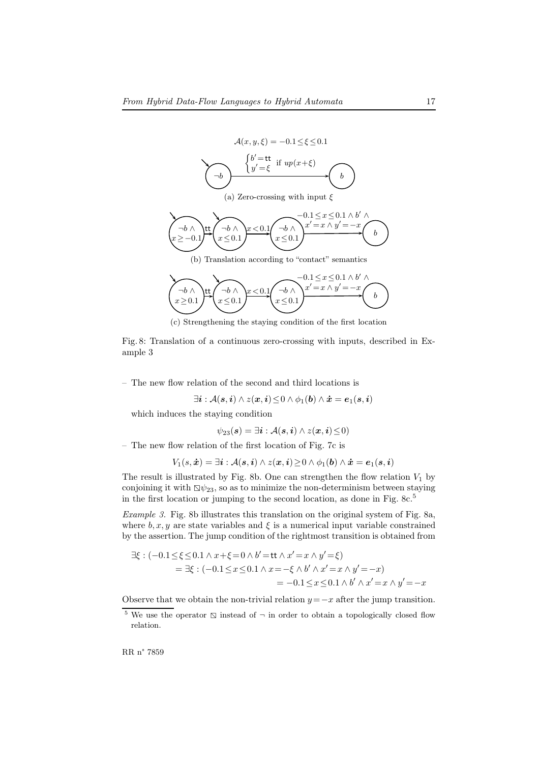$\mathcal{A}(x, y, \xi) = -0.1 \leq \xi \leq 0.1$

(a) Zero-crossing with input $\xi$

(b) Translation according to "contact" semantics

(c) Strengthening the staying condition of the first location

Fig. 8: Translation of a continuous zero-crossing with inputs, described in Example 3

– The new flow relation of the second and third locations is

$$\exists \boldsymbol{i} : \mathcal{A}(\boldsymbol{s}, \boldsymbol{i}) \wedge z(\boldsymbol{x}, \boldsymbol{i}) \leq 0 \wedge \phi_1(\boldsymbol{b}) \wedge \dot{\boldsymbol{x}} = \boldsymbol{e}_1(\boldsymbol{s}, \boldsymbol{i})$$

which induces the staying condition

$$\psi_{23}(\boldsymbol{s}) = \exists \boldsymbol{i} : \mathcal{A}(\boldsymbol{s}, \boldsymbol{i}) \wedge z(\boldsymbol{x}, \boldsymbol{i}) \leq 0)$$

– The new flow relation of the first location of Fig. 7c is

$$V_1(s, \dot{\boldsymbol{x}}) = \exists \boldsymbol{i} : \mathcal{A}(\boldsymbol{s}, \boldsymbol{i}) \wedge z(\boldsymbol{x}, \boldsymbol{i}) \geq 0 \wedge \phi_1(\boldsymbol{b}) \wedge \dot{\boldsymbol{x}} = \boldsymbol{e}_1(\boldsymbol{s}, \boldsymbol{i})$$

The result is illustrated by Fig. 8b. One can strengthen the flow relation $V_1$ by conjoining it with $\boxslash \psi_{23}$, so as to minimize the non-determinism between staying in the first location or jumping to the second location, as done in Fig. 8c.[5]

*Example 3.* Fig. 8b illustrates this translation on the original system of Fig. 8a, where $b, x, y$ are state variables and $\xi$ is a numerical input variable constrained by the assertion. The jump condition of the rightmost transition is obtained from

$$\begin{aligned}
&\exists \xi : (-0.1 \leq \xi \leq 0.1 \wedge x + \xi = 0 \wedge b' = \mathsf{tt} \wedge x' = x \wedge y' = \xi) \\
&\quad = \exists \xi : (-0.1 \leq x \leq 0.1 \wedge x = -\xi \wedge b' \wedge x' = x \wedge y' = -x) \\
&\quad\quad = -0.1 \leq x \leq 0.1 \wedge b' \wedge x' = x \wedge y' = -x
\end{aligned}$$

Observe that we obtain the non-trivial relation $y = -x$ after the jump transition.

[5] We use the operator $\boxslash$ instead of $\neg$ in order to obtain a topologically closed flow relation.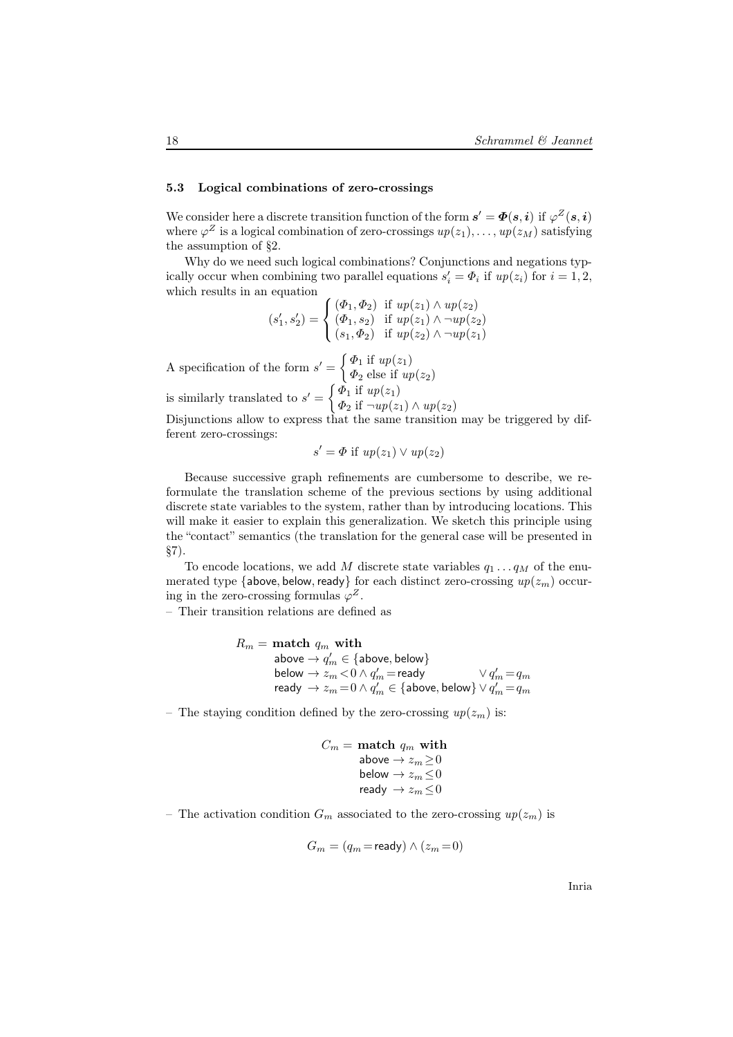### 5.3 Logical combinations of zero-crossings

We consider here a discrete transition function of the form $\boldsymbol{s}' = \boldsymbol{\Phi}(\boldsymbol{s}, \boldsymbol{i})$ if $\varphi^Z(\boldsymbol{s}, \boldsymbol{i})$ where $\varphi^Z$ is a logical combination of zero-crossings $up(z_1), \ldots, up(z_M)$ satisfying the assumption of §2.

Why do we need such logical combinations? Conjunctions and negations typically occur when combining two parallel equations $s_i' = \Phi_i$ if $up(z_i)$ for $i = 1, 2$, which results in an equation

$$(s_1', s_2') = \begin{cases} (\Phi_1, \Phi_2) & \text{if } up(z_1) \wedge up(z_2) \\ (\Phi_1, s_2) & \text{if } up(z_1) \wedge \neg up(z_2) \\ (s_1, \Phi_2) & \text{if } up(z_2) \wedge \neg up(z_1) \end{cases}$$

A specification of the form $s' = \begin{cases} \Phi_1 \text{ if } up(z_1) \\ \Phi_2 \text{ else if } up(z_2) \end{cases}$

is similarly translated to $s' = \begin{cases} \Phi_1 \text{ if } up(z_1) \\ \Phi_2 \text{ if } \neg up(z_1) \wedge up(z_2) \end{cases}$

Disjunctions allow to express that the same transition may be triggered by different zero-crossings:

$$s' = \Phi \text{ if } up(z_1) \vee up(z_2)$$

Because successive graph refinements are cumbersome to describe, we reformulate the translation scheme of the previous sections by using additional discrete state variables to the system, rather than by introducing locations. This will make it easier to explain this generalization. We sketch this principle using the "contact" semantics (the translation for the general case will be presented in §7).

To encode locations, we add $M$ discrete state variables $q_1 \ldots q_M$ of the enumerated type $\{\mathsf{above}, \mathsf{below}, \mathsf{ready}\}$ for each distinct zero-crossing $up(z_m)$ occurring in the zero-crossing formulas $\varphi^Z$.

– Their transition relations are defined as

$$\begin{array}{rl} R_m = & \textbf{match } q_m \textbf{ with} \\ & \mathsf{above} \rightarrow q_m' \in \{\mathsf{above}, \mathsf{below}\} \\ & \mathsf{below} \rightarrow z_m < 0 \wedge q_m' = \mathsf{ready} \qquad\qquad \vee\, q_m' = q_m \\ & \mathsf{ready} \ \rightarrow z_m = 0 \wedge q_m' \in \{\mathsf{above}, \mathsf{below}\} \vee q_m' = q_m \end{array}$$

– The staying condition defined by the zero-crossing $up(z_m)$ is:

$$\begin{array}{rl} C_m = & \textbf{match } q_m \textbf{ with} \\ & \mathsf{above} \rightarrow z_m \geq 0 \\ & \mathsf{below} \rightarrow z_m \leq 0 \\ & \mathsf{ready} \ \rightarrow z_m \leq 0 \end{array}$$

– The activation condition $G_m$ associated to the zero-crossing $up(z_m)$ is

$$G_m = (q_m = \mathsf{ready}) \wedge (z_m = 0)$$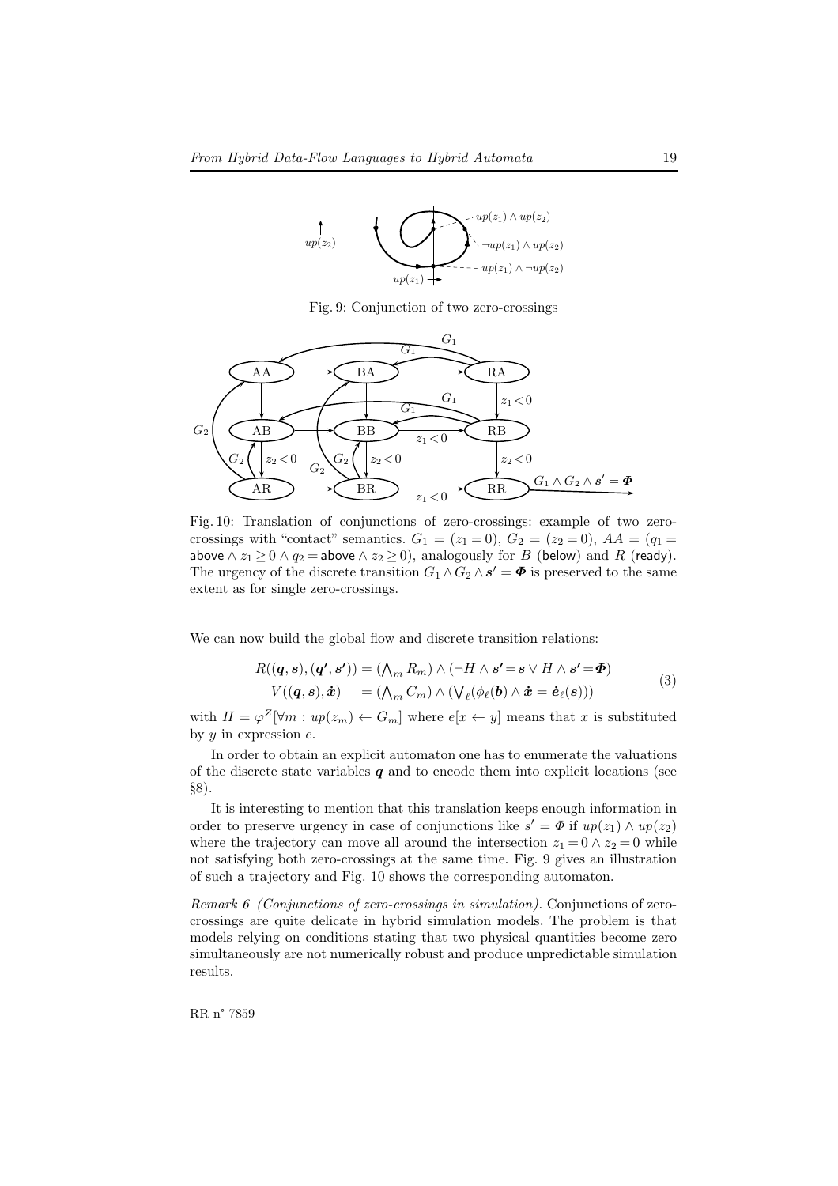Fig. 9: Conjunction of two zero-crossings

Fig. 10: Translation of conjunctions of zero-crossings: example of two zero-crossings with "contact" semantics. $G_1 = (z_1 = 0)$, $G_2 = (z_2 = 0)$, $AA = (q_1 = \mathsf{above} \wedge z_1 \geq 0 \wedge q_2 = \mathsf{above} \wedge z_2 \geq 0)$, analogously for $B$ (below) and $R$ (ready). The urgency of the discrete transition $G_1 \wedge G_2 \wedge \boldsymbol{s}' = \boldsymbol{\Phi}$ is preserved to the same extent as for single zero-crossings.

We can now build the global flow and discrete transition relations:

$$
\begin{aligned}
R((\boldsymbol{q}, \boldsymbol{s}), (\boldsymbol{q'}, \boldsymbol{s'})) &= (\textstyle\bigwedge_m R_m) \wedge (\neg H \wedge \boldsymbol{s'} = \boldsymbol{s} \vee H \wedge \boldsymbol{s'} = \boldsymbol{\Phi}) \\
V((\boldsymbol{q}, \boldsymbol{s}), \dot{\boldsymbol{x}}) &= (\textstyle\bigwedge_m C_m) \wedge (\bigvee_\ell (\phi_\ell(\boldsymbol{b}) \wedge \dot{\boldsymbol{x}} = \dot{\boldsymbol{e}}_\ell(\boldsymbol{s})))
\end{aligned}
\tag{3}
$$

with $H = \varphi^Z[\forall m : up(z_m) \leftarrow G_m]$ where $e[x \leftarrow y]$ means that $x$ is substituted by $y$ in expression $e$.

In order to obtain an explicit automaton one has to enumerate the valuations of the discrete state variables $\boldsymbol{q}$ and to encode them into explicit locations (see §8).

It is interesting to mention that this translation keeps enough information in order to preserve urgency in case of conjunctions like $s' = \Phi$ if $up(z_1) \wedge up(z_2)$ where the trajectory can move all around the intersection $z_1 = 0 \wedge z_2 = 0$ while not satisfying both zero-crossings at the same time. Fig. 9 gives an illustration of such a trajectory and Fig. 10 shows the corresponding automaton.

*Remark 6 (Conjunctions of zero-crossings in simulation).* Conjunctions of zero-crossings are quite delicate in hybrid simulation models. The problem is that models relying on conditions stating that two physical quantities become zero simultaneously are not numerically robust and produce unpredictable simulation results.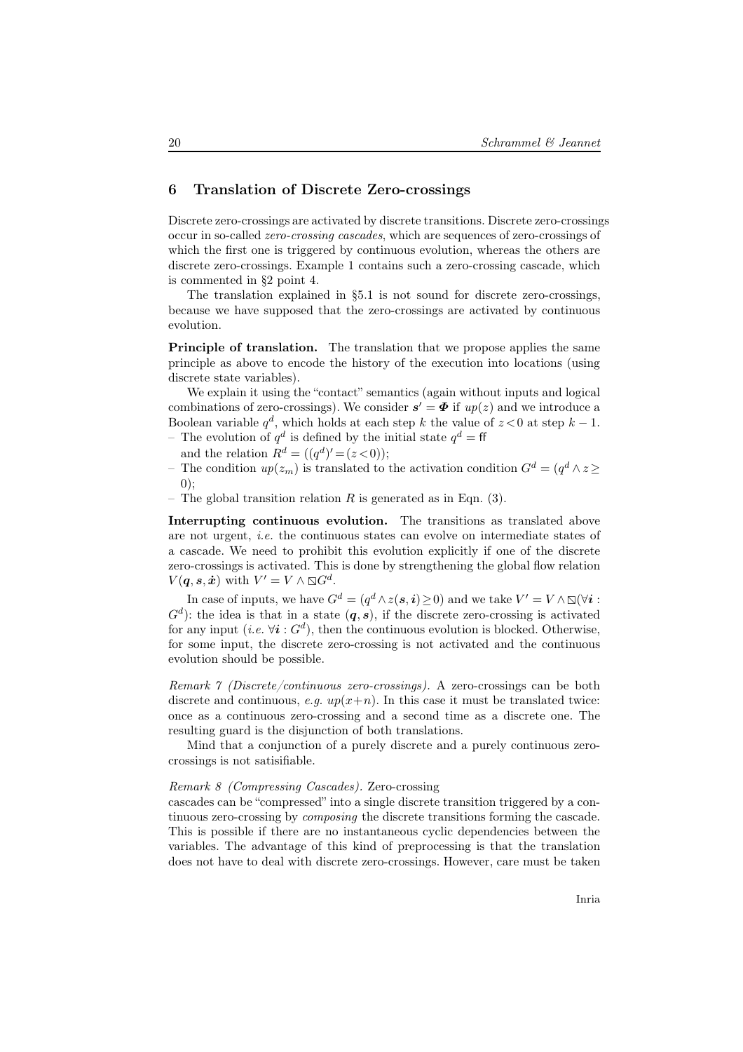## 6 Translation of Discrete Zero-crossings

Discrete zero-crossings are activated by discrete transitions. Discrete zero-crossings occur in so-called *zero-crossing cascades*, which are sequences of zero-crossings of which the first one is triggered by continuous evolution, whereas the others are discrete zero-crossings. Example 1 contains such a zero-crossing cascade, which is commented in §2 point 4.

The translation explained in §5.1 is not sound for discrete zero-crossings, because we have supposed that the zero-crossings are activated by continuous evolution.

**Principle of translation.** The translation that we propose applies the same principle as above to encode the history of the execution into locations (using discrete state variables).

We explain it using the "contact" semantics (again without inputs and logical combinations of zero-crossings). We consider $\boldsymbol{s}' = \boldsymbol{\Phi}$ if $up(z)$ and we introduce a Boolean variable $q^d$, which holds at each step $k$ the value of $z < 0$ at step $k-1$.

- The evolution of $q^d$ is defined by the initial state $q^d = \mathsf{ff}$ and the relation $R^d = ((q^d)' = (z < 0))$;
- The condition $up(z_m)$ is translated to the activation condition $G^d = (q^d \wedge z \geq 0)$;
- The global transition relation $R$ is generated as in Eqn. (3).

**Interrupting continuous evolution.** The transitions as translated above are not urgent, *i.e.* the continuous states can evolve on intermediate states of a cascade. We need to prohibit this evolution explicitly if one of the discrete zero-crossings is activated. This is done by strengthening the global flow relation $V(\boldsymbol{q}, \boldsymbol{s}, \dot{\boldsymbol{x}})$ with $V' = V \wedge \boxslash G^d$.

In case of inputs, we have $G^d = (q^d \wedge z(\boldsymbol{s}, \boldsymbol{i}) \geq 0)$ and we take $V' = V \wedge \boxslash(\forall \boldsymbol{i} : G^d)$: the idea is that in a state $(\boldsymbol{q}, \boldsymbol{s})$, if the discrete zero-crossing is activated for any input (*i.e.* $\forall \boldsymbol{i} : G^d$), then the continuous evolution is blocked. Otherwise, for some input, the discrete zero-crossing is not activated and the continuous evolution should be possible.

*Remark 7 (Discrete/continuous zero-crossings).* A zero-crossings can be both discrete and continuous, *e.g.* $up(x+n)$. In this case it must be translated twice: once as a continuous zero-crossing and a second time as a discrete one. The resulting guard is the disjunction of both translations.

Mind that a conjunction of a purely discrete and a purely continuous zero-crossings is not satisifiable.

*Remark 8 (Compressing Cascades).* Zero-crossing cascades can be "compressed" into a single discrete transition triggered by a continuous zero-crossing by *composing* the discrete transitions forming the cascade. This is possible if there are no instantaneous cyclic dependencies between the variables. The advantage of this kind of preprocessing is that the translation does not have to deal with discrete zero-crossings. However, care must be taken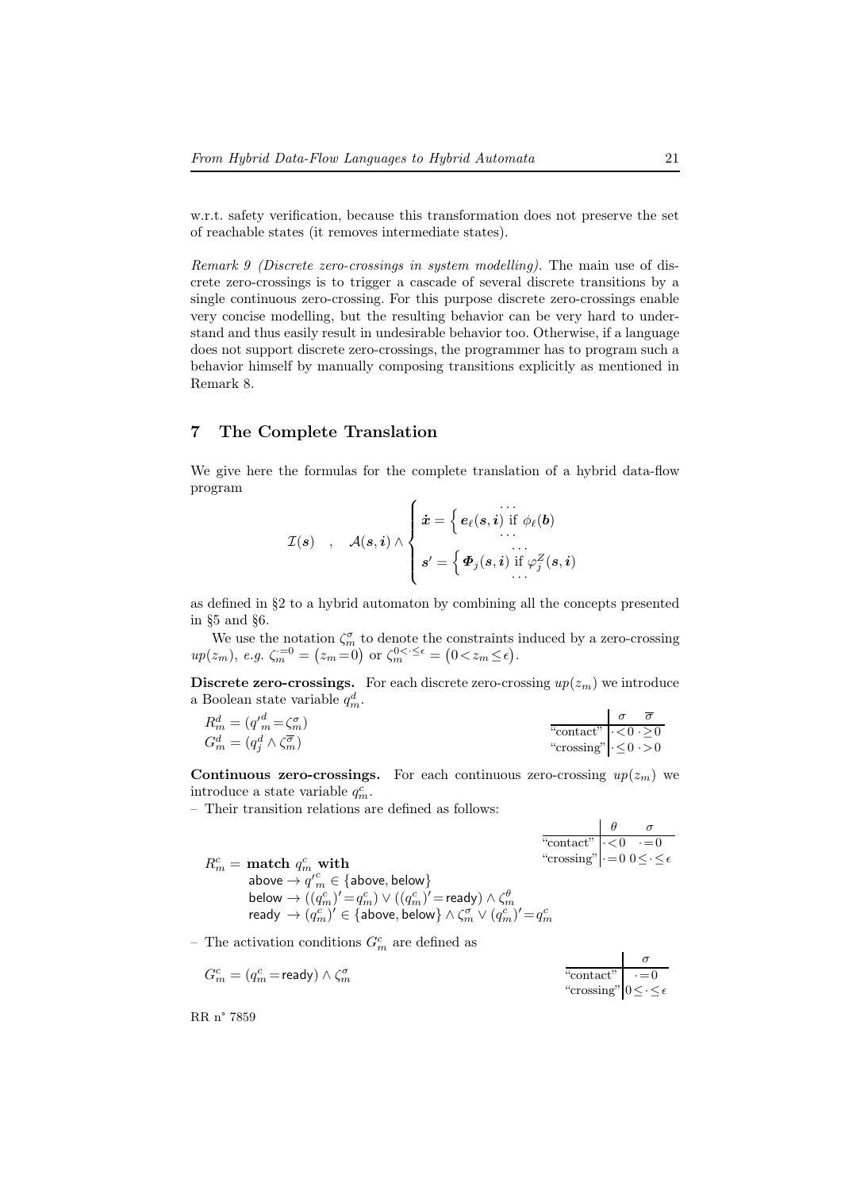w.r.t. safety verification, because this transformation does not preserve the set of reachable states (it removes intermediate states).

*Remark 9 (Discrete zero-crossings in system modelling).* The main use of discrete zero-crossings is to trigger a cascade of several discrete transitions by a single continuous zero-crossing. For this purpose discrete zero-crossings enable very concise modelling, but the resulting behavior can be very hard to understand and thus easily result in undesirable behavior too. Otherwise, if a language does not support discrete zero-crossings, the programmer has to program such a behavior himself by manually composing transitions explicitly as mentioned in Remark 8.

## 7 The Complete Translation

We give here the formulas for the complete translation of a hybrid data-flow program

$$\mathcal{I}(\boldsymbol{s}) \quad , \quad \mathcal{A}(\boldsymbol{s},\boldsymbol{i}) \wedge \begin{cases} \dot{\boldsymbol{x}} = \left\{ \begin{array}{c} \cdots \\ \boldsymbol{e}_\ell(\boldsymbol{s},\boldsymbol{i}) \text{ if } \phi_\ell(\boldsymbol{b}) \\ \cdots \end{array} \right. \\ \boldsymbol{s}' = \left\{ \begin{array}{c} \cdots \\ \boldsymbol{\Phi}_j(\boldsymbol{s},\boldsymbol{i}) \text{ if } \varphi^Z_j(\boldsymbol{s},\boldsymbol{i}) \\ \cdots \end{array} \right. \end{cases}$$

as defined in §2 to a hybrid automaton by combining all the concepts presented in §5 and §6.

We use the notation $\zeta_m^\sigma$ to denote the constraints induced by a zero-crossing $up(z_m)$, *e.g.* $\zeta_m^{\cdot=0} = \big(z_m = 0\big)$ or $\zeta_m^{0<\cdot\leq\epsilon} = \big(0 < z_m \leq \epsilon\big)$.

**Discrete zero-crossings.** For each discrete zero-crossing $up(z_m)$ we introduce a Boolean state variable $q_m^d$.

$$R_m^d = ({q'}_m^d = \zeta_m^\sigma)$$
$$G_m^d = (q_j^d \wedge \zeta_m^{\overline{\sigma}})$$

| | $\sigma$ | $\overline{\sigma}$ |
|---|---|---|
| "contact" | $\cdot < 0$ | $\cdot \geq 0$ |
| "crossing" | $\cdot \leq 0$ | $\cdot > 0$ |

**Continuous zero-crossings.** For each continuous zero-crossing $up(z_m)$ we introduce a state variable $q_m^c$.

– Their transition relations are defined as follows:

| | $\theta$ | $\sigma$ |
|---|---|---|
| "contact" | $\cdot < 0$ | $\cdot = 0$ |
| "crossing" | $\cdot = 0$ | $0 \leq \cdot \leq \epsilon$ |

$$\begin{aligned} R_m^c = \ & \textbf{match } q_m^c \textbf{ with} \\ & \mathsf{above} \rightarrow {q'}_m^c \in \{\mathsf{above}, \mathsf{below}\} \\ & \mathsf{below} \rightarrow ((q_m^c)' = q_m^c) \vee ((q_m^c)' = \mathsf{ready}) \wedge \zeta_m^\theta \\ & \mathsf{ready} \rightarrow (q_m^c)' \in \{\mathsf{above}, \mathsf{below}\} \wedge \zeta_m^\sigma \vee (q_m^c)' = q_m^c \end{aligned}$$

– The activation conditions $G_m^c$ are defined as

$$G_m^c = (q_m^c = \mathsf{ready}) \wedge \zeta_m^\sigma$$

| | $\sigma$ |
|---|---|
| "contact" | $\cdot = 0$ |
| "crossing" | $0 \leq \cdot \leq \epsilon$ |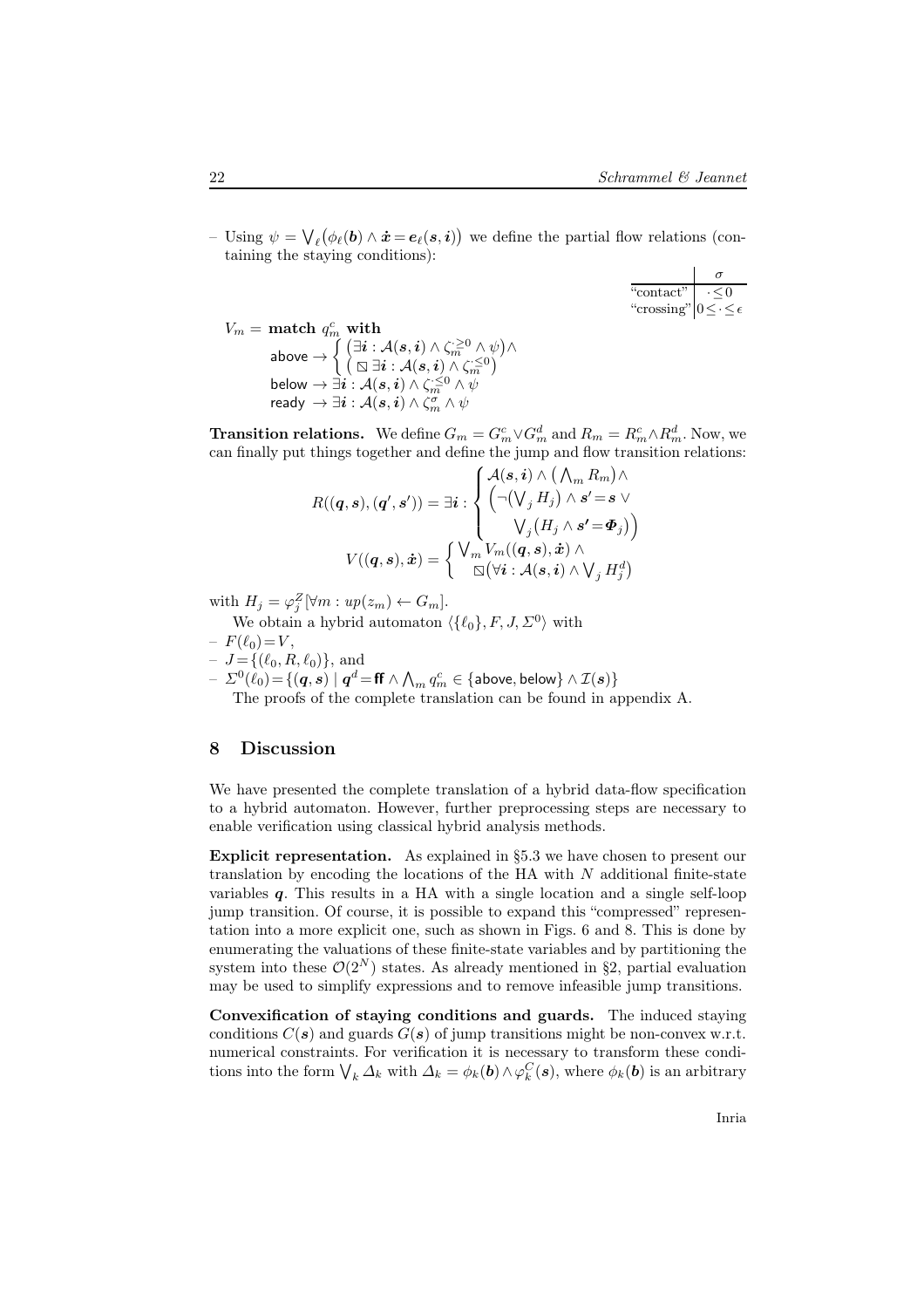– Using $\psi = \bigvee_\ell \big(\phi_\ell(\boldsymbol{b}) \wedge \dot{\boldsymbol{x}} = \boldsymbol{e}_\ell(\boldsymbol{s},\boldsymbol{i})\big)$ we define the partial flow relations (containing the staying conditions):

| | $\sigma$ |
|---|---|
| "contact" | $\cdot \leq 0$ |
| "crossing" | $0 \leq \cdot \leq \epsilon$ |

$$
\begin{array}{l}
V_m = \textbf{match } q_m^c \textbf{ with} \\
\quad \mathsf{above} \rightarrow \left\{ \begin{array}{l} \big(\exists \boldsymbol{i} : \mathcal{A}(\boldsymbol{s},\boldsymbol{i}) \wedge \zeta_m^{\cdot \geq 0} \wedge \psi\big) \wedge \\ \big(\boxtimes\, \exists \boldsymbol{i} : \mathcal{A}(\boldsymbol{s},\boldsymbol{i}) \wedge \zeta_m^{\cdot \leq 0}\big) \end{array} \right. \\
\quad \mathsf{below} \rightarrow \exists \boldsymbol{i} : \mathcal{A}(\boldsymbol{s},\boldsymbol{i}) \wedge \zeta_m^{\cdot \leq 0} \wedge \psi \\
\quad \mathsf{ready} \;\rightarrow \exists \boldsymbol{i} : \mathcal{A}(\boldsymbol{s},\boldsymbol{i}) \wedge \zeta_m^{\sigma} \wedge \psi
\end{array}
$$

**Transition relations.** We define $G_m = G_m^c \vee G_m^d$ and $R_m = R_m^c \wedge R_m^d$. Now, we can finally put things together and define the jump and flow transition relations:

$$
R((\boldsymbol{q},\boldsymbol{s}),(\boldsymbol{q}',\boldsymbol{s}')) = \exists \boldsymbol{i} : \left\{ \begin{array}{l} \mathcal{A}(\boldsymbol{s},\boldsymbol{i}) \wedge \big(\bigwedge_m R_m\big) \wedge \\ \Big(\neg\big(\bigvee_j H_j\big) \wedge \boldsymbol{s}' = \boldsymbol{s} \vee \\ \qquad \bigvee_j \big(H_j \wedge \boldsymbol{s}' = \boldsymbol{\Phi}_j\big)\Big) \end{array} \right.
$$

$$
V((\boldsymbol{q},\boldsymbol{s}),\dot{\boldsymbol{x}}) = \left\{ \begin{array}{l} \bigvee_m V_m((\boldsymbol{q},\boldsymbol{s}),\dot{\boldsymbol{x}}) \wedge \\ \boxtimes\big(\forall \boldsymbol{i} : \mathcal{A}(\boldsymbol{s},\boldsymbol{i}) \wedge \bigvee_j H_j^d\big) \end{array} \right.
$$

with $H_j = \varphi_j^Z[\forall m : up(z_m) \leftarrow G_m]$.

We obtain a hybrid automaton $\langle \{\ell_0\}, F, J, \Sigma^0 \rangle$ with

– $F(\ell_0) = V$,
– $J = \{(\ell_0, R, \ell_0)\}$, and
– $\Sigma^0(\ell_0) = \{(\boldsymbol{q},\boldsymbol{s}) \mid \boldsymbol{q}^d = \mathsf{ff} \wedge \bigwedge_m q_m^c \in \{\mathsf{above}, \mathsf{below}\} \wedge \mathcal{I}(\boldsymbol{s})\}$

The proofs of the complete translation can be found in appendix A.

## 8 Discussion

We have presented the complete translation of a hybrid data-flow specification to a hybrid automaton. However, further preprocessing steps are necessary to enable verification using classical hybrid analysis methods.

**Explicit representation.** As explained in §5.3 we have chosen to present our translation by encoding the locations of the HA with $N$ additional finite-state variables $\boldsymbol{q}$. This results in a HA with a single location and a single self-loop jump transition. Of course, it is possible to expand this "compressed" representation into a more explicit one, such as shown in Figs. 6 and 8. This is done by enumerating the valuations of these finite-state variables and by partitioning the system into these $\mathcal{O}(2^N)$ states. As already mentioned in §2, partial evaluation may be used to simplify expressions and to remove infeasible jump transitions.

**Convexification of staying conditions and guards.** The induced staying conditions $C(\boldsymbol{s})$ and guards $G(\boldsymbol{s})$ of jump transitions might be non-convex w.r.t. numerical constraints. For verification it is necessary to transform these conditions into the form $\bigvee_k \Delta_k$ with $\Delta_k = \phi_k(\boldsymbol{b}) \wedge \varphi_k^C(\boldsymbol{s})$, where $\phi_k(\boldsymbol{b})$ is an arbitrary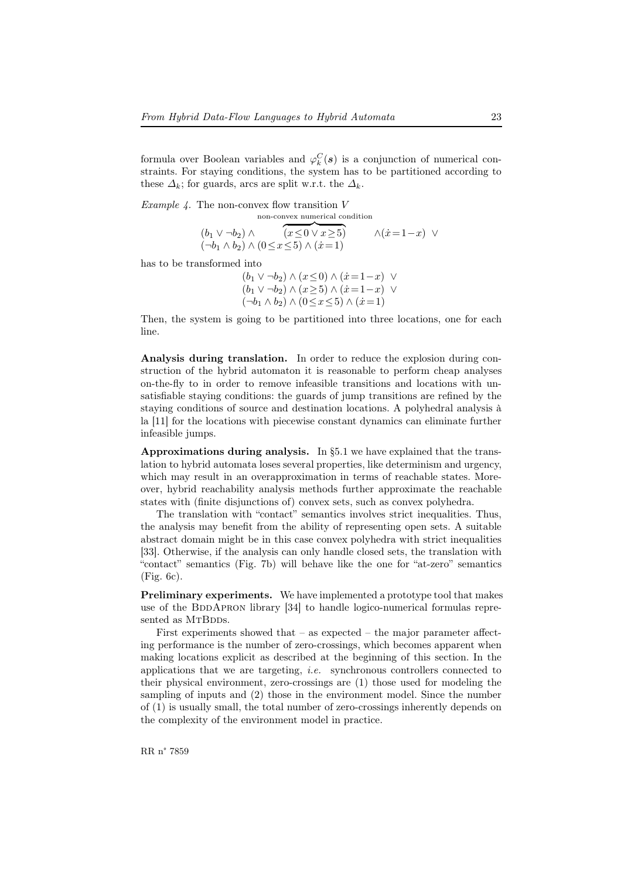formula over Boolean variables and $\varphi_k^C(\boldsymbol{s})$ is a conjunction of numerical constraints. For staying conditions, the system has to be partitioned according to these $\Delta_k$; for guards, arcs are split w.r.t. the $\Delta_k$.

*Example 4.* The non-convex flow transition $V$

$$\begin{array}{l}(b_1 \vee \neg b_2) \wedge \overbrace{(x \leq 0 \vee x \geq 5)}^{\text{non-convex numerical condition}} \wedge (\dot{x} = 1 - x) \;\vee \\ (\neg b_1 \wedge b_2) \wedge (0 \leq x \leq 5) \wedge (\dot{x} = 1)\end{array}$$

has to be transformed into

$$\begin{array}{l}(b_1 \vee \neg b_2) \wedge (x \leq 0) \wedge (\dot{x} = 1 - x) \;\vee \\ (b_1 \vee \neg b_2) \wedge (x \geq 5) \wedge (\dot{x} = 1 - x) \;\vee \\ (\neg b_1 \wedge b_2) \wedge (0 \leq x \leq 5) \wedge (\dot{x} = 1)\end{array}$$

Then, the system is going to be partitioned into three locations, one for each line.

**Analysis during translation.** In order to reduce the explosion during construction of the hybrid automaton it is reasonable to perform cheap analyses on-the-fly to in order to remove infeasible transitions and locations with unsatisfiable staying conditions: the guards of jump transitions are refined by the staying conditions of source and destination locations. A polyhedral analysis à la [11] for the locations with piecewise constant dynamics can eliminate further infeasible jumps.

**Approximations during analysis.** In §5.1 we have explained that the translation to hybrid automata loses several properties, like determinism and urgency, which may result in an overapproximation in terms of reachable states. Moreover, hybrid reachability analysis methods further approximate the reachable states with (finite disjunctions of) convex sets, such as convex polyhedra.

The translation with "contact" semantics involves strict inequalities. Thus, the analysis may benefit from the ability of representing open sets. A suitable abstract domain might be in this case convex polyhedra with strict inequalities [33]. Otherwise, if the analysis can only handle closed sets, the translation with "contact" semantics (Fig. 7b) will behave like the one for "at-zero" semantics (Fig. 6c).

**Preliminary experiments.** We have implemented a prototype tool that makes use of the BddApron library [34] to handle logico-numerical formulas represented as MtBdds.

First experiments showed that – as expected – the major parameter affecting performance is the number of zero-crossings, which becomes apparent when making locations explicit as described at the beginning of this section. In the applications that we are targeting, *i.e.* synchronous controllers connected to their physical environment, zero-crossings are (1) those used for modeling the sampling of inputs and (2) those in the environment model. Since the number of (1) is usually small, the total number of zero-crossings inherently depends on the complexity of the environment model in practice.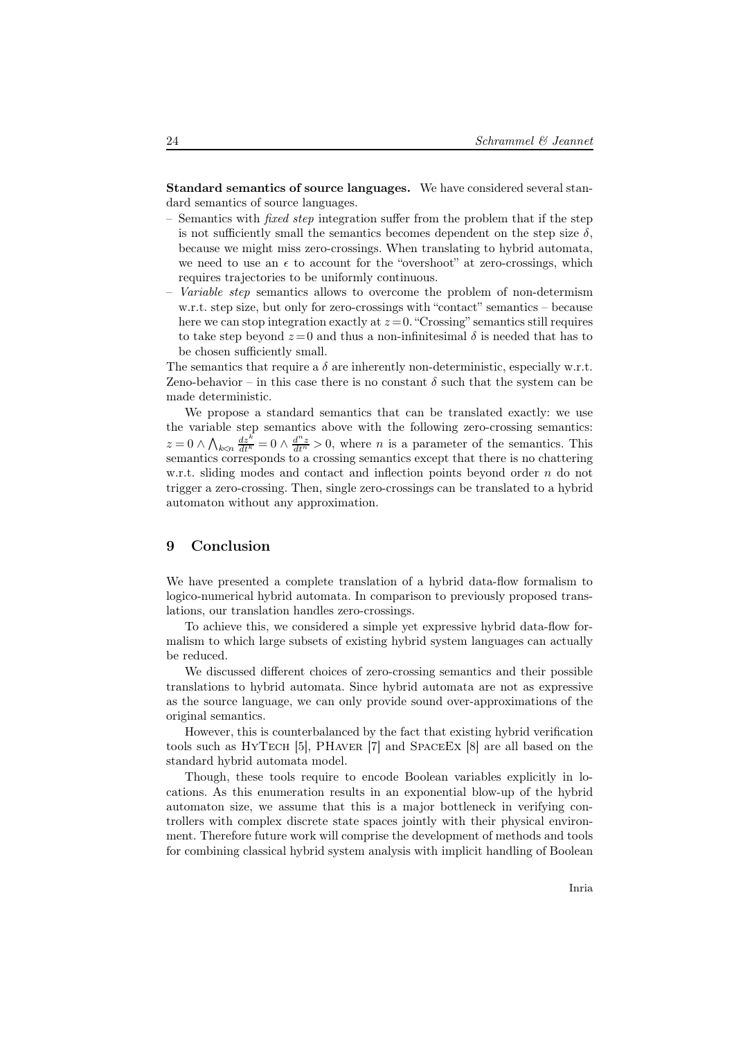**Standard semantics of source languages.** We have considered several standard semantics of source languages.

– Semantics with *fixed step* integration suffer from the problem that if the step is not sufficiently small the semantics becomes dependent on the step size $\delta$, because we might miss zero-crossings. When translating to hybrid automata, we need to use an $\epsilon$ to account for the "overshoot" at zero-crossings, which requires trajectories to be uniformly continuous.

– *Variable step* semantics allows to overcome the problem of non-determism w.r.t. step size, but only for zero-crossings with "contact" semantics – because here we can stop integration exactly at $z = 0$. "Crossing" semantics still requires to take step beyond $z = 0$ and thus a non-infinitesimal $\delta$ is needed that has to be chosen sufficiently small.

The semantics that require a $\delta$ are inherently non-deterministic, especially w.r.t. Zeno-behavior – in this case there is no constant $\delta$ such that the system can be made deterministic.

We propose a standard semantics that can be translated exactly: we use the variable step semantics above with the following zero-crossing semantics: $z = 0 \wedge \bigwedge_{k<n} \frac{dz^k}{dt^k} = 0 \wedge \frac{d^n z}{dt^n} > 0$, where $n$ is a parameter of the semantics. This semantics corresponds to a crossing semantics except that there is no chattering w.r.t. sliding modes and contact and inflection points beyond order $n$ do not trigger a zero-crossing. Then, single zero-crossings can be translated to a hybrid automaton without any approximation.

## 9 Conclusion

We have presented a complete translation of a hybrid data-flow formalism to logico-numerical hybrid automata. In comparison to previously proposed translations, our translation handles zero-crossings.

To achieve this, we considered a simple yet expressive hybrid data-flow formalism to which large subsets of existing hybrid system languages can actually be reduced.

We discussed different choices of zero-crossing semantics and their possible translations to hybrid automata. Since hybrid automata are not as expressive as the source language, we can only provide sound over-approximations of the original semantics.

However, this is counterbalanced by the fact that existing hybrid verification tools such as HyTech [5], PHaver [7] and SpaceEx [8] are all based on the standard hybrid automata model.

Though, these tools require to encode Boolean variables explicitly in locations. As this enumeration results in an exponential blow-up of the hybrid automaton size, we assume that this is a major bottleneck in verifying controllers with complex discrete state spaces jointly with their physical environment. Therefore future work will comprise the development of methods and tools for combining classical hybrid system analysis with implicit handling of Boolean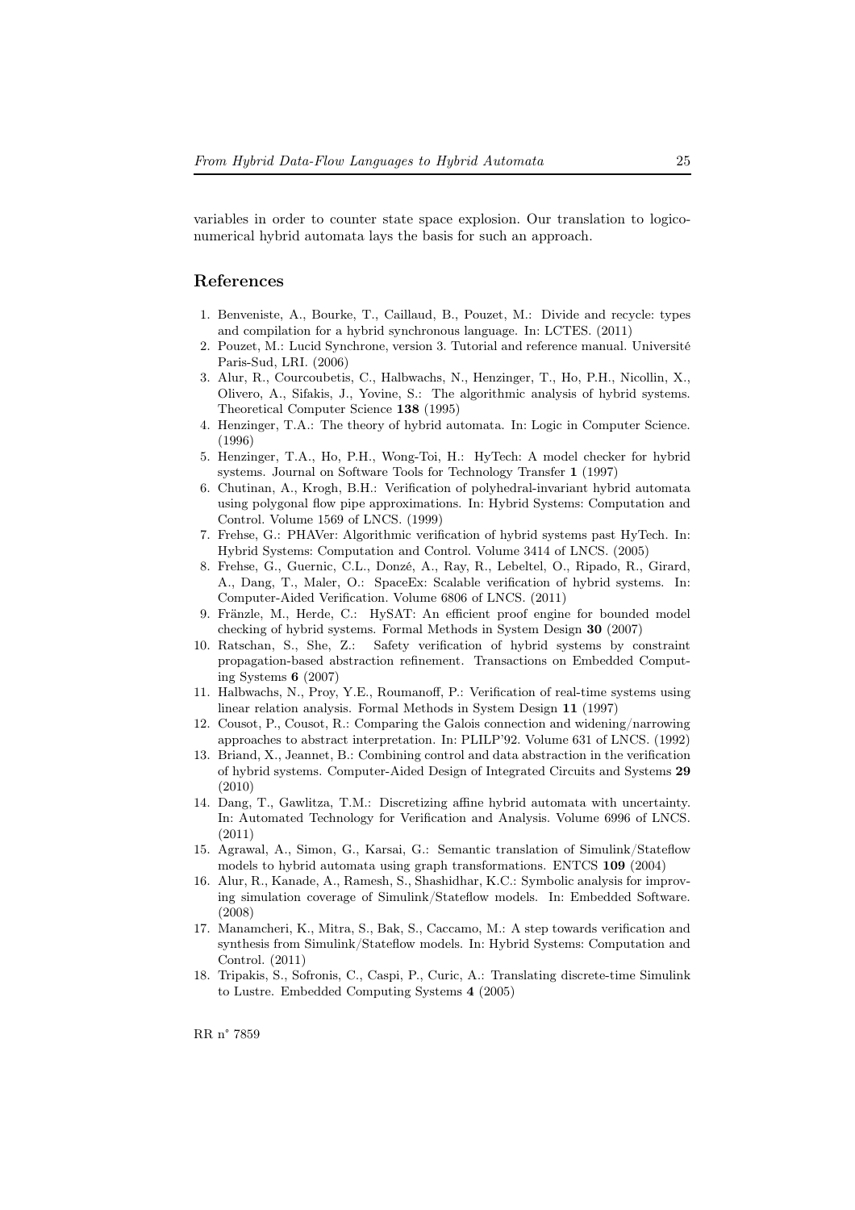variables in order to counter state space explosion. Our translation to logico-numerical hybrid automata lays the basis for such an approach.

## References

1. Benveniste, A., Bourke, T., Caillaud, B., Pouzet, M.: Divide and recycle: types and compilation for a hybrid synchronous language. In: LCTES. (2011)
2. Pouzet, M.: Lucid Synchrone, version 3. Tutorial and reference manual. Université Paris-Sud, LRI. (2006)
3. Alur, R., Courcoubetis, C., Halbwachs, N., Henzinger, T., Ho, P.H., Nicollin, X., Olivero, A., Sifakis, J., Yovine, S.: The algorithmic analysis of hybrid systems. Theoretical Computer Science **138** (1995)
4. Henzinger, T.A.: The theory of hybrid automata. In: Logic in Computer Science. (1996)
5. Henzinger, T.A., Ho, P.H., Wong-Toi, H.: HyTech: A model checker for hybrid systems. Journal on Software Tools for Technology Transfer **1** (1997)
6. Chutinan, A., Krogh, B.H.: Verification of polyhedral-invariant hybrid automata using polygonal flow pipe approximations. In: Hybrid Systems: Computation and Control. Volume 1569 of LNCS. (1999)
7. Frehse, G.: PHAVer: Algorithmic verification of hybrid systems past HyTech. In: Hybrid Systems: Computation and Control. Volume 3414 of LNCS. (2005)
8. Frehse, G., Guernic, C.L., Donzé, A., Ray, R., Lebeltel, O., Ripado, R., Girard, A., Dang, T., Maler, O.: SpaceEx: Scalable verification of hybrid systems. In: Computer-Aided Verification. Volume 6806 of LNCS. (2011)
9. Fränzle, M., Herde, C.: HySAT: An efficient proof engine for bounded model checking of hybrid systems. Formal Methods in System Design **30** (2007)
10. Ratschan, S., She, Z.: Safety verification of hybrid systems by constraint propagation-based abstraction refinement. Transactions on Embedded Computing Systems **6** (2007)
11. Halbwachs, N., Proy, Y.E., Roumanoff, P.: Verification of real-time systems using linear relation analysis. Formal Methods in System Design **11** (1997)
12. Cousot, P., Cousot, R.: Comparing the Galois connection and widening/narrowing approaches to abstract interpretation. In: PLILP'92. Volume 631 of LNCS. (1992)
13. Briand, X., Jeannet, B.: Combining control and data abstraction in the verification of hybrid systems. Computer-Aided Design of Integrated Circuits and Systems **29** (2010)
14. Dang, T., Gawlitza, T.M.: Discretizing affine hybrid automata with uncertainty. In: Automated Technology for Verification and Analysis. Volume 6996 of LNCS. (2011)
15. Agrawal, A., Simon, G., Karsai, G.: Semantic translation of Simulink/Stateflow models to hybrid automata using graph transformations. ENTCS **109** (2004)
16. Alur, R., Kanade, A., Ramesh, S., Shashidhar, K.C.: Symbolic analysis for improving simulation coverage of Simulink/Stateflow models. In: Embedded Software. (2008)
17. Manamcheri, K., Mitra, S., Bak, S., Caccamo, M.: A step towards verification and synthesis from Simulink/Stateflow models. In: Hybrid Systems: Computation and Control. (2011)
18. Tripakis, S., Sofronis, C., Caspi, P., Curic, A.: Translating discrete-time Simulink to Lustre. Embedded Computing Systems **4** (2005)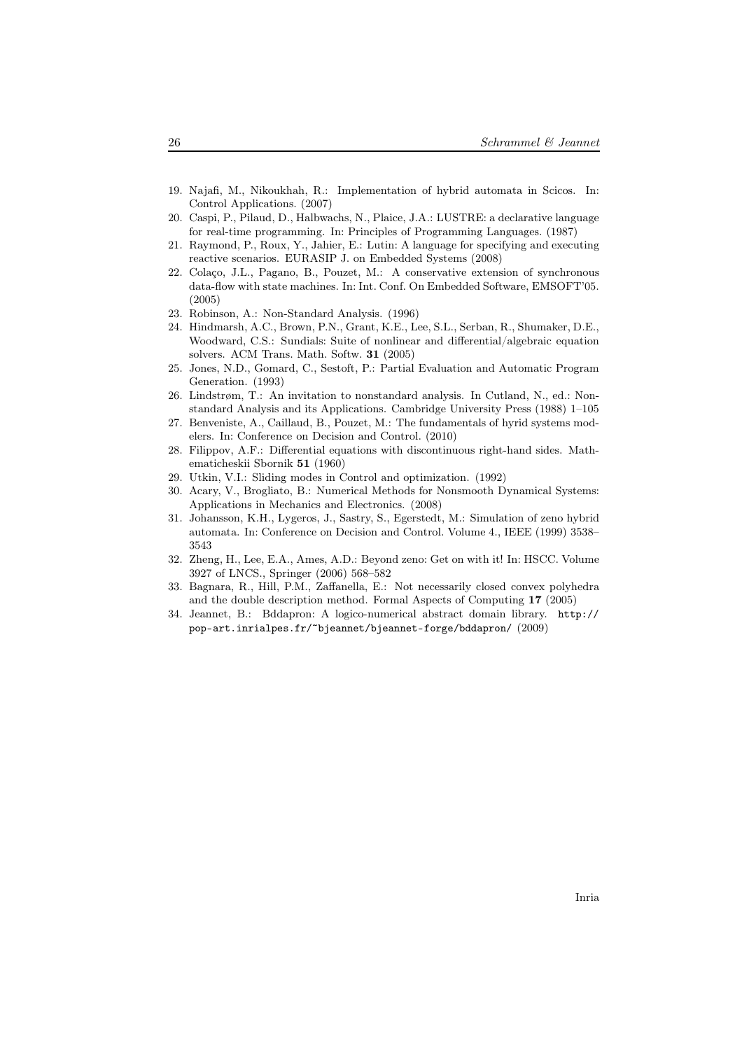19. Najafi, M., Nikoukhah, R.: Implementation of hybrid automata in Scicos. In: Control Applications. (2007)
20. Caspi, P., Pilaud, D., Halbwachs, N., Plaice, J.A.: LUSTRE: a declarative language for real-time programming. In: Principles of Programming Languages. (1987)
21. Raymond, P., Roux, Y., Jahier, E.: Lutin: A language for specifying and executing reactive scenarios. EURASIP J. on Embedded Systems (2008)
22. Colaço, J.L., Pagano, B., Pouzet, M.: A conservative extension of synchronous data-flow with state machines. In: Int. Conf. On Embedded Software, EMSOFT'05. (2005)
23. Robinson, A.: Non-Standard Analysis. (1996)
24. Hindmarsh, A.C., Brown, P.N., Grant, K.E., Lee, S.L., Serban, R., Shumaker, D.E., Woodward, C.S.: Sundials: Suite of nonlinear and differential/algebraic equation solvers. ACM Trans. Math. Softw. **31** (2005)
25. Jones, N.D., Gomard, C., Sestoft, P.: Partial Evaluation and Automatic Program Generation. (1993)
26. Lindstrøm, T.: An invitation to nonstandard analysis. In Cutland, N., ed.: Nonstandard Analysis and its Applications. Cambridge University Press (1988) 1–105
27. Benveniste, A., Caillaud, B., Pouzet, M.: The fundamentals of hyrid systems modelers. In: Conference on Decision and Control. (2010)
28. Filippov, A.F.: Differential equations with discontinuous right-hand sides. Matheraticheskii Sbornik **51** (1960)
29. Utkin, V.I.: Sliding modes in Control and optimization. (1992)
30. Acary, V., Brogliato, B.: Numerical Methods for Nonsmooth Dynamical Systems: Applications in Mechanics and Electronics. (2008)
31. Johansson, K.H., Lygeros, J., Sastry, S., Egerstedt, M.: Simulation of zeno hybrid automata. In: Conference on Decision and Control. Volume 4., IEEE (1999) 3538–3543
32. Zheng, H., Lee, E.A., Ames, A.D.: Beyond zeno: Get on with it! In: HSCC. Volume 3927 of LNCS., Springer (2006) 568–582
33. Bagnara, R., Hill, P.M., Zaffanella, E.: Not necessarily closed convex polyhedra and the double description method. Formal Aspects of Computing **17** (2005)
34. Jeannet, B.: Bddapron: A logico-numerical abstract domain library. `http://pop-art.inrialpes.fr/~bjeannet/bjeannet-forge/bddapron/` (2009)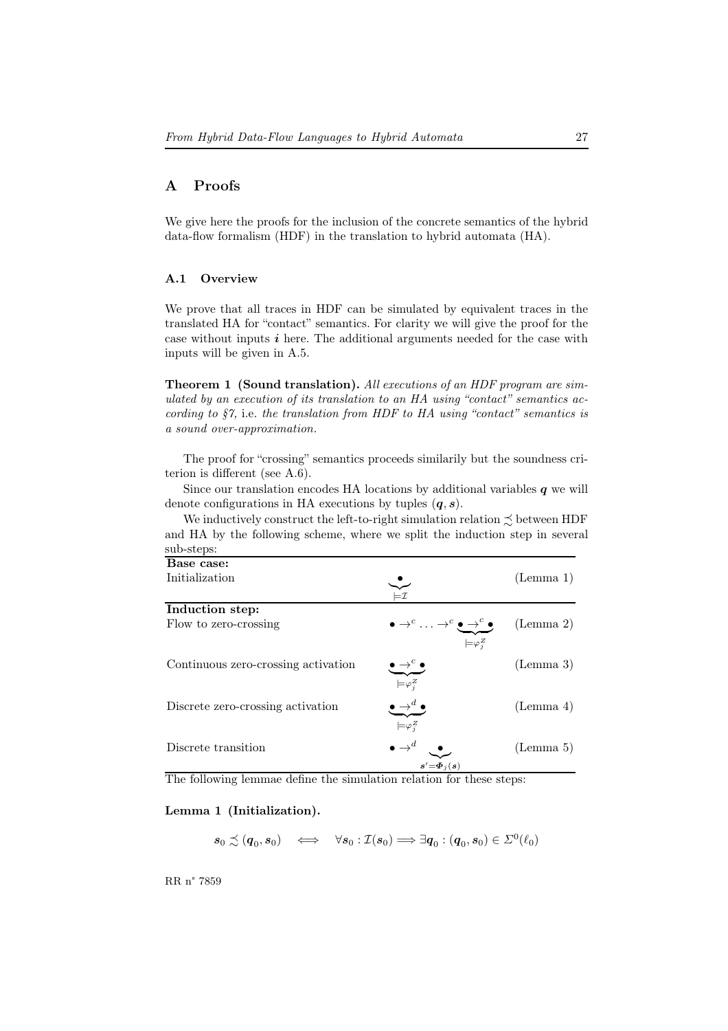# A Proofs

We give here the proofs for the inclusion of the concrete semantics of the hybrid data-flow formalism (HDF) in the translation to hybrid automata (HA).

## A.1 Overview

We prove that all traces in HDF can be simulated by equivalent traces in the translated HA for "contact" semantics. For clarity we will give the proof for the case without inputs $\boldsymbol{i}$ here. The additional arguments needed for the case with inputs will be given in A.5.

**Theorem 1 (Sound translation).** *All executions of an HDF program are simulated by an execution of its translation to an HA using "contact" semantics according to §7, i.e. the translation from HDF to HA using "contact" semantics is a sound over-approximation.*

The proof for "crossing" semantics proceeds similarly but the soundness criterion is different (see A.6).

Since our translation encodes HA locations by additional variables $\boldsymbol{q}$ we will denote configurations in HA executions by tuples $(\boldsymbol{q}, \boldsymbol{s})$.

We inductively construct the left-to-right simulation relation $\precsim$ between HDF and HA by the following scheme, where we split the induction step in several sub-steps:

| | | |
|---|---|---|
| **Base case:** | | |
| Initialization | $\underbrace{\bullet}_{\models \mathcal{I}}$ | (Lemma 1) |
| **Induction step:** | | |
| Flow to zero-crossing | $\bullet \to^c \ldots \to^c \underbrace{\bullet \to^c \bullet}_{\models \varphi_j^Z}$ | (Lemma 2) |
| Continuous zero-crossing activation | $\underbrace{\bullet \to^c \bullet}_{\models \varphi_j^Z}$ | (Lemma 3) |
| Discrete zero-crossing activation | $\underbrace{\bullet \to^d \bullet}_{\models \varphi_j^Z}$ | (Lemma 4) |
| Discrete transition | $\bullet \to^d \underbrace{\bullet}_{\boldsymbol{s}' = \boldsymbol{\Phi}_j(\boldsymbol{s})}$ | (Lemma 5) |

The following lemmae define the simulation relation for these steps:

**Lemma 1 (Initialization).**

$$\boldsymbol{s}_0 \precsim (\boldsymbol{q}_0, \boldsymbol{s}_0) \iff \forall \boldsymbol{s}_0 : \mathcal{I}(\boldsymbol{s}_0) \Longrightarrow \exists \boldsymbol{q}_0 : (\boldsymbol{q}_0, \boldsymbol{s}_0) \in \Sigma^0(\ell_0)$$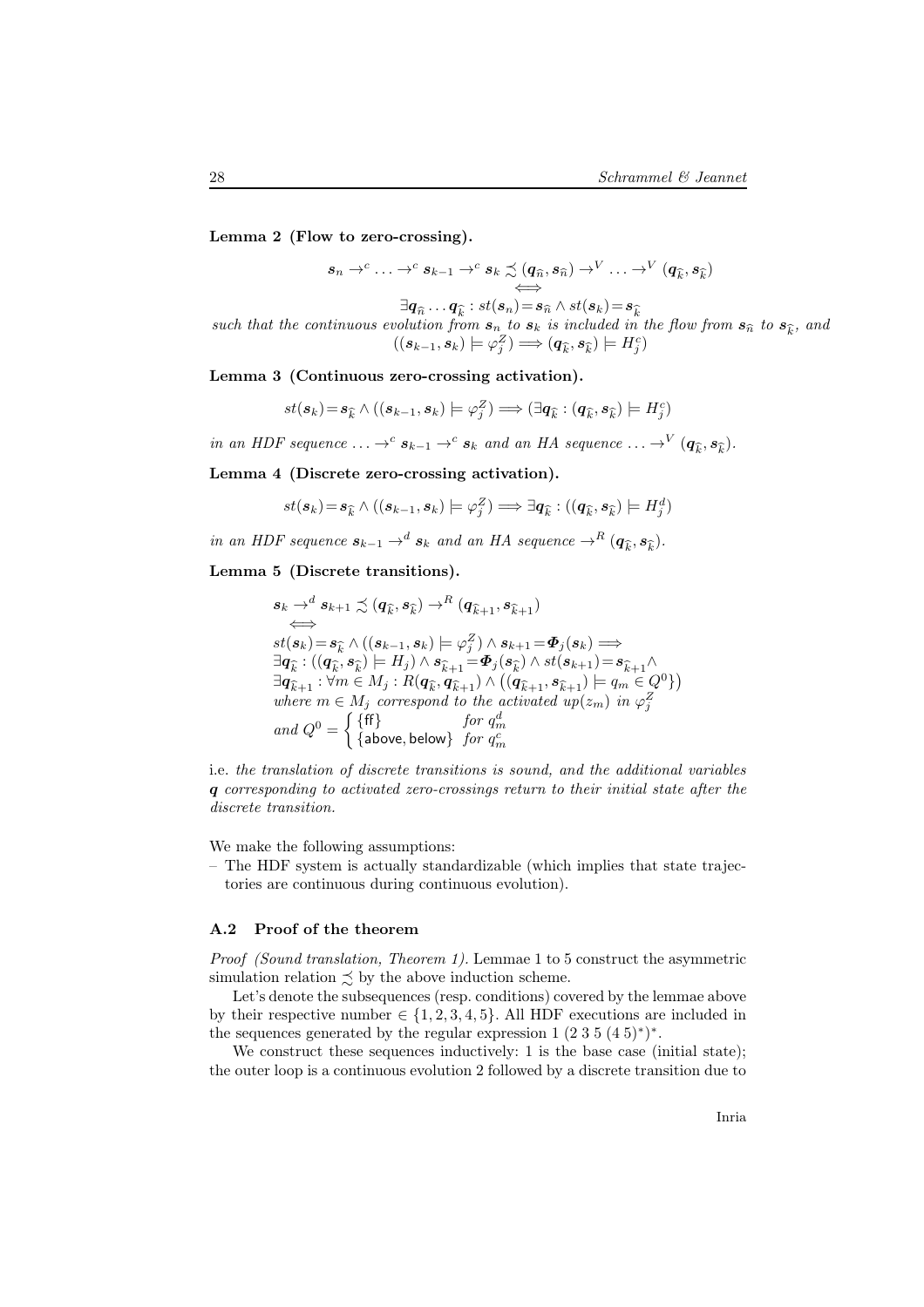**Lemma 2 (Flow to zero-crossing).**

$$\boldsymbol{s}_n \rightarrow^c \ldots \rightarrow^c \boldsymbol{s}_{k-1} \rightarrow^c \boldsymbol{s}_k \precsim (\boldsymbol{q}_{\widehat{n}}, \boldsymbol{s}_{\widehat{n}}) \rightarrow^V \ldots \rightarrow^V (\boldsymbol{q}_{\widehat{k}}, \boldsymbol{s}_{\widehat{k}})$$
$$\Longleftrightarrow$$
$$\exists \boldsymbol{q}_{\widehat{n}} \ldots \boldsymbol{q}_{\widehat{k}} : st(\boldsymbol{s}_n) = \boldsymbol{s}_{\widehat{n}} \wedge st(\boldsymbol{s}_k) = \boldsymbol{s}_{\widehat{k}}$$

*such that the continuous evolution from $\boldsymbol{s}_n$ to $\boldsymbol{s}_k$ is included in the flow from $\boldsymbol{s}_{\widehat{n}}$ to $\boldsymbol{s}_{\widehat{k}}$, and*

$$((\boldsymbol{s}_{k-1}, \boldsymbol{s}_k) \models \varphi_j^Z) \Longrightarrow (\boldsymbol{q}_{\widehat{k}}, \boldsymbol{s}_{\widehat{k}}) \models H_j^c)$$

**Lemma 3 (Continuous zero-crossing activation).**

$$st(\boldsymbol{s}_k) = \boldsymbol{s}_{\widehat{k}} \wedge ((\boldsymbol{s}_{k-1}, \boldsymbol{s}_k) \models \varphi_j^Z) \Longrightarrow (\exists \boldsymbol{q}_{\widehat{k}} : (\boldsymbol{q}_{\widehat{k}}, \boldsymbol{s}_{\widehat{k}}) \models H_j^c)$$

*in an HDF sequence $\ldots \rightarrow^c \boldsymbol{s}_{k-1} \rightarrow^c \boldsymbol{s}_k$ and an HA sequence $\ldots \rightarrow^V (\boldsymbol{q}_{\widehat{k}}, \boldsymbol{s}_{\widehat{k}})$.*

**Lemma 4 (Discrete zero-crossing activation).**

$$st(\boldsymbol{s}_k) = \boldsymbol{s}_{\widehat{k}} \wedge ((\boldsymbol{s}_{k-1}, \boldsymbol{s}_k) \models \varphi_j^Z) \Longrightarrow \exists \boldsymbol{q}_{\widehat{k}} : ((\boldsymbol{q}_{\widehat{k}}, \boldsymbol{s}_{\widehat{k}}) \models H_j^d)$$

*in an HDF sequence $\boldsymbol{s}_{k-1} \rightarrow^d \boldsymbol{s}_k$ and an HA sequence $\rightarrow^R (\boldsymbol{q}_{\widehat{k}}, \boldsymbol{s}_{\widehat{k}})$.*

**Lemma 5 (Discrete transitions).**

$$\begin{array}{l}
\boldsymbol{s}_k \rightarrow^d \boldsymbol{s}_{k+1} \precsim (\boldsymbol{q}_{\widehat{k}}, \boldsymbol{s}_{\widehat{k}}) \rightarrow^R (\boldsymbol{q}_{\widehat{k+1}}, \boldsymbol{s}_{\widehat{k+1}}) \\
\quad\Longleftrightarrow \\
st(\boldsymbol{s}_k) = \boldsymbol{s}_{\widehat{k}} \wedge ((\boldsymbol{s}_{k-1}, \boldsymbol{s}_k) \models \varphi_j^Z) \wedge \boldsymbol{s}_{k+1} = \boldsymbol{\Phi}_j(\boldsymbol{s}_k) \Longrightarrow \\
\exists \boldsymbol{q}_{\widehat{k}} : ((\boldsymbol{q}_{\widehat{k}}, \boldsymbol{s}_{\widehat{k}}) \models H_j) \wedge \boldsymbol{s}_{\widehat{k+1}} = \boldsymbol{\Phi}_j(\boldsymbol{s}_{\widehat{k}}) \wedge st(\boldsymbol{s}_{k+1}) = \boldsymbol{s}_{\widehat{k+1}} \wedge \\
\exists \boldsymbol{q}_{\widehat{k+1}} : \forall m \in M_j : R(\boldsymbol{q}_{\widehat{k}}, \boldsymbol{q}_{\widehat{k+1}}) \wedge \big((\boldsymbol{q}_{\widehat{k+1}}, \boldsymbol{s}_{\widehat{k+1}}) \models q_m \in Q^0\big\}\big) \\
\text{where } m \in M_j \text{ correspond to the activated } up(z_m) \text{ in } \varphi_j^Z \\
\text{and } Q^0 = \begin{cases} \{\mathsf{ff}\} & \text{for } q_m^d \\ \{\mathsf{above}, \mathsf{below}\} & \text{for } q_m^c \end{cases}
\end{array}$$

i.e. *the translation of discrete transitions is sound, and the additional variables* $\boldsymbol{q}$ *corresponding to activated zero-crossings return to their initial state after the discrete transition.*

We make the following assumptions:

- The HDF system is actually standardizable (which implies that state trajectories are continuous during continuous evolution).

### A.2 Proof of the theorem

*Proof (Sound translation, Theorem 1).* Lemmae 1 to 5 construct the asymmetric simulation relation $\precsim$ by the above induction scheme.

Let's denote the subsequences (resp. conditions) covered by the lemmae above by their respective number $\in \{1, 2, 3, 4, 5\}$. All HDF executions are included in the sequences generated by the regular expression $1\ (2\ 3\ 5\ (4\ 5)^*)^*$.

We construct these sequences inductively: 1 is the base case (initial state); the outer loop is a continuous evolution 2 followed by a discrete transition due to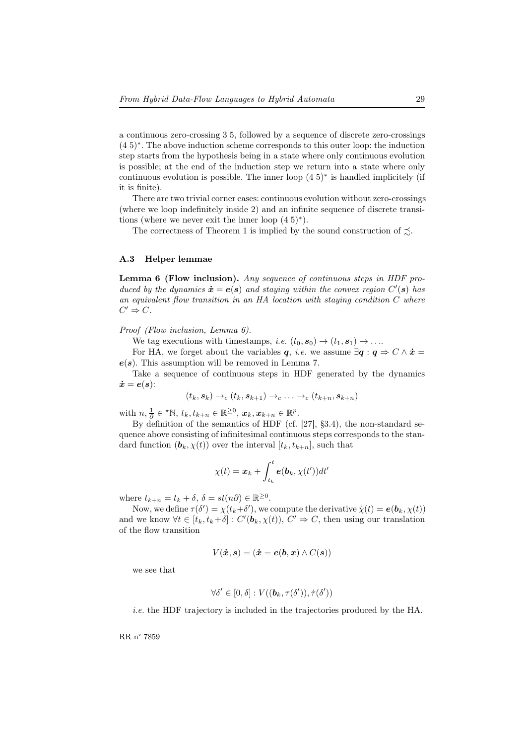a continuous zero-crossing 3 5, followed by a sequence of discrete zero-crossings $(4\ 5)^*$. The above induction scheme corresponds to this outer loop: the induction step starts from the hypothesis being in a state where only continuous evolution is possible; at the end of the induction step we return into a state where only continuous evolution is possible. The inner loop $(4\ 5)^*$ is handled implicitely (if it is finite).

There are two trivial corner cases: continuous evolution without zero-crossings (where we loop indefinitely inside 2) and an infinite sequence of discrete transitions (where we never exit the inner loop $(4\ 5)^*$).

The correctness of Theorem 1 is implied by the sound construction of $\precsim$.

### A.3 Helper lemmae

**Lemma 6 (Flow inclusion).** *Any sequence of continuous steps in HDF produced by the dynamics $\dot{\boldsymbol{x}} = \boldsymbol{e}(\boldsymbol{s})$ and staying within the convex region $C'(\boldsymbol{s})$ has an equivalent flow transition in an HA location with staying condition $C$ where $C' \Rightarrow C$.*

*Proof (Flow inclusion, Lemma 6).*

We tag executions with timestamps, *i.e.* $(t_0, \boldsymbol{s}_0) \rightarrow (t_1, \boldsymbol{s}_1) \rightarrow \ldots$.

For HA, we forget about the variables $\boldsymbol{q}$, *i.e.* we assume $\exists \boldsymbol{q} : \boldsymbol{q} \Rightarrow C \wedge \dot{\boldsymbol{x}} = \boldsymbol{e}(\boldsymbol{s})$. This assumption will be removed in Lemma 7.

Take a sequence of continuous steps in HDF generated by the dynamics $\dot{\boldsymbol{x}} = \boldsymbol{e}(\boldsymbol{s})$:

$$(t_k, \boldsymbol{s}_k) \rightarrow_c (t_k, \boldsymbol{s}_{k+1}) \rightarrow_c \ldots \rightarrow_c (t_{k+n}, \boldsymbol{s}_{k+n})$$

with $n, \frac{1}{\partial} \in {}^*\mathbb{N}$, $t_k, t_{k+n} \in \mathbb{R}^{\geq 0}$, $\boldsymbol{x}_k, \boldsymbol{x}_{k+n} \in \mathbb{R}^p$.

By definition of the semantics of HDF (cf. [27], §3.4), the non-standard sequence above consisting of infinitesimal continuous steps corresponds to the standard function $(\boldsymbol{b}_k, \chi(t))$ over the interval $[t_k, t_{k+n}]$, such that

$$\chi(t) = \boldsymbol{x}_k + \int_{t_k}^{t} \boldsymbol{e}(\boldsymbol{b}_k, \chi(t'))dt'$$

where $t_{k+n} = t_k + \delta$, $\delta = st(n\partial) \in \mathbb{R}^{\geq 0}$.

Now, we define $\tau(\delta') = \chi(t_k+\delta')$, we compute the derivative $\dot{\chi}(t) = \boldsymbol{e}(\boldsymbol{b}_k, \chi(t))$ and we know $\forall t \in [t_k, t_k+\delta] : C'(\boldsymbol{b}_k, \chi(t))$, $C' \Rightarrow C$, then using our translation of the flow transition

$$V(\dot{\boldsymbol{x}}, \boldsymbol{s}) = (\dot{\boldsymbol{x}} = \boldsymbol{e}(\boldsymbol{b}, \boldsymbol{x}) \wedge C(\boldsymbol{s}))$$

we see that

$$\forall \delta' \in [0, \delta] : V((\boldsymbol{b}_k, \tau(\delta')), \dot{\tau}(\delta'))$$

*i.e.* the HDF trajectory is included in the trajectories produced by the HA.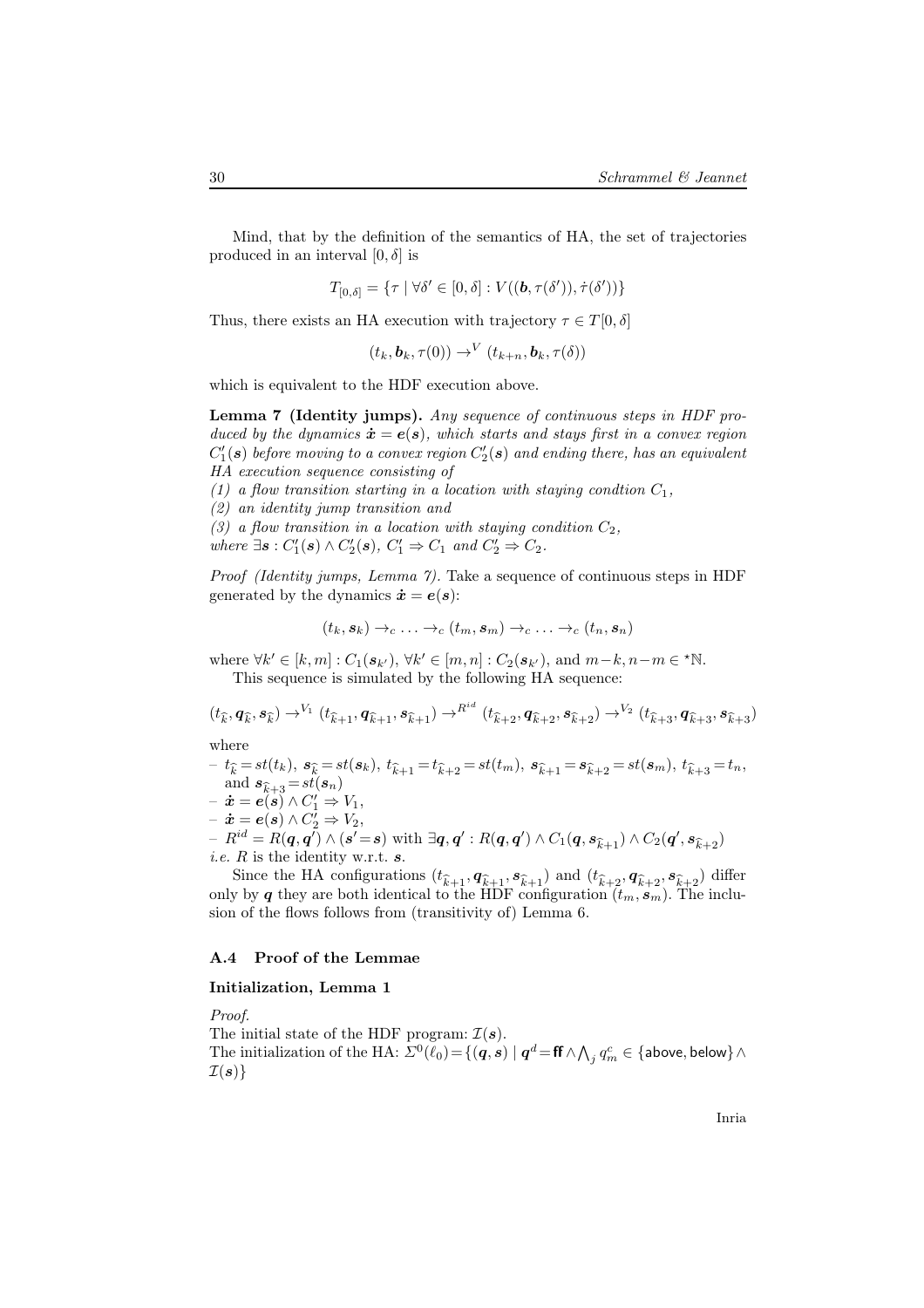Mind, that by the definition of the semantics of HA, the set of trajectories produced in an interval $[0, \delta]$ is

$$T_{[0,\delta]} = \{\tau \mid \forall \delta' \in [0, \delta] : V((\boldsymbol{b}, \tau(\delta')), \dot{\tau}(\delta'))\}$$

Thus, there exists an HA execution with trajectory $\tau \in T[0, \delta]$

$$(t_k, \boldsymbol{b}_k, \tau(0)) \rightarrow^V (t_{k+n}, \boldsymbol{b}_k, \tau(\delta))$$

which is equivalent to the HDF execution above.

**Lemma 7 (Identity jumps).** *Any sequence of continuous steps in HDF produced by the dynamics $\dot{\boldsymbol{x}} = \boldsymbol{e}(\boldsymbol{s})$, which starts and stays first in a convex region $C_1'(\boldsymbol{s})$ before moving to a convex region $C_2'(\boldsymbol{s})$ and ending there, has an equivalent HA execution sequence consisting of*
*(1) a flow transition starting in a location with staying condtion $C_1$,*
*(2) an identity jump transition and*
*(3) a flow transition in a location with staying condition $C_2$,*
*where $\exists \boldsymbol{s} : C_1'(\boldsymbol{s}) \wedge C_2'(\boldsymbol{s})$, $C_1' \Rightarrow C_1$ and $C_2' \Rightarrow C_2$.*

*Proof (Identity jumps, Lemma 7).* Take a sequence of continuous steps in HDF generated by the dynamics $\dot{\boldsymbol{x}} = \boldsymbol{e}(\boldsymbol{s})$:

$$(t_k, \boldsymbol{s}_k) \rightarrow_c \ldots \rightarrow_c (t_m, \boldsymbol{s}_m) \rightarrow_c \ldots \rightarrow_c (t_n, \boldsymbol{s}_n)$$

where $\forall k' \in [k, m] : C_1(\boldsymbol{s}_{k'})$, $\forall k' \in [m, n] : C_2(\boldsymbol{s}_{k'})$, and $m-k, n-m \in {}^\star\mathbb{N}$.

This sequence is simulated by the following HA sequence:

$$(t_{\widehat{k}}, \boldsymbol{q}_{\widehat{k}}, \boldsymbol{s}_{\widehat{k}}) \rightarrow^{V_1} (t_{\widehat{k}+1}, \boldsymbol{q}_{\widehat{k}+1}, \boldsymbol{s}_{\widehat{k}+1}) \rightarrow^{R^{id}} (t_{\widehat{k}+2}, \boldsymbol{q}_{\widehat{k}+2}, \boldsymbol{s}_{\widehat{k}+2}) \rightarrow^{V_2} (t_{\widehat{k}+3}, \boldsymbol{q}_{\widehat{k}+3}, \boldsymbol{s}_{\widehat{k}+3})$$

where

- $t_{\widehat{k}} = st(t_k)$, $\boldsymbol{s}_{\widehat{k}} = st(\boldsymbol{s}_k)$, $t_{\widehat{k}+1} = t_{\widehat{k}+2} = st(t_m)$, $\boldsymbol{s}_{\widehat{k}+1} = \boldsymbol{s}_{\widehat{k}+2} = st(\boldsymbol{s}_m)$, $t_{\widehat{k}+3} = t_n$, and $\boldsymbol{s}_{\widehat{k}+3} = st(\boldsymbol{s}_n)$
- $\dot{\boldsymbol{x}} = \boldsymbol{e}(\boldsymbol{s}) \wedge C_1' \Rightarrow V_1$,
- $\dot{\boldsymbol{x}} = \boldsymbol{e}(\boldsymbol{s}) \wedge C_2' \Rightarrow V_2$,
- $R^{id} = R(\boldsymbol{q}, \boldsymbol{q}') \wedge (\boldsymbol{s}' = \boldsymbol{s})$ with $\exists \boldsymbol{q}, \boldsymbol{q}' : R(\boldsymbol{q}, \boldsymbol{q}') \wedge C_1(\boldsymbol{q}, \boldsymbol{s}_{\widehat{k}+1}) \wedge C_2(\boldsymbol{q}', \boldsymbol{s}_{\widehat{k}+2})$

*i.e.* $R$ is the identity w.r.t. $\boldsymbol{s}$.

Since the HA configurations $(t_{\widehat{k}+1}, \boldsymbol{q}_{\widehat{k}+1}, \boldsymbol{s}_{\widehat{k}+1})$ and $(t_{\widehat{k}+2}, \boldsymbol{q}_{\widehat{k}+2}, \boldsymbol{s}_{\widehat{k}+2})$ differ only by $\boldsymbol{q}$ they are both identical to the HDF configuration $(t_m, \boldsymbol{s}_m)$. The inclusion of the flows follows from (transitivity of) Lemma 6.

### A.4 Proof of the Lemmae

**Initialization, Lemma 1**

*Proof.*
The initial state of the HDF program: $\mathcal{I}(\boldsymbol{s})$.
The initialization of the HA: $\Sigma^0(\ell_0) = \{(\boldsymbol{q}, \boldsymbol{s}) \mid \boldsymbol{q}^d = \mathsf{ff} \wedge \bigwedge_j q_m^c \in \{\mathsf{above}, \mathsf{below}\} \wedge \mathcal{I}(\boldsymbol{s})\}$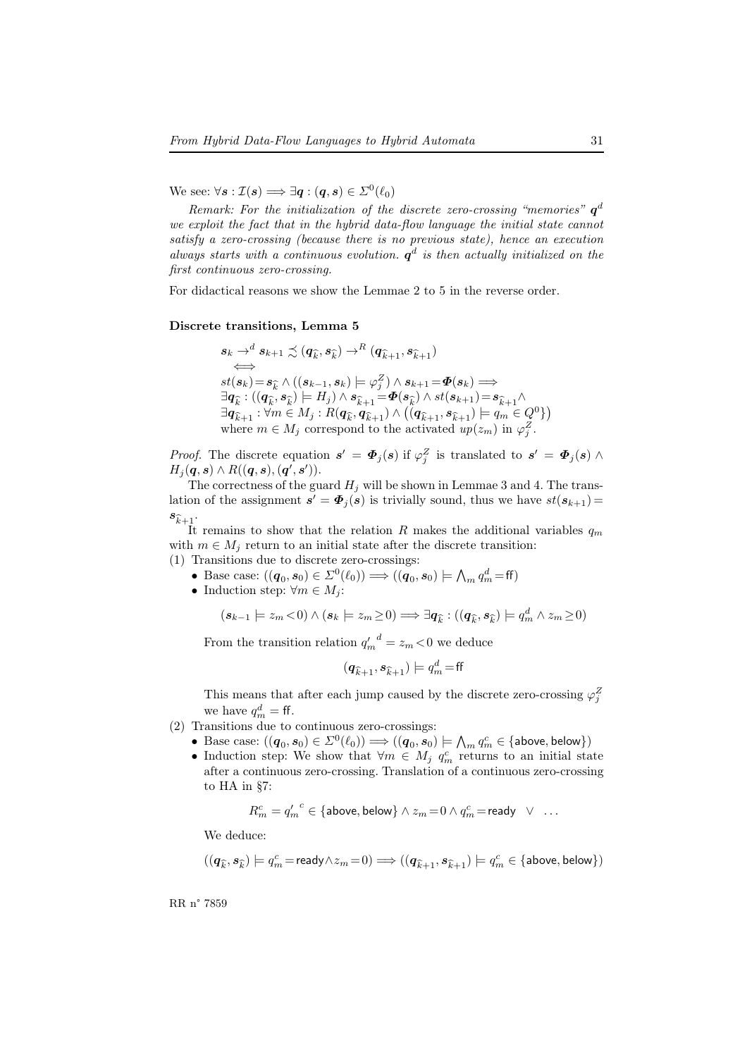We see: $\forall \boldsymbol{s} : \mathcal{I}(\boldsymbol{s}) \Longrightarrow \exists \boldsymbol{q} : (\boldsymbol{q}, \boldsymbol{s}) \in \Sigma^0(\ell_0)$

*Remark: For the initialization of the discrete zero-crossing "memories" $\boldsymbol{q}^d$ we exploit the fact that in the hybrid data-flow language the initial state cannot satisfy a zero-crossing (because there is no previous state), hence an execution always starts with a continuous evolution. $\boldsymbol{q}^d$ is then actually initialized on the first continuous zero-crossing.*

For didactical reasons we show the Lemmae 2 to 5 in the reverse order.

**Discrete transitions, Lemma 5**

$$
\begin{array}{l}
\boldsymbol{s}_k \rightarrow^d \boldsymbol{s}_{k+1} \precsim (\boldsymbol{q}_{\widehat{k}}, \boldsymbol{s}_{\widehat{k}}) \rightarrow^R (\boldsymbol{q}_{\widehat{k+1}}, \boldsymbol{s}_{\widehat{k+1}}) \\
\quad \Longleftrightarrow \\
st(\boldsymbol{s}_k) = \boldsymbol{s}_{\widehat{k}} \wedge ((\boldsymbol{s}_{k-1}, \boldsymbol{s}_k) \models \varphi_j^Z) \wedge \boldsymbol{s}_{k+1} = \boldsymbol{\Phi}(\boldsymbol{s}_k) \Longrightarrow \\
\exists \boldsymbol{q}_{\widehat{k}} : ((\boldsymbol{q}_{\widehat{k}}, \boldsymbol{s}_{\widehat{k}}) \models H_j) \wedge \boldsymbol{s}_{\widehat{k+1}} = \boldsymbol{\Phi}(\boldsymbol{s}_{\widehat{k}}) \wedge st(\boldsymbol{s}_{k+1}) = \boldsymbol{s}_{\widehat{k+1}} \wedge \\
\exists \boldsymbol{q}_{\widehat{k+1}} : \forall m \in M_j : R(\boldsymbol{q}_{\widehat{k}}, \boldsymbol{q}_{\widehat{k+1}}) \wedge \left((\boldsymbol{q}_{\widehat{k+1}}, \boldsymbol{s}_{\widehat{k+1}}) \models q_m \in Q^0\}\right) \\
\text{where } m \in M_j \text{ correspond to the activated } up(z_m) \text{ in } \varphi_j^Z.
\end{array}
$$

*Proof.* The discrete equation $\boldsymbol{s}' = \boldsymbol{\Phi}_j(\boldsymbol{s})$ if $\varphi_j^Z$ is translated to $\boldsymbol{s}' = \boldsymbol{\Phi}_j(\boldsymbol{s}) \wedge H_j(\boldsymbol{q}, \boldsymbol{s}) \wedge R((\boldsymbol{q}, \boldsymbol{s}), (\boldsymbol{q}', \boldsymbol{s}'))$.

The correctness of the guard $H_j$ will be shown in Lemmae 3 and 4. The translation of the assignment $\boldsymbol{s}' = \boldsymbol{\Phi}_j(\boldsymbol{s})$ is trivially sound, thus we have $st(\boldsymbol{s}_{k+1}) = \boldsymbol{s}_{\widehat{k+1}}$.

It remains to show that the relation $R$ makes the additional variables $q_m$ with $m \in M_j$ return to an initial state after the discrete transition:

(1) Transitions due to discrete zero-crossings:

- Base case: $((\boldsymbol{q}_0, \boldsymbol{s}_0) \in \Sigma^0(\ell_0)) \Longrightarrow ((\boldsymbol{q}_0, \boldsymbol{s}_0) \models \bigwedge_m q_m^d = \mathsf{ff})$
- Induction step: $\forall m \in M_j$:

$$(\boldsymbol{s}_{k-1} \models z_m < 0) \wedge (\boldsymbol{s}_k \models z_m \geq 0) \Longrightarrow \exists \boldsymbol{q}_{\widehat{k}} : ((\boldsymbol{q}_{\widehat{k}}, \boldsymbol{s}_{\widehat{k}}) \models q_m^d \wedge z_m \geq 0)$$

From the transition relation ${q'_m}^d = z_m < 0$ we deduce

$$(\boldsymbol{q}_{\widehat{k+1}}, \boldsymbol{s}_{\widehat{k+1}}) \models q_m^d = \mathsf{ff}$$

This means that after each jump caused by the discrete zero-crossing $\varphi_j^Z$ we have $q_m^d = \mathsf{ff}$.

(2) Transitions due to continuous zero-crossings:

- Base case: $((\boldsymbol{q}_0, \boldsymbol{s}_0) \in \Sigma^0(\ell_0)) \Longrightarrow ((\boldsymbol{q}_0, \boldsymbol{s}_0) \models \bigwedge_m q_m^c \in \{\mathsf{above}, \mathsf{below}\})$
- Induction step: We show that $\forall m \in M_j$ $q_m^c$ returns to an initial state after a continuous zero-crossing. Translation of a continuous zero-crossing to HA in §7:

$$R_m^c = {q'_m}^c \in \{\mathsf{above}, \mathsf{below}\} \wedge z_m = 0 \wedge q_m^c = \mathsf{ready} \quad \vee \quad \ldots$$

We deduce:

$$((\boldsymbol{q}_{\widehat{k}}, \boldsymbol{s}_{\widehat{k}}) \models q_m^c = \mathsf{ready} \wedge z_m = 0) \Longrightarrow ((\boldsymbol{q}_{\widehat{k+1}}, \boldsymbol{s}_{\widehat{k+1}}) \models q_m^c \in \{\mathsf{above}, \mathsf{below}\})$$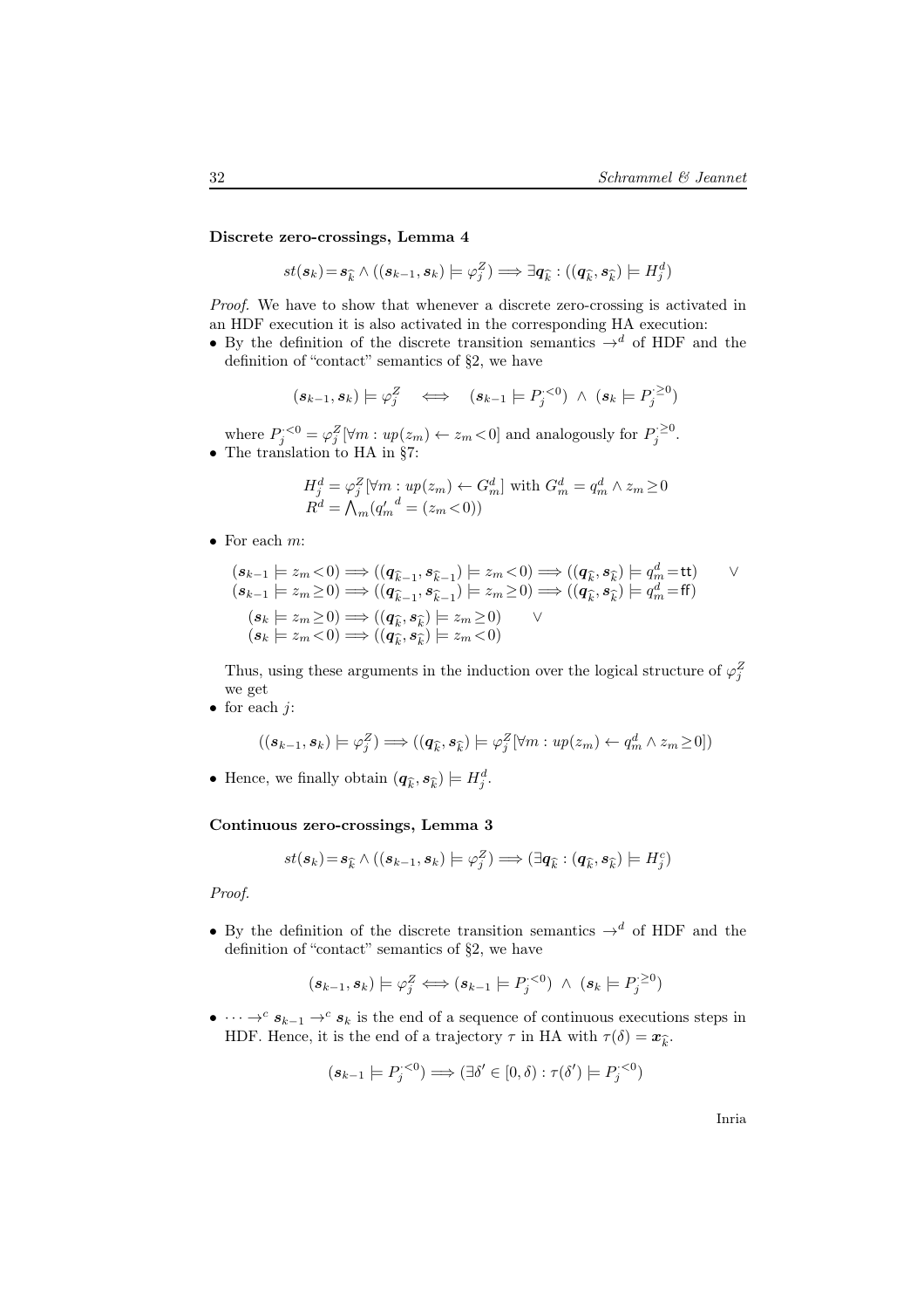**Discrete zero-crossings, Lemma 4**

$$st(\boldsymbol{s}_k) = \boldsymbol{s}_{\widehat{k}} \wedge ((\boldsymbol{s}_{k-1}, \boldsymbol{s}_k) \models \varphi_j^Z) \Longrightarrow \exists \boldsymbol{q}_{\widehat{k}} : ((\boldsymbol{q}_{\widehat{k}}, \boldsymbol{s}_{\widehat{k}}) \models H_j^d)$$

*Proof.* We have to show that whenever a discrete zero-crossing is activated in an HDF execution it is also activated in the corresponding HA execution:

- By the definition of the discrete transition semantics $\rightarrow^d$ of HDF and the definition of "contact" semantics of §2, we have

$$(\boldsymbol{s}_{k-1}, \boldsymbol{s}_k) \models \varphi_j^Z \quad \Longleftrightarrow \quad (\boldsymbol{s}_{k-1} \models P_j^{\cdot<0}) \ \wedge \ (\boldsymbol{s}_k \models P_j^{\cdot\geq 0})$$

where $P_j^{\cdot<0} = \varphi_j^Z[\forall m : up(z_m) \leftarrow z_m < 0]$ and analogously for $P_j^{\cdot\geq 0}$.

- The translation to HA in §7:

$$\begin{array}{l} H_j^d = \varphi_j^Z[\forall m : up(z_m) \leftarrow G_m^d] \text{ with } G_m^d = q_m^d \wedge z_m \geq 0 \\ R^d = \bigwedge_m ({q'_m}^d = (z_m < 0)) \end{array}$$

- For each $m$:

$$\begin{array}{ll} (\boldsymbol{s}_{k-1} \models z_m < 0) \Longrightarrow ((\boldsymbol{q}_{\widehat{k}-1}, \boldsymbol{s}_{\widehat{k}-1}) \models z_m < 0) \Longrightarrow ((\boldsymbol{q}_{\widehat{k}}, \boldsymbol{s}_{\widehat{k}}) \models q_m^d = \mathsf{tt}) & \vee \\ (\boldsymbol{s}_{k-1} \models z_m \geq 0) \Longrightarrow ((\boldsymbol{q}_{\widehat{k}-1}, \boldsymbol{s}_{\widehat{k}-1}) \models z_m \geq 0) \Longrightarrow ((\boldsymbol{q}_{\widehat{k}}, \boldsymbol{s}_{\widehat{k}}) \models q_m^d = \mathsf{ff}) & \\ \quad (\boldsymbol{s}_k \models z_m \geq 0) \Longrightarrow ((\boldsymbol{q}_{\widehat{k}}, \boldsymbol{s}_{\widehat{k}}) \models z_m \geq 0) \qquad \vee & \\ \quad (\boldsymbol{s}_k \models z_m < 0) \Longrightarrow ((\boldsymbol{q}_{\widehat{k}}, \boldsymbol{s}_{\widehat{k}}) \models z_m < 0) & \end{array}$$

  Thus, using these arguments in the induction over the logical structure of $\varphi_j^Z$ we get

- for each $j$:

$$((\boldsymbol{s}_{k-1}, \boldsymbol{s}_k) \models \varphi_j^Z) \Longrightarrow ((\boldsymbol{q}_{\widehat{k}}, \boldsymbol{s}_{\widehat{k}}) \models \varphi_j^Z[\forall m : up(z_m) \leftarrow q_m^d \wedge z_m \geq 0])$$

- Hence, we finally obtain $(\boldsymbol{q}_{\widehat{k}}, \boldsymbol{s}_{\widehat{k}}) \models H_j^d$.

**Continuous zero-crossings, Lemma 3**

$$st(\boldsymbol{s}_k) = \boldsymbol{s}_{\widehat{k}} \wedge ((\boldsymbol{s}_{k-1}, \boldsymbol{s}_k) \models \varphi_j^Z) \Longrightarrow (\exists \boldsymbol{q}_{\widehat{k}} : (\boldsymbol{q}_{\widehat{k}}, \boldsymbol{s}_{\widehat{k}}) \models H_j^c)$$

*Proof.*

- By the definition of the discrete transition semantics $\rightarrow^d$ of HDF and the definition of "contact" semantics of §2, we have

$$(\boldsymbol{s}_{k-1}, \boldsymbol{s}_k) \models \varphi_j^Z \Longleftrightarrow (\boldsymbol{s}_{k-1} \models P_j^{\cdot<0}) \ \wedge \ (\boldsymbol{s}_k \models P_j^{\cdot\geq 0})$$

- $\cdots \rightarrow^c \boldsymbol{s}_{k-1} \rightarrow^c \boldsymbol{s}_k$ is the end of a sequence of continuous executions steps in HDF. Hence, it is the end of a trajectory $\tau$ in HA with $\tau(\delta) = \boldsymbol{x}_{\widehat{k}}$.

$$(\boldsymbol{s}_{k-1} \models P_j^{\cdot<0}) \Longrightarrow (\exists \delta' \in [0, \delta) : \tau(\delta') \models P_j^{\cdot<0})$$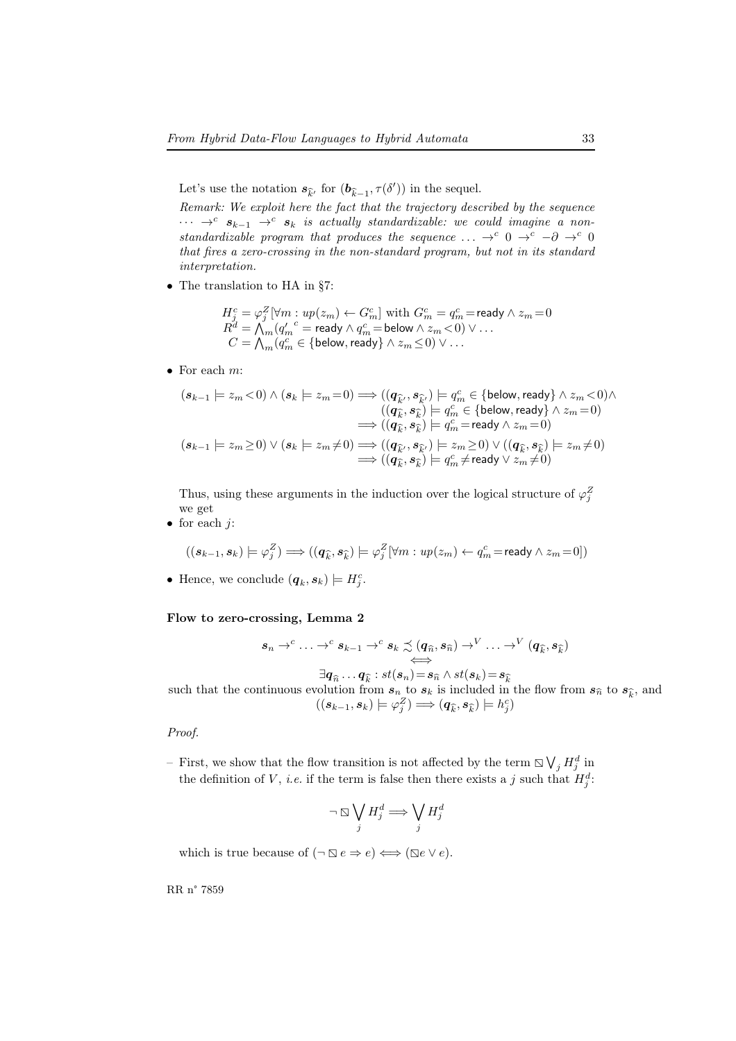Let's use the notation $\boldsymbol{s}_{\widehat{k'}}$ for $(\boldsymbol{b}_{\widehat{k}-1}, \tau(\delta'))$ in the sequel.

*Remark: We exploit here the fact that the trajectory described by the sequence* $\cdots \to^c \boldsymbol{s}_{k-1} \to^c \boldsymbol{s}_k$ *is actually standardizable: we could imagine a non-standardizable program that produces the sequence* $\ldots \to^c 0 \to^c -\partial \to^c 0$ *that fires a zero-crossing in the non-standard program, but not in its standard interpretation.*

- The translation to HA in §7:

$$
\begin{aligned}
H_j^c &= \varphi_j^Z[\forall m : up(z_m) \leftarrow G_m^c] \text{ with } G_m^c = q_m^c = \mathsf{ready} \wedge z_m = 0 \\
R^d &= \textstyle\bigwedge_m ({q'}_m^{c} = \mathsf{ready} \wedge q_m^c = \mathsf{below} \wedge z_m < 0) \vee \ldots \\
C &= \textstyle\bigwedge_m (q_m^c \in \{\mathsf{below}, \mathsf{ready}\} \wedge z_m \leq 0) \vee \ldots
\end{aligned}
$$

- For each $m$:

$$
\begin{aligned}
(\boldsymbol{s}_{k-1} \models z_m < 0) \wedge (\boldsymbol{s}_k \models z_m = 0) &\Longrightarrow ((\boldsymbol{q}_{\widehat{k'}}, \boldsymbol{s}_{\widehat{k'}}) \models q_m^c \in \{\mathsf{below}, \mathsf{ready}\} \wedge z_m < 0) \wedge \\
&\qquad ((\boldsymbol{q}_{\widehat{k}}, \boldsymbol{s}_{\widehat{k}}) \models q_m^c \in \{\mathsf{below}, \mathsf{ready}\} \wedge z_m = 0) \\
&\Longrightarrow ((\boldsymbol{q}_{\widehat{k}}, \boldsymbol{s}_{\widehat{k}}) \models q_m^c = \mathsf{ready} \wedge z_m = 0) \\
(\boldsymbol{s}_{k-1} \models z_m \geq 0) \vee (\boldsymbol{s}_k \models z_m \neq 0) &\Longrightarrow ((\boldsymbol{q}_{\widehat{k'}}, \boldsymbol{s}_{\widehat{k'}}) \models z_m \geq 0) \vee ((\boldsymbol{q}_{\widehat{k}}, \boldsymbol{s}_{\widehat{k}}) \models z_m \neq 0) \\
&\Longrightarrow ((\boldsymbol{q}_{\widehat{k}}, \boldsymbol{s}_{\widehat{k}}) \models q_m^c \neq \mathsf{ready} \vee z_m \neq 0)
\end{aligned}
$$

Thus, using these arguments in the induction over the logical structure of $\varphi_j^Z$ we get

- for each $j$:

$$
((\boldsymbol{s}_{k-1}, \boldsymbol{s}_k) \models \varphi_j^Z) \Longrightarrow ((\boldsymbol{q}_{\widehat{k}}, \boldsymbol{s}_{\widehat{k}}) \models \varphi_j^Z[\forall m : up(z_m) \leftarrow q_m^c = \mathsf{ready} \wedge z_m = 0])
$$

- Hence, we conclude $(\boldsymbol{q}_k, \boldsymbol{s}_k) \models H_j^c$.

**Flow to zero-crossing, Lemma 2**

$$
\boldsymbol{s}_n \to^c \ldots \to^c \boldsymbol{s}_{k-1} \to^c \boldsymbol{s}_k \precsim (\boldsymbol{q}_{\widehat{n}}, \boldsymbol{s}_{\widehat{n}}) \to^V \ldots \to^V (\boldsymbol{q}_{\widehat{k}}, \boldsymbol{s}_{\widehat{k}})
$$
$$
\Longleftrightarrow
$$
$$
\exists \boldsymbol{q}_{\widehat{n}} \ldots \boldsymbol{q}_{\widehat{k}} : st(\boldsymbol{s}_n) = \boldsymbol{s}_{\widehat{n}} \wedge st(\boldsymbol{s}_k) = \boldsymbol{s}_{\widehat{k}}
$$

such that the continuous evolution from $\boldsymbol{s}_n$ to $\boldsymbol{s}_k$ is included in the flow from $\boldsymbol{s}_{\widehat{n}}$ to $\boldsymbol{s}_{\widehat{k}}$, and

$$
((\boldsymbol{s}_{k-1}, \boldsymbol{s}_k) \models \varphi_j^Z) \Longrightarrow (\boldsymbol{q}_{\widehat{k}}, \boldsymbol{s}_{\widehat{k}}) \models h_j^c)
$$

*Proof.*

– First, we show that the flow transition is not affected by the term $\boxslash \bigvee_j H_j^d$ in the definition of $V$, *i.e.* if the term is false then there exists a $j$ such that $H_j^d$:

$$
\neg \boxslash \bigvee_j H_j^d \Longrightarrow \bigvee_j H_j^d
$$

which is true because of $(\neg \boxslash e \Rightarrow e) \Longleftrightarrow (\boxslash e \vee e)$.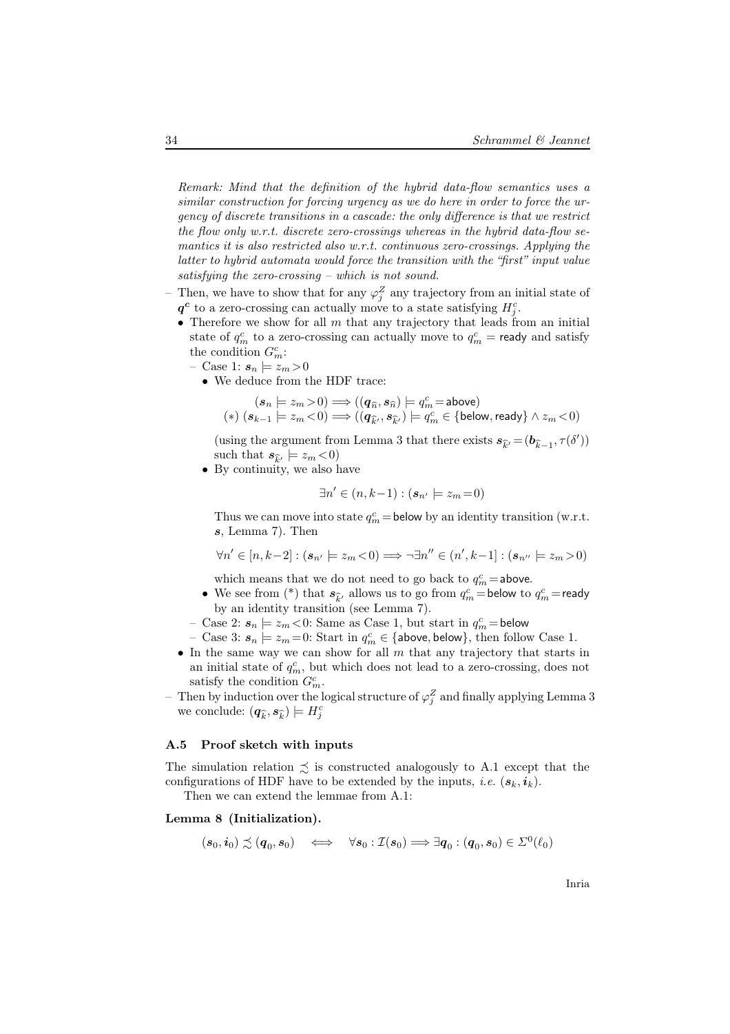*Remark: Mind that the definition of the hybrid data-flow semantics uses a similar construction for forcing urgency as we do here in order to force the urgency of discrete transitions in a cascade: the only difference is that we restrict the flow only w.r.t. discrete zero-crossings whereas in the hybrid data-flow semantics it is also restricted also w.r.t. continuous zero-crossings. Applying the latter to hybrid automata would force the transition with the "first" input value satisfying the zero-crossing – which is not sound.*

- Then, we have to show that for any $\varphi_j^Z$ any trajectory from an initial state of $\boldsymbol{q^c}$ to a zero-crossing can actually move to a state satisfying $H_j^c$.
  - Therefore we show for all $m$ that any trajectory that leads from an initial state of $q_m^c$ to a zero-crossing can actually move to $q_m^c = \mathsf{ready}$ and satisfy the condition $G_m^c$:
    - Case 1: $\boldsymbol{s}_n \models z_m > 0$
      - We deduce from the HDF trace:

$$(\boldsymbol{s}_n \models z_m > 0) \Longrightarrow ((\boldsymbol{q}_{\widehat{n}}, \boldsymbol{s}_{\widehat{n}}) \models q_m^c = \mathsf{above})$$
$$(*)\ (\boldsymbol{s}_{k-1} \models z_m < 0) \Longrightarrow ((\boldsymbol{q}_{\widehat{k'}}, \boldsymbol{s}_{\widehat{k'}}) \models q_m^c \in \{\mathsf{below}, \mathsf{ready}\} \wedge z_m < 0)$$

        (using the argument from Lemma 3 that there exists $\boldsymbol{s}_{\widehat{k'}} = (\boldsymbol{b}_{\widehat{k}-1}, \tau(\delta'))$ such that $\boldsymbol{s}_{\widehat{k'}} \models z_m < 0$)
      - By continuity, we also have

$$\exists n' \in (n, k-1) : (\boldsymbol{s}_{n'} \models z_m = 0)$$

        Thus we can move into state $q_m^c = \mathsf{below}$ by an identity transition (w.r.t. $\boldsymbol{s}$, Lemma 7). Then

$$\forall n' \in [n, k-2] : (\boldsymbol{s}_{n'} \models z_m < 0) \Longrightarrow \neg\exists n'' \in (n', k-1] : (\boldsymbol{s}_{n''} \models z_m > 0)$$

        which means that we do not need to go back to $q_m^c = \mathsf{above}$.
      - We see from (*) that $\boldsymbol{s}_{\widehat{k'}}$ allows us to go from $q_m^c = \mathsf{below}$ to $q_m^c = \mathsf{ready}$ by an identity transition (see Lemma 7).
    - Case 2: $\boldsymbol{s}_n \models z_m < 0$: Same as Case 1, but start in $q_m^c = \mathsf{below}$
    - Case 3: $\boldsymbol{s}_n \models z_m = 0$: Start in $q_m^c \in \{\mathsf{above}, \mathsf{below}\}$, then follow Case 1.
  - In the same way we can show for all $m$ that any trajectory that starts in an initial state of $q_m^c$, but which does not lead to a zero-crossing, does not satisfy the condition $G_m^c$.
- Then by induction over the logical structure of $\varphi_j^Z$ and finally applying Lemma 3 we conclude: $(\boldsymbol{q}_{\widehat{k}}, \boldsymbol{s}_{\widehat{k}}) \models H_j^c$

### A.5 Proof sketch with inputs

The simulation relation $\precsim$ is constructed analogously to A.1 except that the configurations of HDF have to be extended by the inputs, *i.e.* $(\boldsymbol{s}_k, \boldsymbol{i}_k)$.

Then we can extend the lemmae from A.1:

**Lemma 8 (Initialization).**

$$(\boldsymbol{s}_0, \boldsymbol{i}_0) \precsim (\boldsymbol{q}_0, \boldsymbol{s}_0) \quad \Longleftrightarrow \quad \forall \boldsymbol{s}_0 : \mathcal{I}(\boldsymbol{s}_0) \Longrightarrow \exists \boldsymbol{q}_0 : (\boldsymbol{q}_0, \boldsymbol{s}_0) \in \Sigma^0(\ell_0)$$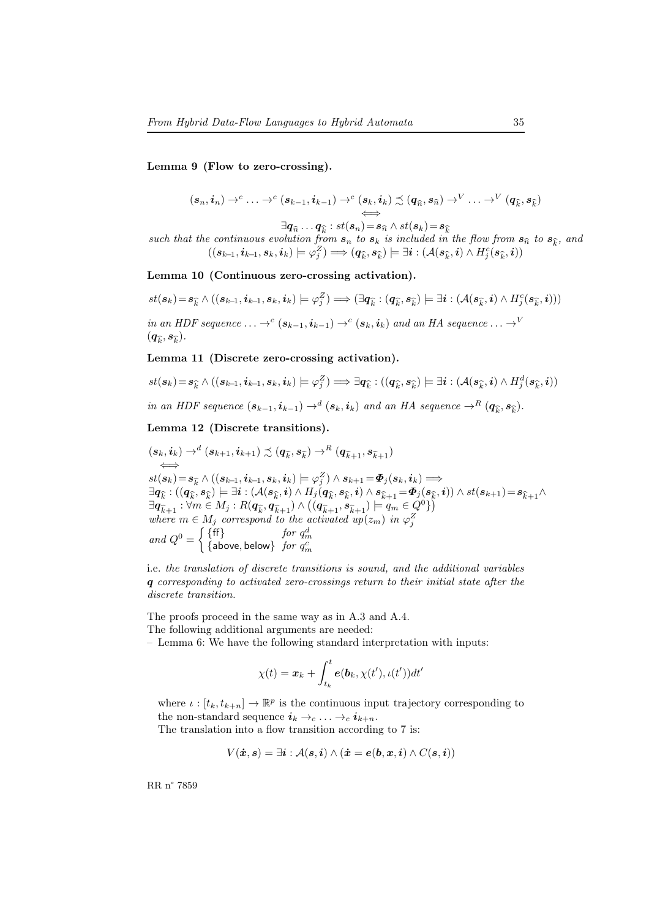**Lemma 9 (Flow to zero-crossing).**

$$(\boldsymbol{s}_n, \boldsymbol{i}_n) \rightarrow^c \ldots \rightarrow^c (\boldsymbol{s}_{k-1}, \boldsymbol{i}_{k-1}) \rightarrow^c (\boldsymbol{s}_k, \boldsymbol{i}_k) \precsim (\boldsymbol{q}_{\widehat{n}}, \boldsymbol{s}_{\widehat{n}}) \rightarrow^V \ldots \rightarrow^V (\boldsymbol{q}_{\widehat{k}}, \boldsymbol{s}_{\widehat{k}})$$
$$\Longleftrightarrow$$
$$\exists \boldsymbol{q}_{\widehat{n}} \ldots \boldsymbol{q}_{\widehat{k}} : st(\boldsymbol{s}_n) = \boldsymbol{s}_{\widehat{n}} \wedge st(\boldsymbol{s}_k) = \boldsymbol{s}_{\widehat{k}}$$

*such that the continuous evolution from $\boldsymbol{s}_n$ to $\boldsymbol{s}_k$ is included in the flow from $\boldsymbol{s}_{\widehat{n}}$ to $\boldsymbol{s}_{\widehat{k}}$, and*

$$((\boldsymbol{s}_{k-1}, \boldsymbol{i}_{k-1}, \boldsymbol{s}_k, \boldsymbol{i}_k) \models \varphi_j^Z) \Longrightarrow (\boldsymbol{q}_{\widehat{k}}, \boldsymbol{s}_{\widehat{k}}) \models \exists \boldsymbol{i} : (\mathcal{A}(\boldsymbol{s}_{\widehat{k}}, \boldsymbol{i}) \wedge H_j^c(\boldsymbol{s}_{\widehat{k}}, \boldsymbol{i}))$$

**Lemma 10 (Continuous zero-crossing activation).**

$$st(\boldsymbol{s}_k) = \boldsymbol{s}_{\widehat{k}} \wedge ((\boldsymbol{s}_{k-1}, \boldsymbol{i}_{k-1}, \boldsymbol{s}_k, \boldsymbol{i}_k) \models \varphi_j^Z) \Longrightarrow (\exists \boldsymbol{q}_{\widehat{k}} : (\boldsymbol{q}_{\widehat{k}}, \boldsymbol{s}_{\widehat{k}}) \models \exists \boldsymbol{i} : (\mathcal{A}(\boldsymbol{s}_{\widehat{k}}, \boldsymbol{i}) \wedge H_j^c(\boldsymbol{s}_{\widehat{k}}, \boldsymbol{i})))$$

*in an HDF sequence $\ldots \rightarrow^c (\boldsymbol{s}_{k-1}, \boldsymbol{i}_{k-1}) \rightarrow^c (\boldsymbol{s}_k, \boldsymbol{i}_k)$ and an HA sequence $\ldots \rightarrow^V (\boldsymbol{q}_{\widehat{k}}, \boldsymbol{s}_{\widehat{k}})$.*

**Lemma 11 (Discrete zero-crossing activation).**

$$st(\boldsymbol{s}_k) = \boldsymbol{s}_{\widehat{k}} \wedge ((\boldsymbol{s}_{k-1}, \boldsymbol{i}_{k-1}, \boldsymbol{s}_k, \boldsymbol{i}_k) \models \varphi_j^Z) \Longrightarrow \exists \boldsymbol{q}_{\widehat{k}} : ((\boldsymbol{q}_{\widehat{k}}, \boldsymbol{s}_{\widehat{k}}) \models \exists \boldsymbol{i} : (\mathcal{A}(\boldsymbol{s}_{\widehat{k}}, \boldsymbol{i}) \wedge H_j^d(\boldsymbol{s}_{\widehat{k}}, \boldsymbol{i}))$$

*in an HDF sequence $(\boldsymbol{s}_{k-1}, \boldsymbol{i}_{k-1}) \rightarrow^d (\boldsymbol{s}_k, \boldsymbol{i}_k)$ and an HA sequence $\rightarrow^R (\boldsymbol{q}_{\widehat{k}}, \boldsymbol{s}_{\widehat{k}})$.*

**Lemma 12 (Discrete transitions).**

$$(\boldsymbol{s}_k, \boldsymbol{i}_k) \rightarrow^d (\boldsymbol{s}_{k+1}, \boldsymbol{i}_{k+1}) \precsim (\boldsymbol{q}_{\widehat{k}}, \boldsymbol{s}_{\widehat{k}}) \rightarrow^R (\boldsymbol{q}_{\widehat{k+1}}, \boldsymbol{s}_{\widehat{k+1}})$$
$$\Longleftrightarrow$$
$$st(\boldsymbol{s}_k) = \boldsymbol{s}_{\widehat{k}} \wedge ((\boldsymbol{s}_{k-1}, \boldsymbol{i}_{k-1}, \boldsymbol{s}_k, \boldsymbol{i}_k) \models \varphi_j^Z) \wedge \boldsymbol{s}_{k+1} = \boldsymbol{\Phi}_j(\boldsymbol{s}_k, \boldsymbol{i}_k) \Longrightarrow$$
$$\exists \boldsymbol{q}_{\widehat{k}} : ((\boldsymbol{q}_{\widehat{k}}, \boldsymbol{s}_{\widehat{k}}) \models \exists \boldsymbol{i} : (\mathcal{A}(\boldsymbol{s}_{\widehat{k}}, \boldsymbol{i}) \wedge H_j(\boldsymbol{q}_{\widehat{k}}, \boldsymbol{s}_{\widehat{k}}, \boldsymbol{i}) \wedge \boldsymbol{s}_{\widehat{k+1}} = \boldsymbol{\Phi}_j(\boldsymbol{s}_{\widehat{k}}, \boldsymbol{i})) \wedge st(\boldsymbol{s}_{k+1}) = \boldsymbol{s}_{\widehat{k+1}} \wedge$$
$$\exists \boldsymbol{q}_{\widehat{k+1}} : \forall m \in M_j : R(\boldsymbol{q}_{\widehat{k}}, \boldsymbol{q}_{\widehat{k+1}}) \wedge \left((\boldsymbol{q}_{\widehat{k+1}}, \boldsymbol{s}_{\widehat{k+1}}) \models q_m \in Q^0\right)\big)$$

*where $m \in M_j$ correspond to the activated $up(z_m)$ in $\varphi_j^Z$*

*and* $Q^0 = \begin{cases} \{\mathsf{ff}\} & \text{for } q_m^d \\ \{\mathsf{above}, \mathsf{below}\} & \text{for } q_m^c \end{cases}$

i.e. *the translation of discrete transitions is sound, and the additional variables $\boldsymbol{q}$ corresponding to activated zero-crossings return to their initial state after the discrete transition.*

The proofs proceed in the same way as in A.3 and A.4.
The following additional arguments are needed:

– Lemma 6: We have the following standard interpretation with inputs:

$$\chi(t) = \boldsymbol{x}_k + \int_{t_k}^{t} \boldsymbol{e}(\boldsymbol{b}_k, \chi(t'), \iota(t'))dt'$$

where $\iota : [t_k, t_{k+n}] \rightarrow \mathbb{R}^p$ is the continuous input trajectory corresponding to the non-standard sequence $\boldsymbol{i}_k \rightarrow_c \ldots \rightarrow_c \boldsymbol{i}_{k+n}$.
The translation into a flow transition according to 7 is:

$$V(\dot{\boldsymbol{x}}, \boldsymbol{s}) = \exists \boldsymbol{i} : \mathcal{A}(\boldsymbol{s}, \boldsymbol{i}) \wedge (\dot{\boldsymbol{x}} = \boldsymbol{e}(\boldsymbol{b}, \boldsymbol{x}, \boldsymbol{i}) \wedge C(\boldsymbol{s}, \boldsymbol{i}))$$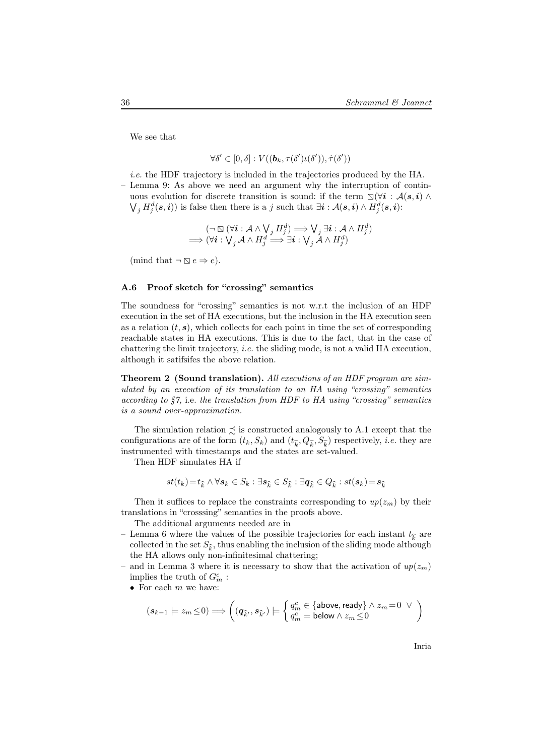We see that

$$\forall \delta' \in [0, \delta] : V((\boldsymbol{b}_k, \tau(\delta')\iota(\delta')), \dot{\tau}(\delta'))$$

*i.e.* the HDF trajectory is included in the trajectories produced by the HA.

– Lemma 9: As above we need an argument why the interruption of continuous evolution for discrete transition is sound: if the term $\boxtimes(\forall \boldsymbol{i} : \mathcal{A}(\boldsymbol{s}, \boldsymbol{i}) \wedge \bigvee_j H^d_j(\boldsymbol{s}, \boldsymbol{i}))$ is false then there is a $j$ such that $\exists \boldsymbol{i} : \mathcal{A}(\boldsymbol{s}, \boldsymbol{i}) \wedge H^d_j(\boldsymbol{s}, \boldsymbol{i})$:

$$\begin{array}{c}(\neg \boxtimes (\forall \boldsymbol{i} : \mathcal{A} \wedge \bigvee_j H^d_j) \Longrightarrow \bigvee_j \exists \boldsymbol{i} : \mathcal{A} \wedge H^d_j) \\ \Longrightarrow (\forall \boldsymbol{i} : \bigvee_j \mathcal{A} \wedge H^d_j \Longrightarrow \exists \boldsymbol{i} : \bigvee_j \mathcal{A} \wedge H^d_j)\end{array}$$

(mind that $\neg \boxtimes e \Rightarrow e$).

### A.6 Proof sketch for "crossing" semantics

The soundness for "crossing" semantics is not w.r.t the inclusion of an HDF execution in the set of HA executions, but the inclusion in the HA execution seen as a relation $(t, \boldsymbol{s})$, which collects for each point in time the set of corresponding reachable states in HA executions. This is due to the fact, that in the case of chattering the limit trajectory, *i.e.* the sliding mode, is not a valid HA execution, although it satifsifes the above relation.

**Theorem 2 (Sound translation).** *All executions of an HDF program are simulated by an execution of its translation to an HA using "crossing" semantics according to §7,* i.e. *the translation from HDF to HA using "crossing" semantics is a sound over-approximation.*

The simulation relation $\precsim$ is constructed analogously to A.1 except that the configurations are of the form $(t_k, S_k)$ and $(t_{\widehat{k}}, Q_{\widehat{k}}, S_{\widehat{k}})$ respectively, *i.e.* they are instrumented with timestamps and the states are set-valued.

Then HDF simulates HA if

$$st(t_k) = t_{\widehat{k}} \wedge \forall \boldsymbol{s}_k \in S_k : \exists \boldsymbol{s}_{\widehat{k}} \in S_{\widehat{k}} : \exists \boldsymbol{q}_{\widehat{k}} \in Q_{\widehat{k}} : st(\boldsymbol{s}_k) = \boldsymbol{s}_{\widehat{k}}$$

Then it suffices to replace the constraints corresponding to $up(z_m)$ by their translations in "crosssing" semantics in the proofs above.

The additional arguments needed are in

– Lemma 6 where the values of the possible trajectories for each instant $t_{\widehat{k}}$ are collected in the set $S_{\widehat{k}}$, thus enabling the inclusion of the sliding mode although the HA allows only non-infinitesimal chattering;
– and in Lemma 3 where it is necessary to show that the activation of $up(z_m)$ implies the truth of $G^c_m$ :
  - For each $m$ we have:

$$(\boldsymbol{s}_{k-1} \models z_m \leq 0) \Longrightarrow \left( (\boldsymbol{q}_{\widehat{k}'}, \boldsymbol{s}_{\widehat{k}'}) \models \begin{cases} q^c_m \in \{\mathsf{above}, \mathsf{ready}\} \wedge z_m = 0 \ \vee \\ q^c_m = \mathsf{below} \wedge z_m \leq 0 \end{cases} \right)$$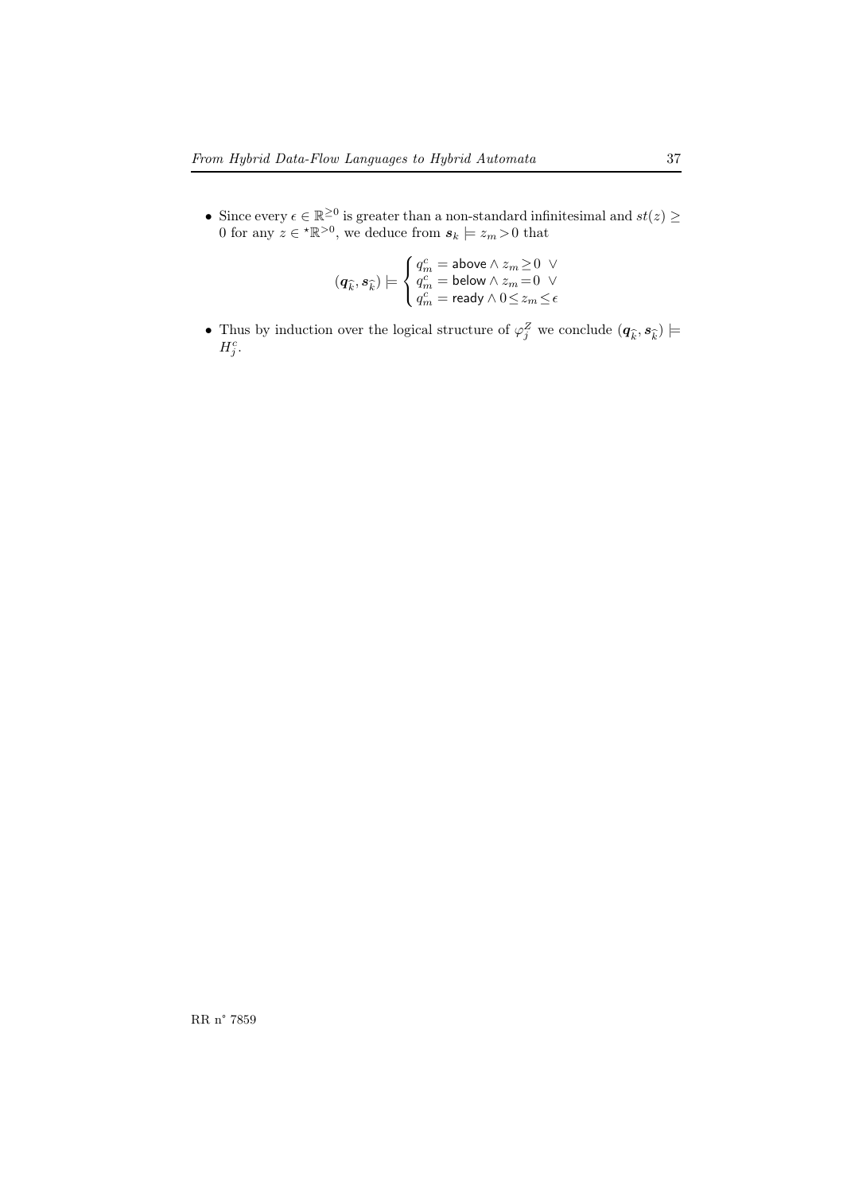- Since every $\epsilon \in \mathbb{R}^{\geq 0}$ is greater than a non-standard infinitesimal and $st(z) \geq 0$ for any $z \in {}^{\star}\mathbb{R}^{>0}$, we deduce from $\boldsymbol{s}_k \models z_m > 0$ that

$$(\boldsymbol{q}_{\widehat{k}}, \boldsymbol{s}_{\widehat{k}}) \models \begin{cases} q^c_m = \mathsf{above} \wedge z_m \geq 0 \ \vee \\ q^c_m = \mathsf{below} \wedge z_m = 0 \ \vee \\ q^c_m = \mathsf{ready} \wedge 0 \leq z_m \leq \epsilon \end{cases}$$

- Thus by induction over the logical structure of $\varphi^Z_j$ we conclude $(\boldsymbol{q}_{\widehat{k}}, \boldsymbol{s}_{\widehat{k}}) \models H^c_j$.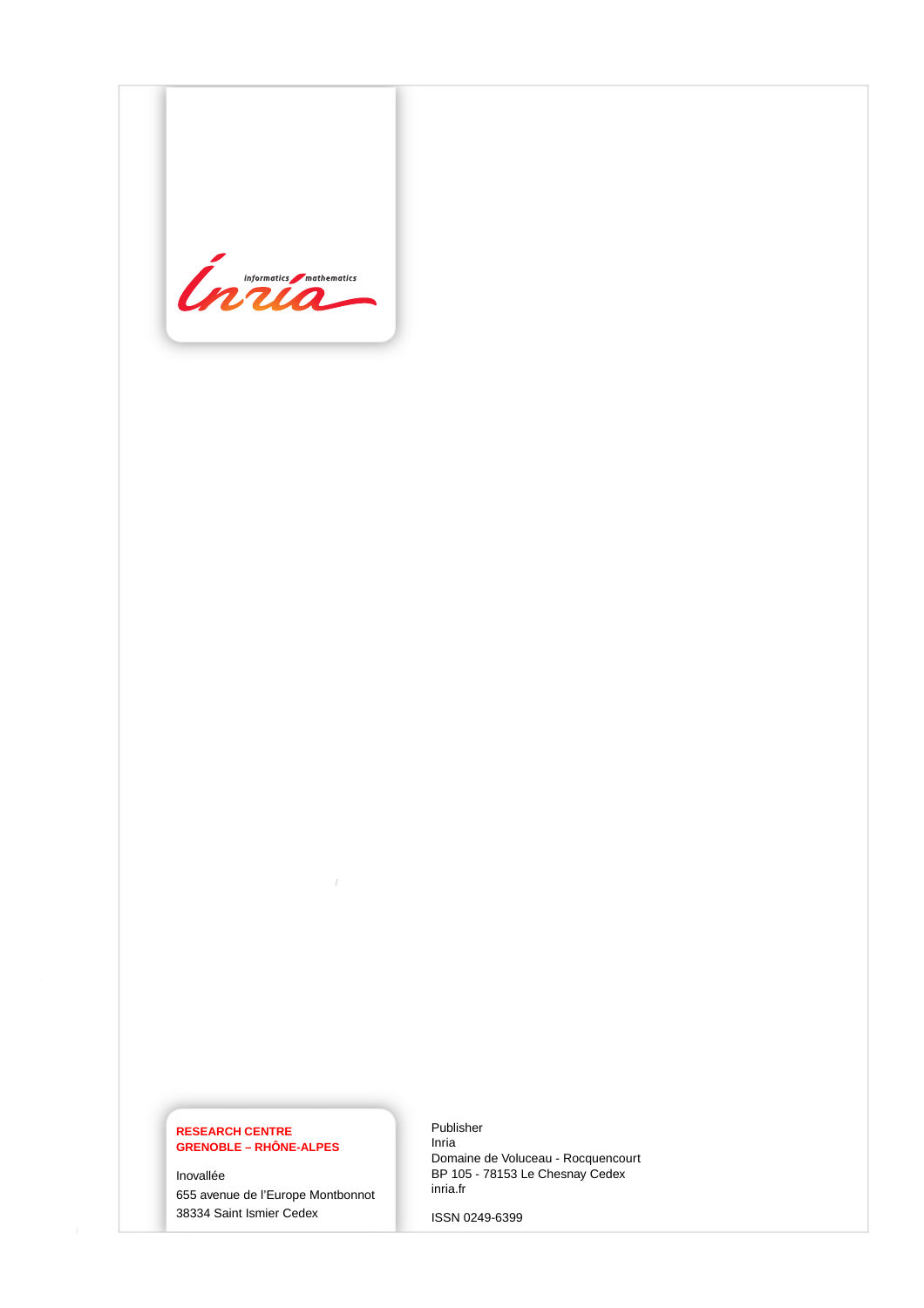**RESEARCH CENTRE**
**GRENOBLE – RHÔNE-ALPES**

Inovallée
655 avenue de l'Europe Montbonnot
38334 Saint Ismier Cedex

Publisher
Inria
Domaine de Voluceau - Rocquencourt
BP 105 - 78153 Le Chesnay Cedex
inria.fr

ISSN 0249-6399